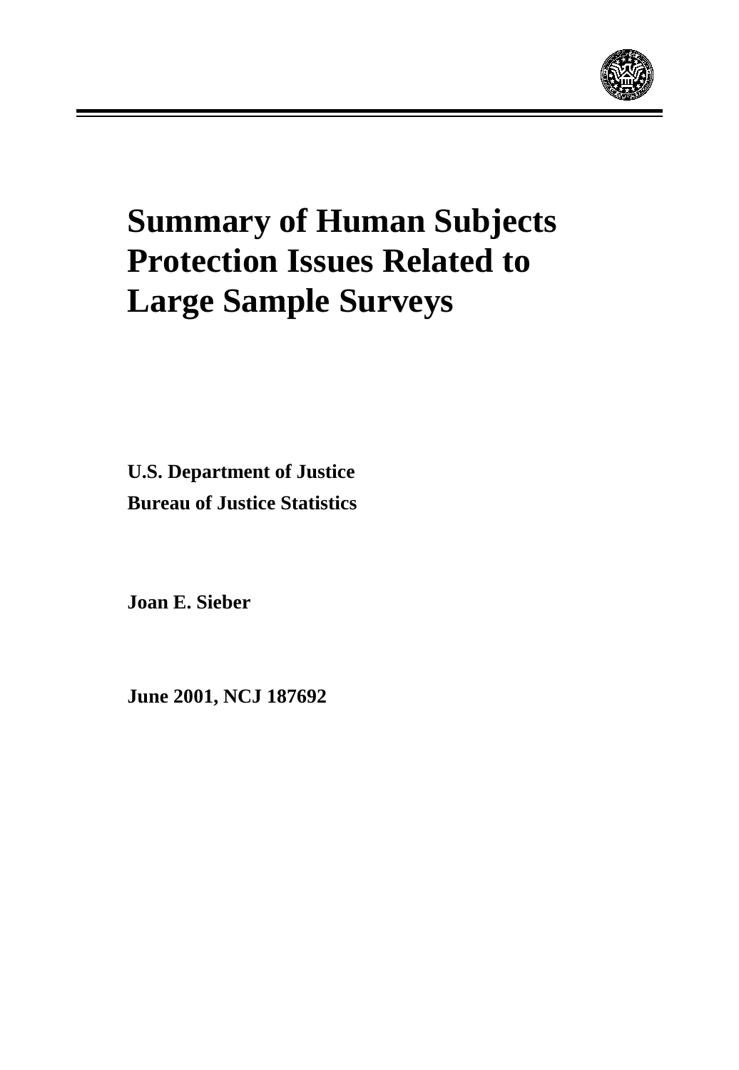# Summary of Human Subjects Protection Issues Related to Large Sample Surveys

**U.S. Department of Justice**
**Bureau of Justice Statistics**

**Joan E. Sieber**

**June 2001, NCJ 187692**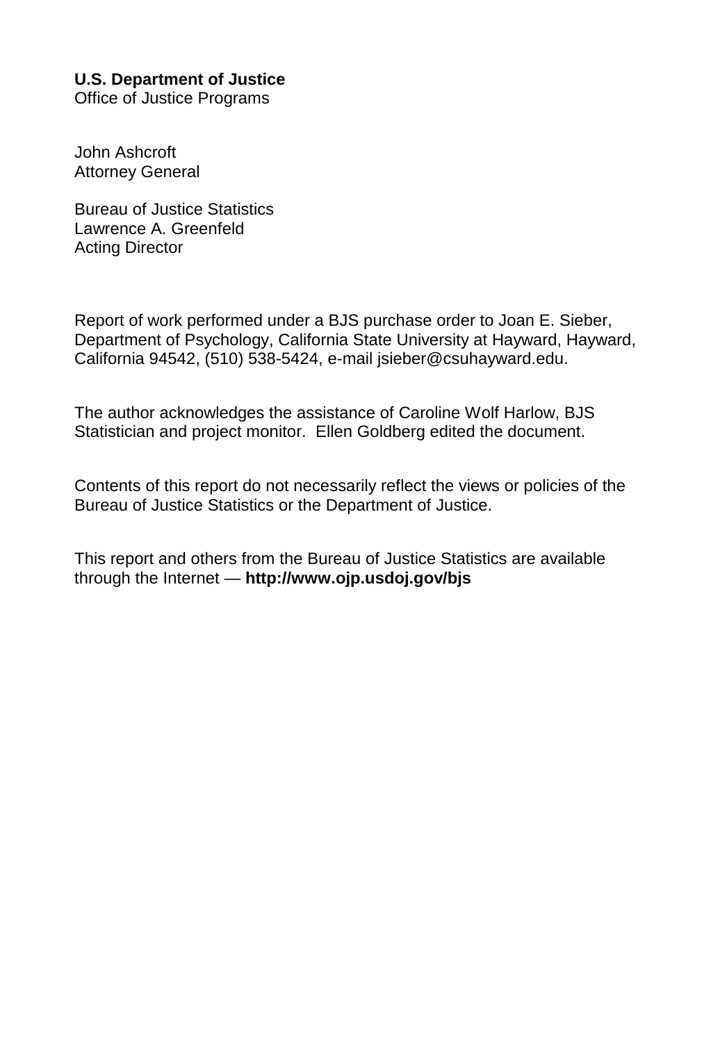**U.S. Department of Justice**
Office of Justice Programs

John Ashcroft
Attorney General

Bureau of Justice Statistics
Lawrence A. Greenfeld
Acting Director

Report of work performed under a BJS purchase order to Joan E. Sieber, Department of Psychology, California State University at Hayward, Hayward, California 94542, (510) 538-5424, e-mail jsieber@csuhayward.edu.

The author acknowledges the assistance of Caroline Wolf Harlow, BJS Statistician and project monitor. Ellen Goldberg edited the document.

Contents of this report do not necessarily reflect the views or policies of the Bureau of Justice Statistics or the Department of Justice.

This report and others from the Bureau of Justice Statistics are available through the Internet — **http://www.ojp.usdoj.gov/bjs**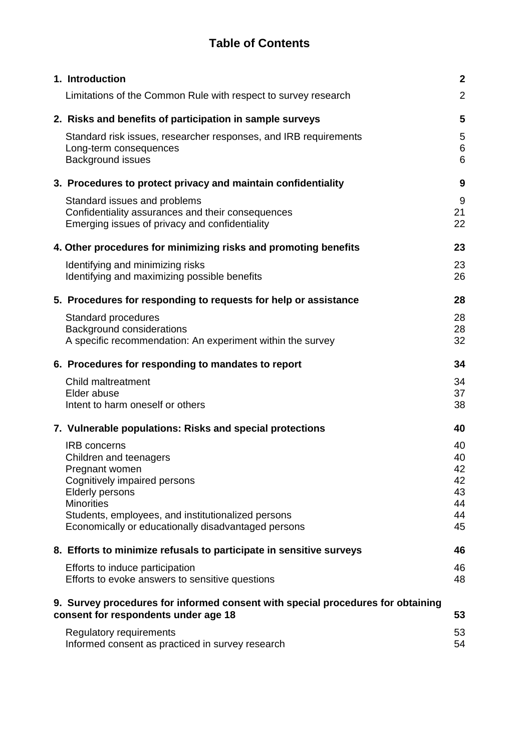# Table of Contents

| | |
|---|---|
| **1. Introduction** | **2** |
| Limitations of the Common Rule with respect to survey research | 2 |
| **2. Risks and benefits of participation in sample surveys** | **5** |
| Standard risk issues, researcher responses, and IRB requirements | 5 |
| Long-term consequences | 6 |
| Background issues | 6 |
| **3. Procedures to protect privacy and maintain confidentiality** | **9** |
| Standard issues and problems | 9 |
| Confidentiality assurances and their consequences | 21 |
| Emerging issues of privacy and confidentiality | 22 |
| **4. Other procedures for minimizing risks and promoting benefits** | **23** |
| Identifying and minimizing risks | 23 |
| Identifying and maximizing possible benefits | 26 |
| **5. Procedures for responding to requests for help or assistance** | **28** |
| Standard procedures | 28 |
| Background considerations | 28 |
| A specific recommendation: An experiment within the survey | 32 |
| **6. Procedures for responding to mandates to report** | **34** |
| Child maltreatment | 34 |
| Elder abuse | 37 |
| Intent to harm oneself or others | 38 |
| **7. Vulnerable populations: Risks and special protections** | **40** |
| IRB concerns | 40 |
| Children and teenagers | 40 |
| Pregnant women | 42 |
| Cognitively impaired persons | 42 |
| Elderly persons | 43 |
| Minorities | 44 |
| Students, employees, and institutionalized persons | 44 |
| Economically or educationally disadvantaged persons | 45 |
| **8. Efforts to minimize refusals to participate in sensitive surveys** | **46** |
| Efforts to induce participation | 46 |
| Efforts to evoke answers to sensitive questions | 48 |
| **9. Survey procedures for informed consent with special procedures for obtaining consent for respondents under age 18** | **53** |
| Regulatory requirements | 53 |
| Informed consent as practiced in survey research | 54 |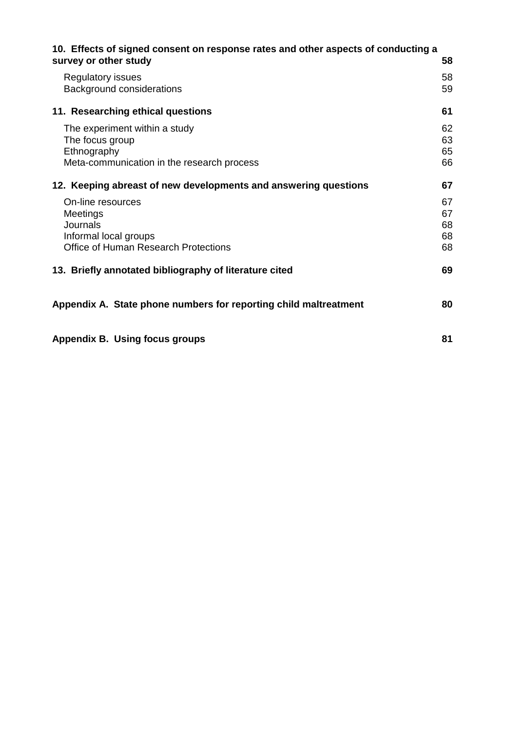**10. Effects of signed consent on response rates and other aspects of conducting a survey or other study** 58

- Regulatory issues 58
- Background considerations 59

**11. Researching ethical questions** 61

- The experiment within a study 62
- The focus group 63
- Ethnography 65
- Meta-communication in the research process 66

**12. Keeping abreast of new developments and answering questions** 67

- On-line resources 67
- Meetings 67
- Journals 68
- Informal local groups 68
- Office of Human Research Protections 68

**13. Briefly annotated bibliography of literature cited** 69

**Appendix A. State phone numbers for reporting child maltreatment** 80

**Appendix B. Using focus groups** 81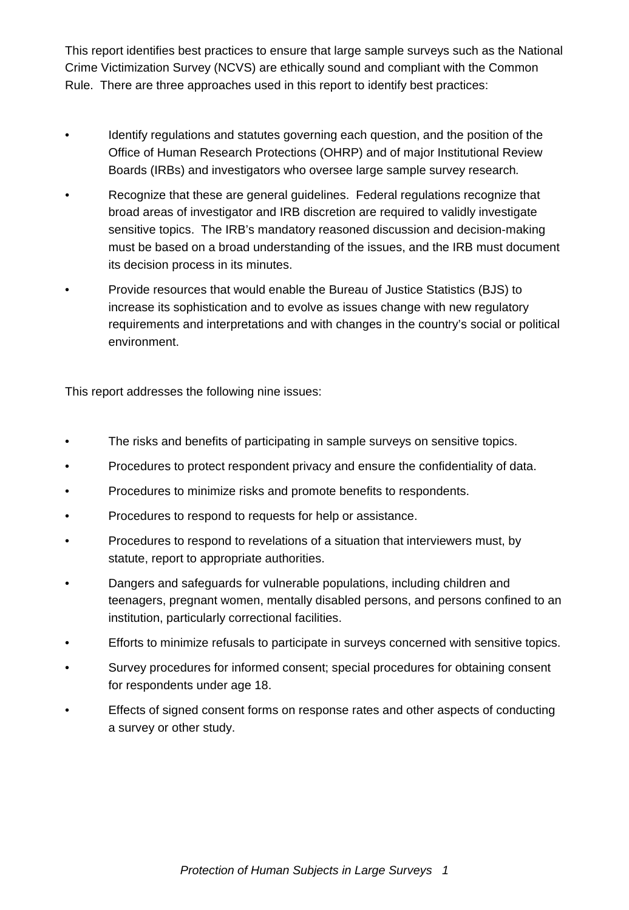This report identifies best practices to ensure that large sample surveys such as the National Crime Victimization Survey (NCVS) are ethically sound and compliant with the Common Rule. There are three approaches used in this report to identify best practices:

- Identify regulations and statutes governing each question, and the position of the Office of Human Research Protections (OHRP) and of major Institutional Review Boards (IRBs) and investigators who oversee large sample survey research.
- Recognize that these are general guidelines. Federal regulations recognize that broad areas of investigator and IRB discretion are required to validly investigate sensitive topics. The IRB's mandatory reasoned discussion and decision-making must be based on a broad understanding of the issues, and the IRB must document its decision process in its minutes.
- Provide resources that would enable the Bureau of Justice Statistics (BJS) to increase its sophistication and to evolve as issues change with new regulatory requirements and interpretations and with changes in the country's social or political environment.

This report addresses the following nine issues:

- The risks and benefits of participating in sample surveys on sensitive topics.
- Procedures to protect respondent privacy and ensure the confidentiality of data.
- Procedures to minimize risks and promote benefits to respondents.
- Procedures to respond to requests for help or assistance.
- Procedures to respond to revelations of a situation that interviewers must, by statute, report to appropriate authorities.
- Dangers and safeguards for vulnerable populations, including children and teenagers, pregnant women, mentally disabled persons, and persons confined to an institution, particularly correctional facilities.
- Efforts to minimize refusals to participate in surveys concerned with sensitive topics.
- Survey procedures for informed consent; special procedures for obtaining consent for respondents under age 18.
- Effects of signed consent forms on response rates and other aspects of conducting a survey or other study.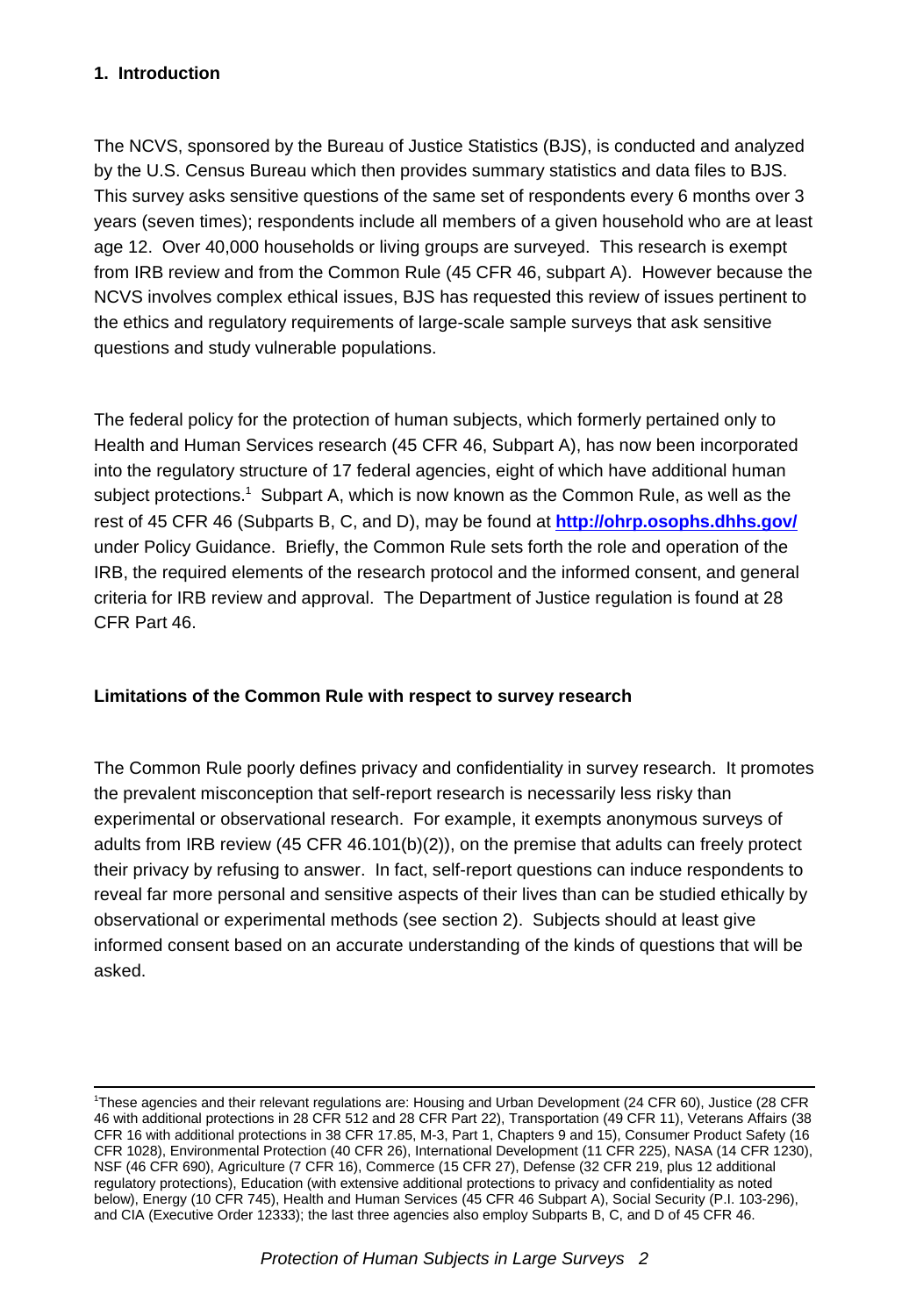## 1. Introduction

The NCVS, sponsored by the Bureau of Justice Statistics (BJS), is conducted and analyzed by the U.S. Census Bureau which then provides summary statistics and data files to BJS. This survey asks sensitive questions of the same set of respondents every 6 months over 3 years (seven times); respondents include all members of a given household who are at least age 12. Over 40,000 households or living groups are surveyed. This research is exempt from IRB review and from the Common Rule (45 CFR 46, subpart A). However because the NCVS involves complex ethical issues, BJS has requested this review of issues pertinent to the ethics and regulatory requirements of large-scale sample surveys that ask sensitive questions and study vulnerable populations.

The federal policy for the protection of human subjects, which formerly pertained only to Health and Human Services research (45 CFR 46, Subpart A), has now been incorporated into the regulatory structure of 17 federal agencies, eight of which have additional human subject protections.[1] Subpart A, which is now known as the Common Rule, as well as the rest of 45 CFR 46 (Subparts B, C, and D), may be found at **http://ohrp.osophs.dhhs.gov/** under Policy Guidance. Briefly, the Common Rule sets forth the role and operation of the IRB, the required elements of the research protocol and the informed consent, and general criteria for IRB review and approval. The Department of Justice regulation is found at 28 CFR Part 46.

### Limitations of the Common Rule with respect to survey research

The Common Rule poorly defines privacy and confidentiality in survey research. It promotes the prevalent misconception that self-report research is necessarily less risky than experimental or observational research. For example, it exempts anonymous surveys of adults from IRB review (45 CFR 46.101(b)(2)), on the premise that adults can freely protect their privacy by refusing to answer. In fact, self-report questions can induce respondents to reveal far more personal and sensitive aspects of their lives than can be studied ethically by observational or experimental methods (see section 2). Subjects should at least give informed consent based on an accurate understanding of the kinds of questions that will be asked.

---

[1]These agencies and their relevant regulations are: Housing and Urban Development (24 CFR 60), Justice (28 CFR 46 with additional protections in 28 CFR 512 and 28 CFR Part 22), Transportation (49 CFR 11), Veterans Affairs (38 CFR 16 with additional protections in 38 CFR 17.85, M-3, Part 1, Chapters 9 and 15), Consumer Product Safety (16 CFR 1028), Environmental Protection (40 CFR 26), International Development (11 CFR 225), NASA (14 CFR 1230), NSF (46 CFR 690), Agriculture (7 CFR 16), Commerce (15 CFR 27), Defense (32 CFR 219, plus 12 additional regulatory protections), Education (with extensive additional protections to privacy and confidentiality as noted below), Energy (10 CFR 745), Health and Human Services (45 CFR 46 Subpart A), Social Security (P.I. 103-296), and CIA (Executive Order 12333); the last three agencies also employ Subparts B, C, and D of 45 CFR 46.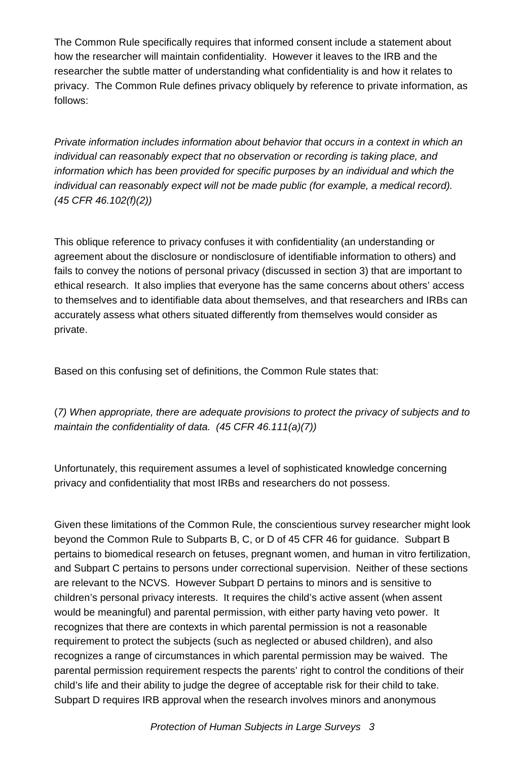The Common Rule specifically requires that informed consent include a statement about how the researcher will maintain confidentiality. However it leaves to the IRB and the researcher the subtle matter of understanding what confidentiality is and how it relates to privacy. The Common Rule defines privacy obliquely by reference to private information, as follows:

*Private information includes information about behavior that occurs in a context in which an individual can reasonably expect that no observation or recording is taking place, and information which has been provided for specific purposes by an individual and which the individual can reasonably expect will not be made public (for example, a medical record). (45 CFR 46.102(f)(2))*

This oblique reference to privacy confuses it with confidentiality (an understanding or agreement about the disclosure or nondisclosure of identifiable information to others) and fails to convey the notions of personal privacy (discussed in section 3) that are important to ethical research. It also implies that everyone has the same concerns about others' access to themselves and to identifiable data about themselves, and that researchers and IRBs can accurately assess what others situated differently from themselves would consider as private.

Based on this confusing set of definitions, the Common Rule states that:

(*7) When appropriate, there are adequate provisions to protect the privacy of subjects and to maintain the confidentiality of data. (45 CFR 46.111(a)(7))*

Unfortunately, this requirement assumes a level of sophisticated knowledge concerning privacy and confidentiality that most IRBs and researchers do not possess.

Given these limitations of the Common Rule, the conscientious survey researcher might look beyond the Common Rule to Subparts B, C, or D of 45 CFR 46 for guidance. Subpart B pertains to biomedical research on fetuses, pregnant women, and human in vitro fertilization, and Subpart C pertains to persons under correctional supervision. Neither of these sections are relevant to the NCVS. However Subpart D pertains to minors and is sensitive to children's personal privacy interests. It requires the child's active assent (when assent would be meaningful) and parental permission, with either party having veto power. It recognizes that there are contexts in which parental permission is not a reasonable requirement to protect the subjects (such as neglected or abused children), and also recognizes a range of circumstances in which parental permission may be waived. The parental permission requirement respects the parents' right to control the conditions of their child's life and their ability to judge the degree of acceptable risk for their child to take. Subpart D requires IRB approval when the research involves minors and anonymous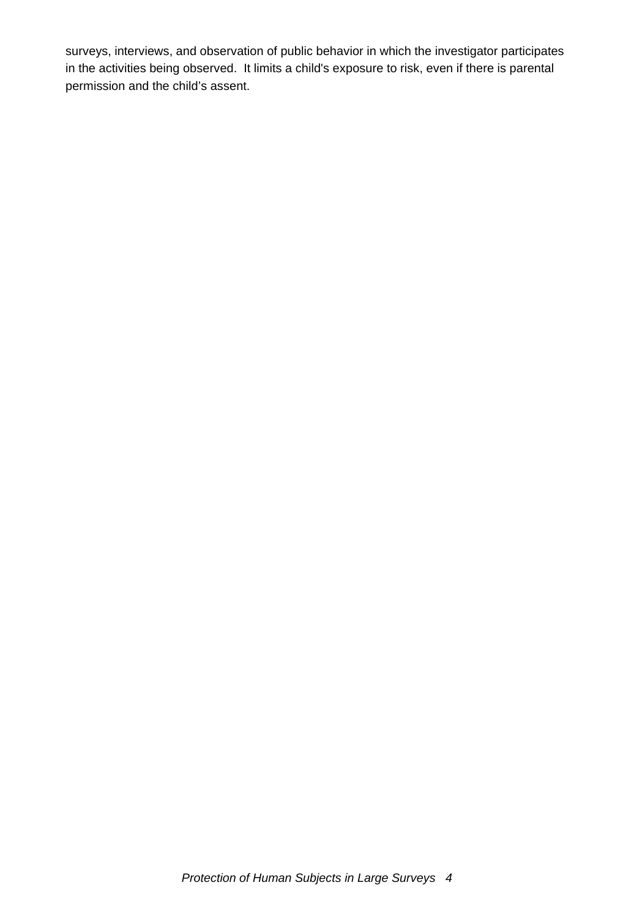surveys, interviews, and observation of public behavior in which the investigator participates in the activities being observed. It limits a child's exposure to risk, even if there is parental permission and the child's assent.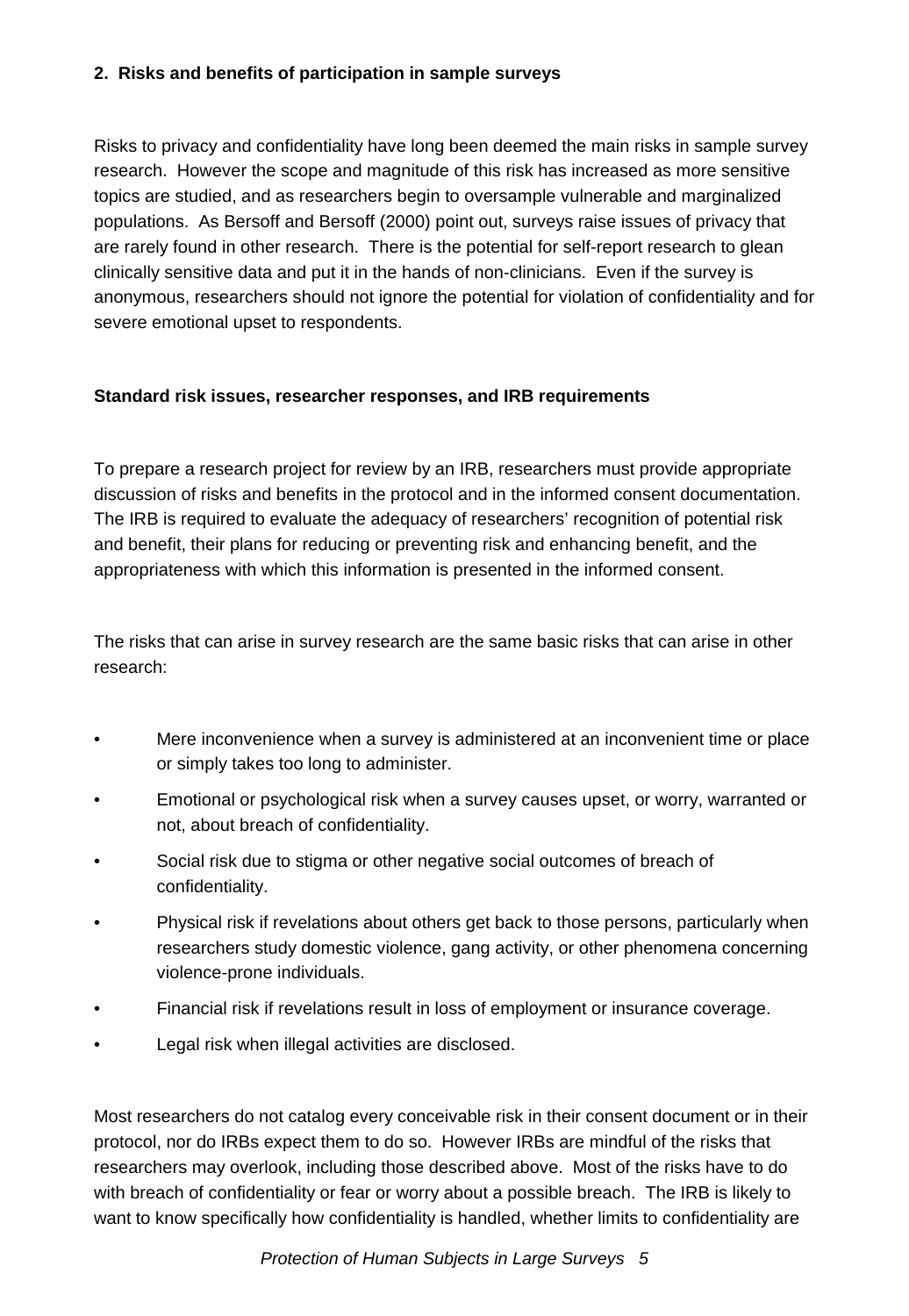## 2. Risks and benefits of participation in sample surveys

Risks to privacy and confidentiality have long been deemed the main risks in sample survey research. However the scope and magnitude of this risk has increased as more sensitive topics are studied, and as researchers begin to oversample vulnerable and marginalized populations. As Bersoff and Bersoff (2000) point out, surveys raise issues of privacy that are rarely found in other research. There is the potential for self-report research to glean clinically sensitive data and put it in the hands of non-clinicians. Even if the survey is anonymous, researchers should not ignore the potential for violation of confidentiality and for severe emotional upset to respondents.

### Standard risk issues, researcher responses, and IRB requirements

To prepare a research project for review by an IRB, researchers must provide appropriate discussion of risks and benefits in the protocol and in the informed consent documentation. The IRB is required to evaluate the adequacy of researchers' recognition of potential risk and benefit, their plans for reducing or preventing risk and enhancing benefit, and the appropriateness with which this information is presented in the informed consent.

The risks that can arise in survey research are the same basic risks that can arise in other research:

- Mere inconvenience when a survey is administered at an inconvenient time or place or simply takes too long to administer.
- Emotional or psychological risk when a survey causes upset, or worry, warranted or not, about breach of confidentiality.
- Social risk due to stigma or other negative social outcomes of breach of confidentiality.
- Physical risk if revelations about others get back to those persons, particularly when researchers study domestic violence, gang activity, or other phenomena concerning violence-prone individuals.
- Financial risk if revelations result in loss of employment or insurance coverage.
- Legal risk when illegal activities are disclosed.

Most researchers do not catalog every conceivable risk in their consent document or in their protocol, nor do IRBs expect them to do so. However IRBs are mindful of the risks that researchers may overlook, including those described above. Most of the risks have to do with breach of confidentiality or fear or worry about a possible breach. The IRB is likely to want to know specifically how confidentiality is handled, whether limits to confidentiality are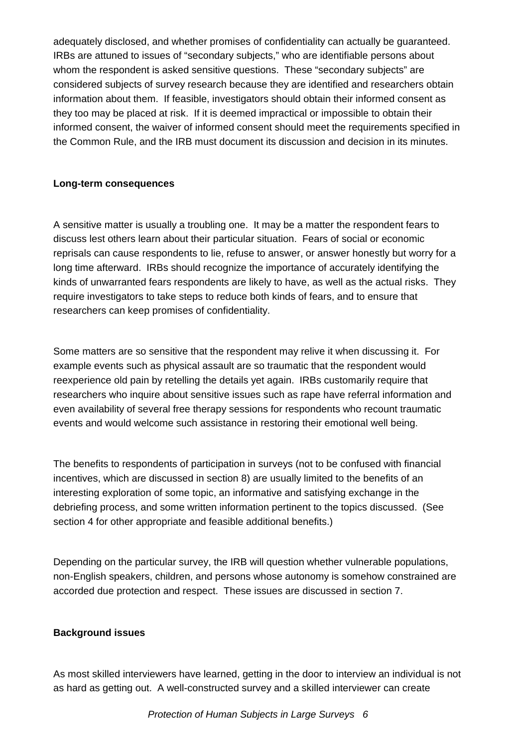adequately disclosed, and whether promises of confidentiality can actually be guaranteed. IRBs are attuned to issues of "secondary subjects," who are identifiable persons about whom the respondent is asked sensitive questions. These "secondary subjects" are considered subjects of survey research because they are identified and researchers obtain information about them. If feasible, investigators should obtain their informed consent as they too may be placed at risk. If it is deemed impractical or impossible to obtain their informed consent, the waiver of informed consent should meet the requirements specified in the Common Rule, and the IRB must document its discussion and decision in its minutes.

**Long-term consequences**

A sensitive matter is usually a troubling one. It may be a matter the respondent fears to discuss lest others learn about their particular situation. Fears of social or economic reprisals can cause respondents to lie, refuse to answer, or answer honestly but worry for a long time afterward. IRBs should recognize the importance of accurately identifying the kinds of unwarranted fears respondents are likely to have, as well as the actual risks. They require investigators to take steps to reduce both kinds of fears, and to ensure that researchers can keep promises of confidentiality.

Some matters are so sensitive that the respondent may relive it when discussing it. For example events such as physical assault are so traumatic that the respondent would reexperience old pain by retelling the details yet again. IRBs customarily require that researchers who inquire about sensitive issues such as rape have referral information and even availability of several free therapy sessions for respondents who recount traumatic events and would welcome such assistance in restoring their emotional well being.

The benefits to respondents of participation in surveys (not to be confused with financial incentives, which are discussed in section 8) are usually limited to the benefits of an interesting exploration of some topic, an informative and satisfying exchange in the debriefing process, and some written information pertinent to the topics discussed. (See section 4 for other appropriate and feasible additional benefits.)

Depending on the particular survey, the IRB will question whether vulnerable populations, non-English speakers, children, and persons whose autonomy is somehow constrained are accorded due protection and respect. These issues are discussed in section 7.

**Background issues**

As most skilled interviewers have learned, getting in the door to interview an individual is not as hard as getting out. A well-constructed survey and a skilled interviewer can create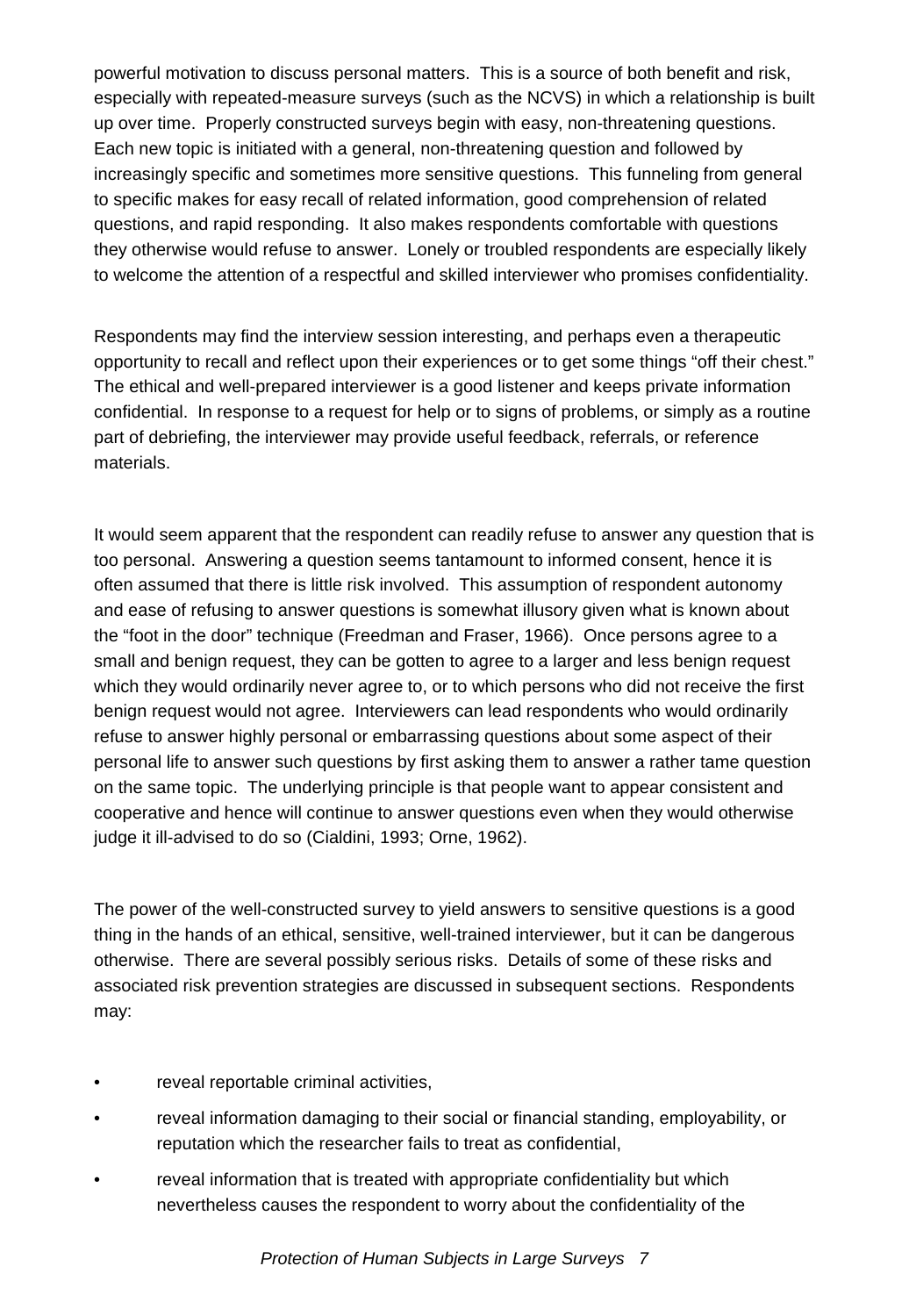powerful motivation to discuss personal matters. This is a source of both benefit and risk, especially with repeated-measure surveys (such as the NCVS) in which a relationship is built up over time. Properly constructed surveys begin with easy, non-threatening questions. Each new topic is initiated with a general, non-threatening question and followed by increasingly specific and sometimes more sensitive questions. This funneling from general to specific makes for easy recall of related information, good comprehension of related questions, and rapid responding. It also makes respondents comfortable with questions they otherwise would refuse to answer. Lonely or troubled respondents are especially likely to welcome the attention of a respectful and skilled interviewer who promises confidentiality.

Respondents may find the interview session interesting, and perhaps even a therapeutic opportunity to recall and reflect upon their experiences or to get some things "off their chest." The ethical and well-prepared interviewer is a good listener and keeps private information confidential. In response to a request for help or to signs of problems, or simply as a routine part of debriefing, the interviewer may provide useful feedback, referrals, or reference materials.

It would seem apparent that the respondent can readily refuse to answer any question that is too personal. Answering a question seems tantamount to informed consent, hence it is often assumed that there is little risk involved. This assumption of respondent autonomy and ease of refusing to answer questions is somewhat illusory given what is known about the "foot in the door" technique (Freedman and Fraser, 1966). Once persons agree to a small and benign request, they can be gotten to agree to a larger and less benign request which they would ordinarily never agree to, or to which persons who did not receive the first benign request would not agree. Interviewers can lead respondents who would ordinarily refuse to answer highly personal or embarrassing questions about some aspect of their personal life to answer such questions by first asking them to answer a rather tame question on the same topic. The underlying principle is that people want to appear consistent and cooperative and hence will continue to answer questions even when they would otherwise judge it ill-advised to do so (Cialdini, 1993; Orne, 1962).

The power of the well-constructed survey to yield answers to sensitive questions is a good thing in the hands of an ethical, sensitive, well-trained interviewer, but it can be dangerous otherwise. There are several possibly serious risks. Details of some of these risks and associated risk prevention strategies are discussed in subsequent sections. Respondents may:

- reveal reportable criminal activities,
- reveal information damaging to their social or financial standing, employability, or reputation which the researcher fails to treat as confidential,
- reveal information that is treated with appropriate confidentiality but which nevertheless causes the respondent to worry about the confidentiality of the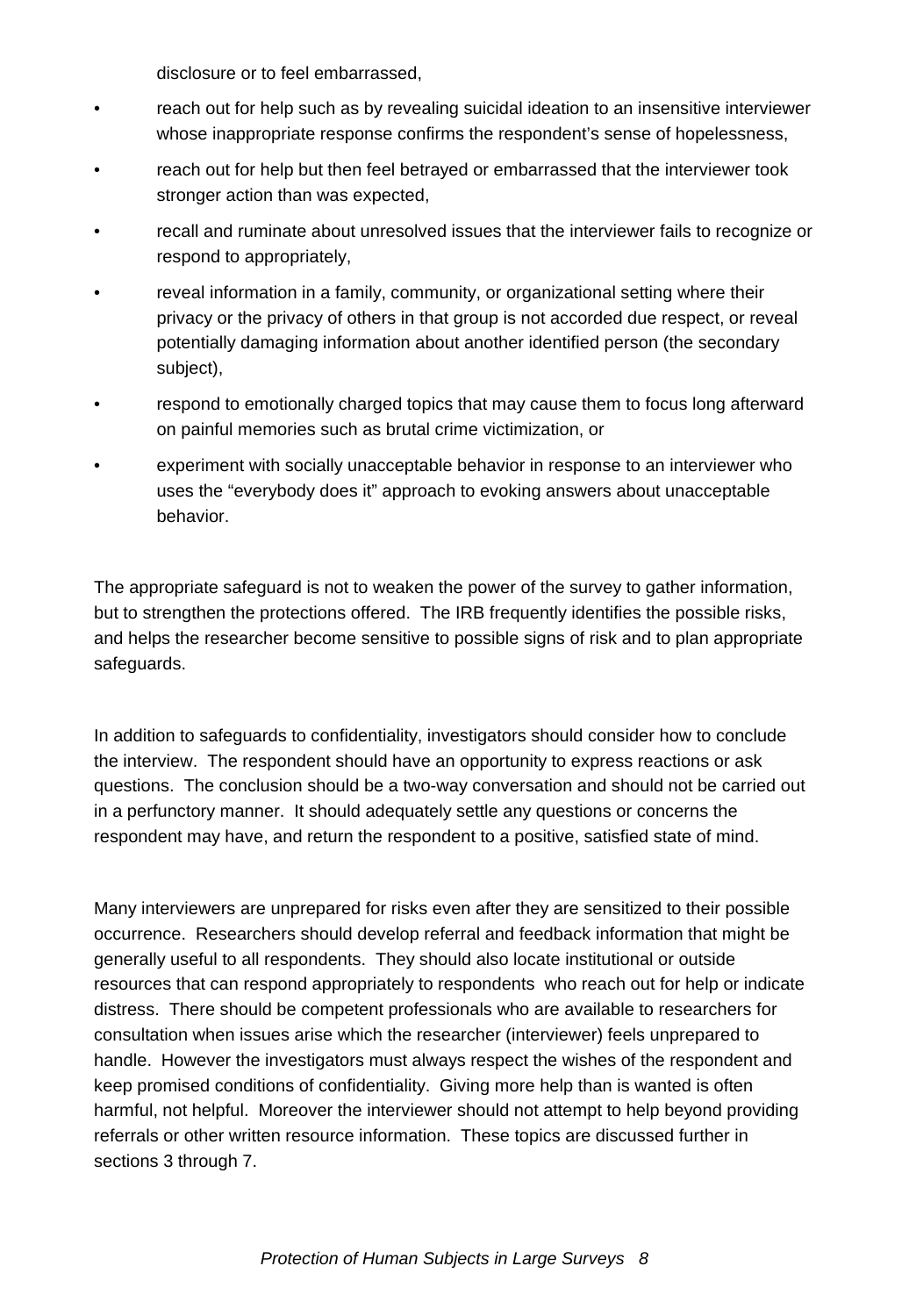disclosure or to feel embarrassed,

- reach out for help such as by revealing suicidal ideation to an insensitive interviewer whose inappropriate response confirms the respondent's sense of hopelessness,
- reach out for help but then feel betrayed or embarrassed that the interviewer took stronger action than was expected,
- recall and ruminate about unresolved issues that the interviewer fails to recognize or respond to appropriately,
- reveal information in a family, community, or organizational setting where their privacy or the privacy of others in that group is not accorded due respect, or reveal potentially damaging information about another identified person (the secondary subject),
- respond to emotionally charged topics that may cause them to focus long afterward on painful memories such as brutal crime victimization, or
- experiment with socially unacceptable behavior in response to an interviewer who uses the "everybody does it" approach to evoking answers about unacceptable behavior.

The appropriate safeguard is not to weaken the power of the survey to gather information, but to strengthen the protections offered. The IRB frequently identifies the possible risks, and helps the researcher become sensitive to possible signs of risk and to plan appropriate safeguards.

In addition to safeguards to confidentiality, investigators should consider how to conclude the interview. The respondent should have an opportunity to express reactions or ask questions. The conclusion should be a two-way conversation and should not be carried out in a perfunctory manner. It should adequately settle any questions or concerns the respondent may have, and return the respondent to a positive, satisfied state of mind.

Many interviewers are unprepared for risks even after they are sensitized to their possible occurrence. Researchers should develop referral and feedback information that might be generally useful to all respondents. They should also locate institutional or outside resources that can respond appropriately to respondents who reach out for help or indicate distress. There should be competent professionals who are available to researchers for consultation when issues arise which the researcher (interviewer) feels unprepared to handle. However the investigators must always respect the wishes of the respondent and keep promised conditions of confidentiality. Giving more help than is wanted is often harmful, not helpful. Moreover the interviewer should not attempt to help beyond providing referrals or other written resource information. These topics are discussed further in sections 3 through 7.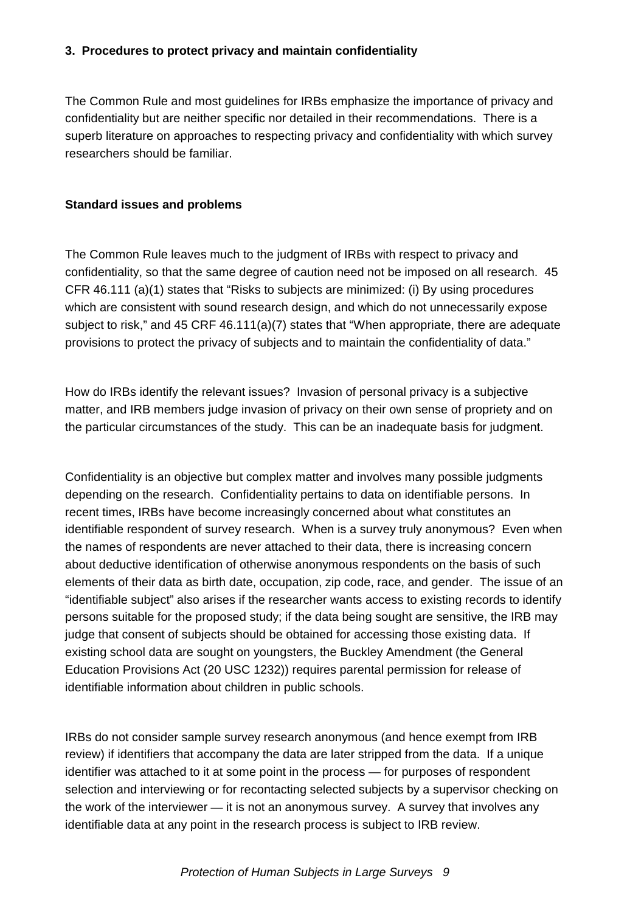### 3. Procedures to protect privacy and maintain confidentiality

The Common Rule and most guidelines for IRBs emphasize the importance of privacy and confidentiality but are neither specific nor detailed in their recommendations. There is a superb literature on approaches to respecting privacy and confidentiality with which survey researchers should be familiar.

**Standard issues and problems**

The Common Rule leaves much to the judgment of IRBs with respect to privacy and confidentiality, so that the same degree of caution need not be imposed on all research. 45 CFR 46.111 (a)(1) states that "Risks to subjects are minimized: (i) By using procedures which are consistent with sound research design, and which do not unnecessarily expose subject to risk," and 45 CRF 46.111(a)(7) states that "When appropriate, there are adequate provisions to protect the privacy of subjects and to maintain the confidentiality of data."

How do IRBs identify the relevant issues? Invasion of personal privacy is a subjective matter, and IRB members judge invasion of privacy on their own sense of propriety and on the particular circumstances of the study. This can be an inadequate basis for judgment.

Confidentiality is an objective but complex matter and involves many possible judgments depending on the research. Confidentiality pertains to data on identifiable persons. In recent times, IRBs have become increasingly concerned about what constitutes an identifiable respondent of survey research. When is a survey truly anonymous? Even when the names of respondents are never attached to their data, there is increasing concern about deductive identification of otherwise anonymous respondents on the basis of such elements of their data as birth date, occupation, zip code, race, and gender. The issue of an "identifiable subject" also arises if the researcher wants access to existing records to identify persons suitable for the proposed study; if the data being sought are sensitive, the IRB may judge that consent of subjects should be obtained for accessing those existing data. If existing school data are sought on youngsters, the Buckley Amendment (the General Education Provisions Act (20 USC 1232)) requires parental permission for release of identifiable information about children in public schools.

IRBs do not consider sample survey research anonymous (and hence exempt from IRB review) if identifiers that accompany the data are later stripped from the data. If a unique identifier was attached to it at some point in the process — for purposes of respondent selection and interviewing or for recontacting selected subjects by a supervisor checking on the work of the interviewer — it is not an anonymous survey. A survey that involves any identifiable data at any point in the research process is subject to IRB review.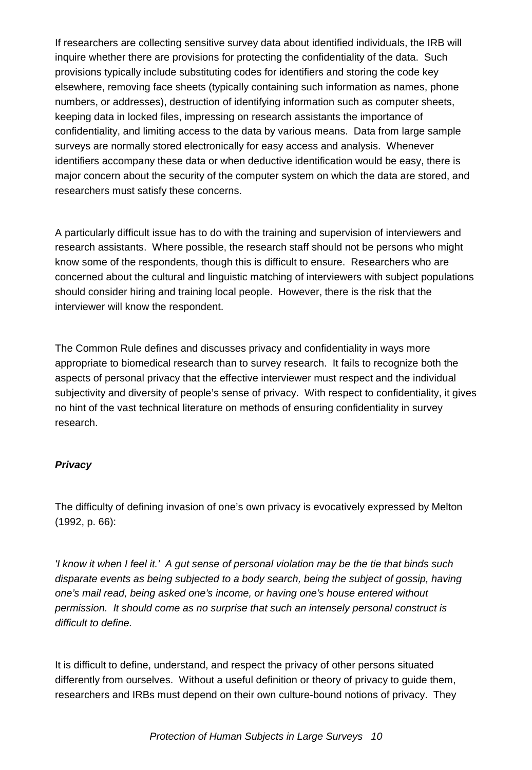If researchers are collecting sensitive survey data about identified individuals, the IRB will inquire whether there are provisions for protecting the confidentiality of the data. Such provisions typically include substituting codes for identifiers and storing the code key elsewhere, removing face sheets (typically containing such information as names, phone numbers, or addresses), destruction of identifying information such as computer sheets, keeping data in locked files, impressing on research assistants the importance of confidentiality, and limiting access to the data by various means. Data from large sample surveys are normally stored electronically for easy access and analysis. Whenever identifiers accompany these data or when deductive identification would be easy, there is major concern about the security of the computer system on which the data are stored, and researchers must satisfy these concerns.

A particularly difficult issue has to do with the training and supervision of interviewers and research assistants. Where possible, the research staff should not be persons who might know some of the respondents, though this is difficult to ensure. Researchers who are concerned about the cultural and linguistic matching of interviewers with subject populations should consider hiring and training local people. However, there is the risk that the interviewer will know the respondent.

The Common Rule defines and discusses privacy and confidentiality in ways more appropriate to biomedical research than to survey research. It fails to recognize both the aspects of personal privacy that the effective interviewer must respect and the individual subjectivity and diversity of people's sense of privacy. With respect to confidentiality, it gives no hint of the vast technical literature on methods of ensuring confidentiality in survey research.

***Privacy***

The difficulty of defining invasion of one's own privacy is evocatively expressed by Melton (1992, p. 66):

*'I know it when I feel it.' A gut sense of personal violation may be the tie that binds such disparate events as being subjected to a body search, being the subject of gossip, having one's mail read, being asked one's income, or having one's house entered without permission. It should come as no surprise that such an intensely personal construct is difficult to define.*

It is difficult to define, understand, and respect the privacy of other persons situated differently from ourselves. Without a useful definition or theory of privacy to guide them, researchers and IRBs must depend on their own culture-bound notions of privacy. They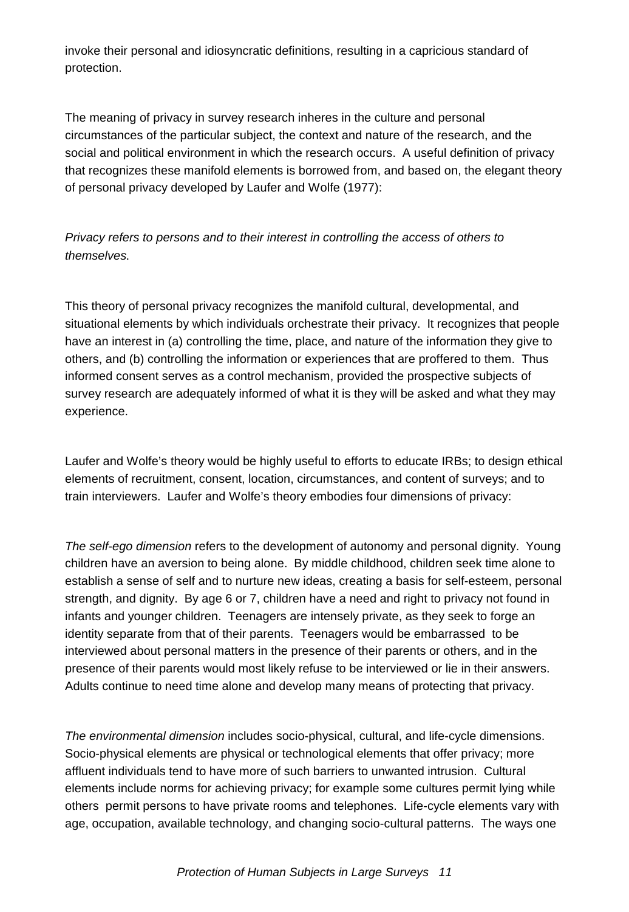invoke their personal and idiosyncratic definitions, resulting in a capricious standard of protection.

The meaning of privacy in survey research inheres in the culture and personal circumstances of the particular subject, the context and nature of the research, and the social and political environment in which the research occurs. A useful definition of privacy that recognizes these manifold elements is borrowed from, and based on, the elegant theory of personal privacy developed by Laufer and Wolfe (1977):

*Privacy refers to persons and to their interest in controlling the access of others to themselves.*

This theory of personal privacy recognizes the manifold cultural, developmental, and situational elements by which individuals orchestrate their privacy. It recognizes that people have an interest in (a) controlling the time, place, and nature of the information they give to others, and (b) controlling the information or experiences that are proffered to them. Thus informed consent serves as a control mechanism, provided the prospective subjects of survey research are adequately informed of what it is they will be asked and what they may experience.

Laufer and Wolfe's theory would be highly useful to efforts to educate IRBs; to design ethical elements of recruitment, consent, location, circumstances, and content of surveys; and to train interviewers. Laufer and Wolfe's theory embodies four dimensions of privacy:

*The self-ego dimension* refers to the development of autonomy and personal dignity. Young children have an aversion to being alone. By middle childhood, children seek time alone to establish a sense of self and to nurture new ideas, creating a basis for self-esteem, personal strength, and dignity. By age 6 or 7, children have a need and right to privacy not found in infants and younger children. Teenagers are intensely private, as they seek to forge an identity separate from that of their parents. Teenagers would be embarrassed to be interviewed about personal matters in the presence of their parents or others, and in the presence of their parents would most likely refuse to be interviewed or lie in their answers. Adults continue to need time alone and develop many means of protecting that privacy.

*The environmental dimension* includes socio-physical, cultural, and life-cycle dimensions. Socio-physical elements are physical or technological elements that offer privacy; more affluent individuals tend to have more of such barriers to unwanted intrusion. Cultural elements include norms for achieving privacy; for example some cultures permit lying while others permit persons to have private rooms and telephones. Life-cycle elements vary with age, occupation, available technology, and changing socio-cultural patterns. The ways one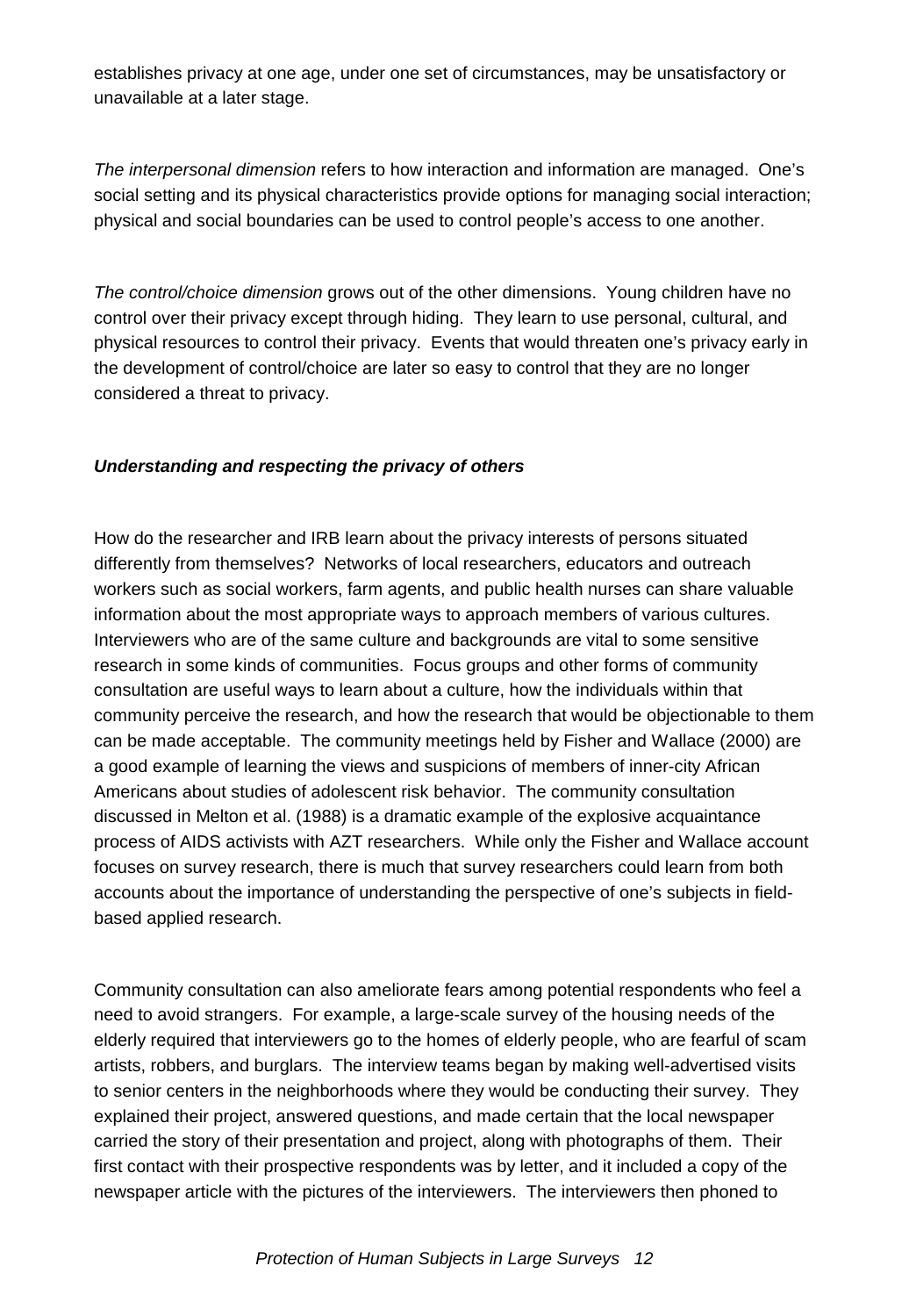establishes privacy at one age, under one set of circumstances, may be unsatisfactory or unavailable at a later stage.

*The interpersonal dimension* refers to how interaction and information are managed. One's social setting and its physical characteristics provide options for managing social interaction; physical and social boundaries can be used to control people's access to one another.

*The control/choice dimension* grows out of the other dimensions. Young children have no control over their privacy except through hiding. They learn to use personal, cultural, and physical resources to control their privacy. Events that would threaten one's privacy early in the development of control/choice are later so easy to control that they are no longer considered a threat to privacy.

***Understanding and respecting the privacy of others***

How do the researcher and IRB learn about the privacy interests of persons situated differently from themselves? Networks of local researchers, educators and outreach workers such as social workers, farm agents, and public health nurses can share valuable information about the most appropriate ways to approach members of various cultures. Interviewers who are of the same culture and backgrounds are vital to some sensitive research in some kinds of communities. Focus groups and other forms of community consultation are useful ways to learn about a culture, how the individuals within that community perceive the research, and how the research that would be objectionable to them can be made acceptable. The community meetings held by Fisher and Wallace (2000) are a good example of learning the views and suspicions of members of inner-city African Americans about studies of adolescent risk behavior. The community consultation discussed in Melton et al. (1988) is a dramatic example of the explosive acquaintance process of AIDS activists with AZT researchers. While only the Fisher and Wallace account focuses on survey research, there is much that survey researchers could learn from both accounts about the importance of understanding the perspective of one's subjects in field-based applied research.

Community consultation can also ameliorate fears among potential respondents who feel a need to avoid strangers. For example, a large-scale survey of the housing needs of the elderly required that interviewers go to the homes of elderly people, who are fearful of scam artists, robbers, and burglars. The interview teams began by making well-advertised visits to senior centers in the neighborhoods where they would be conducting their survey. They explained their project, answered questions, and made certain that the local newspaper carried the story of their presentation and project, along with photographs of them. Their first contact with their prospective respondents was by letter, and it included a copy of the newspaper article with the pictures of the interviewers. The interviewers then phoned to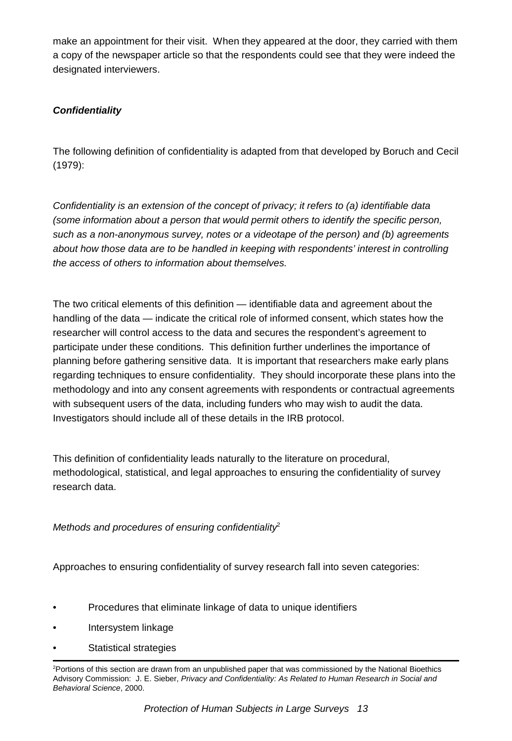make an appointment for their visit. When they appeared at the door, they carried with them a copy of the newspaper article so that the respondents could see that they were indeed the designated interviewers.

### ***Confidentiality***

The following definition of confidentiality is adapted from that developed by Boruch and Cecil (1979):

*Confidentiality is an extension of the concept of privacy; it refers to (a) identifiable data (some information about a person that would permit others to identify the specific person, such as a non-anonymous survey, notes or a videotape of the person) and (b) agreements about how those data are to be handled in keeping with respondents' interest in controlling the access of others to information about themselves.*

The two critical elements of this definition — identifiable data and agreement about the handling of the data — indicate the critical role of informed consent, which states how the researcher will control access to the data and secures the respondent's agreement to participate under these conditions. This definition further underlines the importance of planning before gathering sensitive data. It is important that researchers make early plans regarding techniques to ensure confidentiality. They should incorporate these plans into the methodology and into any consent agreements with respondents or contractual agreements with subsequent users of the data, including funders who may wish to audit the data. Investigators should include all of these details in the IRB protocol.

This definition of confidentiality leads naturally to the literature on procedural, methodological, statistical, and legal approaches to ensuring the confidentiality of survey research data.

*Methods and procedures of ensuring confidentiality*[2]

Approaches to ensuring confidentiality of survey research fall into seven categories:

- Procedures that eliminate linkage of data to unique identifiers
- Intersystem linkage
- Statistical strategies

[2]Portions of this section are drawn from an unpublished paper that was commissioned by the National Bioethics Advisory Commission: J. E. Sieber, *Privacy and Confidentiality: As Related to Human Research in Social and Behavioral Science*, 2000.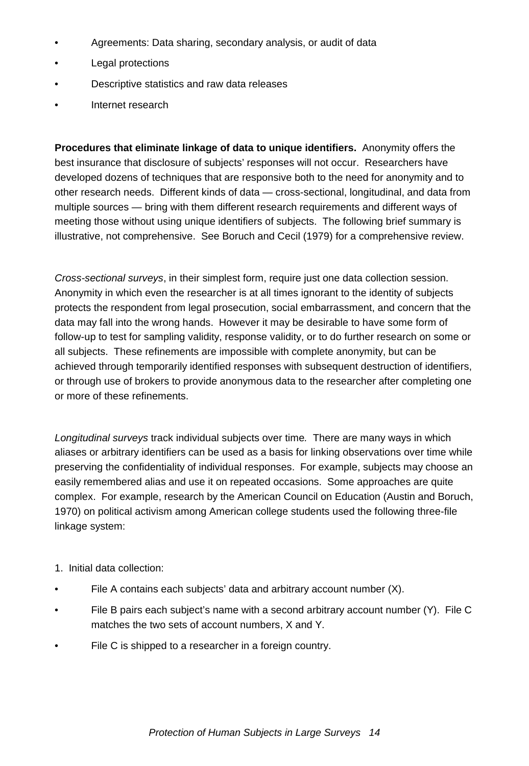- Agreements: Data sharing, secondary analysis, or audit of data
- Legal protections
- Descriptive statistics and raw data releases
- Internet research

**Procedures that eliminate linkage of data to unique identifiers.** Anonymity offers the best insurance that disclosure of subjects' responses will not occur. Researchers have developed dozens of techniques that are responsive both to the need for anonymity and to other research needs. Different kinds of data — cross-sectional, longitudinal, and data from multiple sources — bring with them different research requirements and different ways of meeting those without using unique identifiers of subjects. The following brief summary is illustrative, not comprehensive. See Boruch and Cecil (1979) for a comprehensive review.

*Cross-sectional surveys*, in their simplest form, require just one data collection session. Anonymity in which even the researcher is at all times ignorant to the identity of subjects protects the respondent from legal prosecution, social embarrassment, and concern that the data may fall into the wrong hands. However it may be desirable to have some form of follow-up to test for sampling validity, response validity, or to do further research on some or all subjects. These refinements are impossible with complete anonymity, but can be achieved through temporarily identified responses with subsequent destruction of identifiers, or through use of brokers to provide anonymous data to the researcher after completing one or more of these refinements.

*Longitudinal surveys* track individual subjects over time. There are many ways in which aliases or arbitrary identifiers can be used as a basis for linking observations over time while preserving the confidentiality of individual responses. For example, subjects may choose an easily remembered alias and use it on repeated occasions. Some approaches are quite complex. For example, research by the American Council on Education (Austin and Boruch, 1970) on political activism among American college students used the following three-file linkage system:

1. Initial data collection:

- File A contains each subjects' data and arbitrary account number (X).
- File B pairs each subject's name with a second arbitrary account number (Y). File C matches the two sets of account numbers, X and Y.
- File C is shipped to a researcher in a foreign country.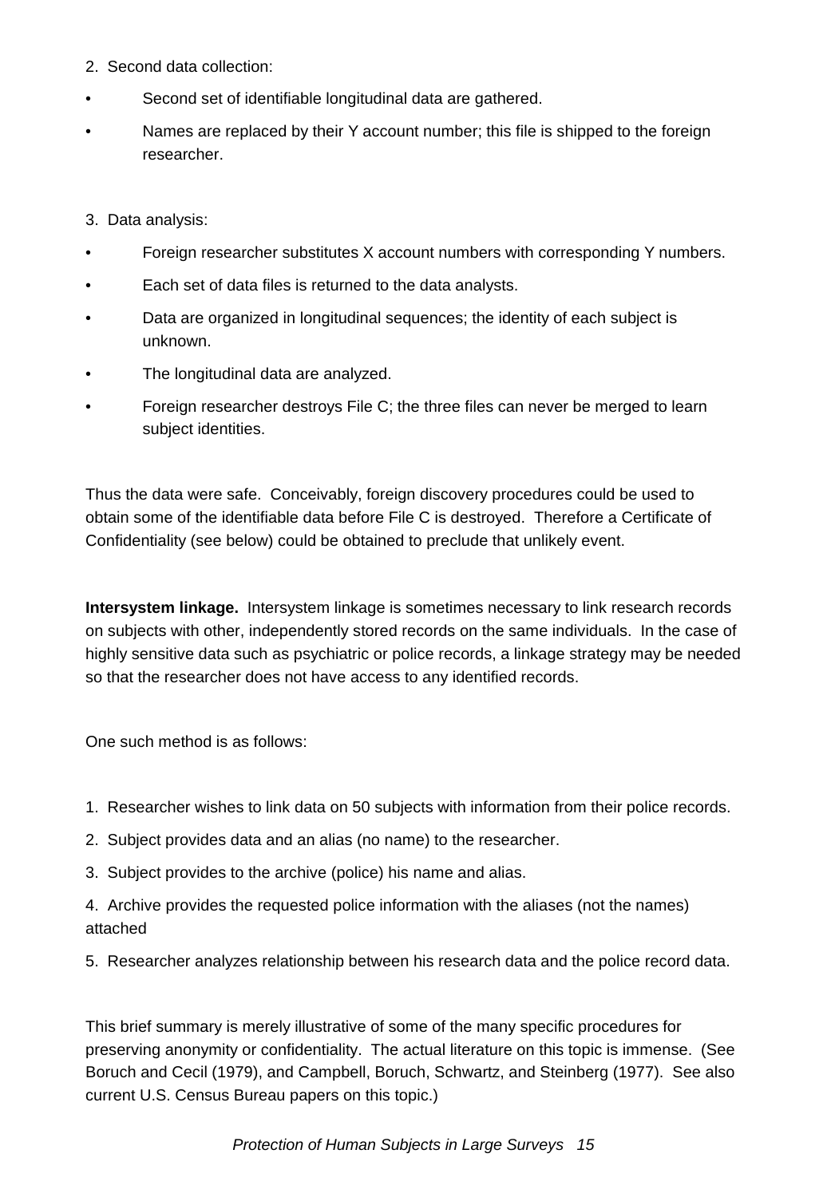2. Second data collection:

- Second set of identifiable longitudinal data are gathered.
- Names are replaced by their Y account number; this file is shipped to the foreign researcher.

3. Data analysis:

- Foreign researcher substitutes X account numbers with corresponding Y numbers.
- Each set of data files is returned to the data analysts.
- Data are organized in longitudinal sequences; the identity of each subject is unknown.
- The longitudinal data are analyzed.
- Foreign researcher destroys File C; the three files can never be merged to learn subject identities.

Thus the data were safe. Conceivably, foreign discovery procedures could be used to obtain some of the identifiable data before File C is destroyed. Therefore a Certificate of Confidentiality (see below) could be obtained to preclude that unlikely event.

**Intersystem linkage.** Intersystem linkage is sometimes necessary to link research records on subjects with other, independently stored records on the same individuals. In the case of highly sensitive data such as psychiatric or police records, a linkage strategy may be needed so that the researcher does not have access to any identified records.

One such method is as follows:

1. Researcher wishes to link data on 50 subjects with information from their police records.
2. Subject provides data and an alias (no name) to the researcher.
3. Subject provides to the archive (police) his name and alias.
4. Archive provides the requested police information with the aliases (not the names) attached
5. Researcher analyzes relationship between his research data and the police record data.

This brief summary is merely illustrative of some of the many specific procedures for preserving anonymity or confidentiality. The actual literature on this topic is immense. (See Boruch and Cecil (1979), and Campbell, Boruch, Schwartz, and Steinberg (1977). See also current U.S. Census Bureau papers on this topic.)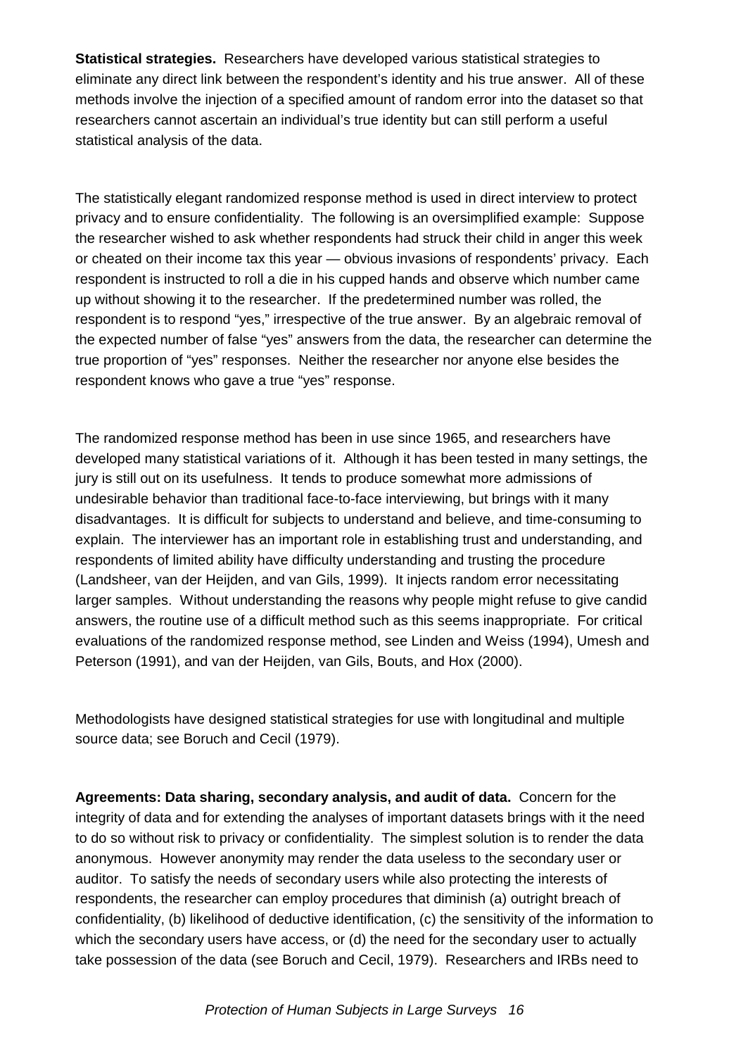**Statistical strategies.** Researchers have developed various statistical strategies to eliminate any direct link between the respondent's identity and his true answer. All of these methods involve the injection of a specified amount of random error into the dataset so that researchers cannot ascertain an individual's true identity but can still perform a useful statistical analysis of the data.

The statistically elegant randomized response method is used in direct interview to protect privacy and to ensure confidentiality. The following is an oversimplified example: Suppose the researcher wished to ask whether respondents had struck their child in anger this week or cheated on their income tax this year — obvious invasions of respondents' privacy. Each respondent is instructed to roll a die in his cupped hands and observe which number came up without showing it to the researcher. If the predetermined number was rolled, the respondent is to respond "yes," irrespective of the true answer. By an algebraic removal of the expected number of false "yes" answers from the data, the researcher can determine the true proportion of "yes" responses. Neither the researcher nor anyone else besides the respondent knows who gave a true "yes" response.

The randomized response method has been in use since 1965, and researchers have developed many statistical variations of it. Although it has been tested in many settings, the jury is still out on its usefulness. It tends to produce somewhat more admissions of undesirable behavior than traditional face-to-face interviewing, but brings with it many disadvantages. It is difficult for subjects to understand and believe, and time-consuming to explain. The interviewer has an important role in establishing trust and understanding, and respondents of limited ability have difficulty understanding and trusting the procedure (Landsheer, van der Heijden, and van Gils, 1999). It injects random error necessitating larger samples. Without understanding the reasons why people might refuse to give candid answers, the routine use of a difficult method such as this seems inappropriate. For critical evaluations of the randomized response method, see Linden and Weiss (1994), Umesh and Peterson (1991), and van der Heijden, van Gils, Bouts, and Hox (2000).

Methodologists have designed statistical strategies for use with longitudinal and multiple source data; see Boruch and Cecil (1979).

**Agreements: Data sharing, secondary analysis, and audit of data.** Concern for the integrity of data and for extending the analyses of important datasets brings with it the need to do so without risk to privacy or confidentiality. The simplest solution is to render the data anonymous. However anonymity may render the data useless to the secondary user or auditor. To satisfy the needs of secondary users while also protecting the interests of respondents, the researcher can employ procedures that diminish (a) outright breach of confidentiality, (b) likelihood of deductive identification, (c) the sensitivity of the information to which the secondary users have access, or (d) the need for the secondary user to actually take possession of the data (see Boruch and Cecil, 1979). Researchers and IRBs need to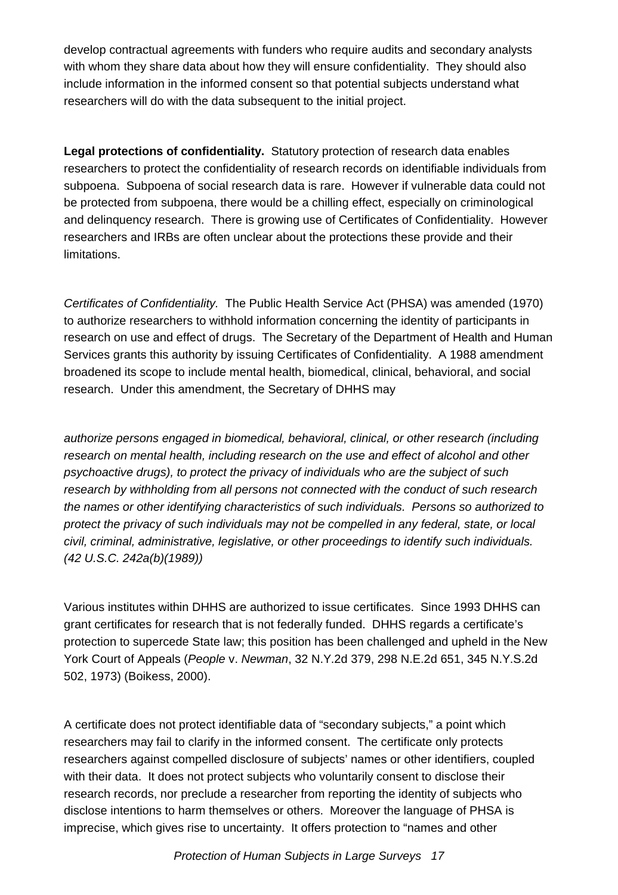develop contractual agreements with funders who require audits and secondary analysts with whom they share data about how they will ensure confidentiality. They should also include information in the informed consent so that potential subjects understand what researchers will do with the data subsequent to the initial project.

**Legal protections of confidentiality.** Statutory protection of research data enables researchers to protect the confidentiality of research records on identifiable individuals from subpoena. Subpoena of social research data is rare. However if vulnerable data could not be protected from subpoena, there would be a chilling effect, especially on criminological and delinquency research. There is growing use of Certificates of Confidentiality. However researchers and IRBs are often unclear about the protections these provide and their limitations.

*Certificates of Confidentiality.* The Public Health Service Act (PHSA) was amended (1970) to authorize researchers to withhold information concerning the identity of participants in research on use and effect of drugs. The Secretary of the Department of Health and Human Services grants this authority by issuing Certificates of Confidentiality. A 1988 amendment broadened its scope to include mental health, biomedical, clinical, behavioral, and social research. Under this amendment, the Secretary of DHHS may

*authorize persons engaged in biomedical, behavioral, clinical, or other research (including research on mental health, including research on the use and effect of alcohol and other psychoactive drugs), to protect the privacy of individuals who are the subject of such research by withholding from all persons not connected with the conduct of such research the names or other identifying characteristics of such individuals. Persons so authorized to protect the privacy of such individuals may not be compelled in any federal, state, or local civil, criminal, administrative, legislative, or other proceedings to identify such individuals. (42 U.S.C. 242a(b)(1989))*

Various institutes within DHHS are authorized to issue certificates. Since 1993 DHHS can grant certificates for research that is not federally funded. DHHS regards a certificate's protection to supercede State law; this position has been challenged and upheld in the New York Court of Appeals (*People* v. *Newman*, 32 N.Y.2d 379, 298 N.E.2d 651, 345 N.Y.S.2d 502, 1973) (Boikess, 2000).

A certificate does not protect identifiable data of "secondary subjects," a point which researchers may fail to clarify in the informed consent. The certificate only protects researchers against compelled disclosure of subjects' names or other identifiers, coupled with their data. It does not protect subjects who voluntarily consent to disclose their research records, nor preclude a researcher from reporting the identity of subjects who disclose intentions to harm themselves or others. Moreover the language of PHSA is imprecise, which gives rise to uncertainty. It offers protection to "names and other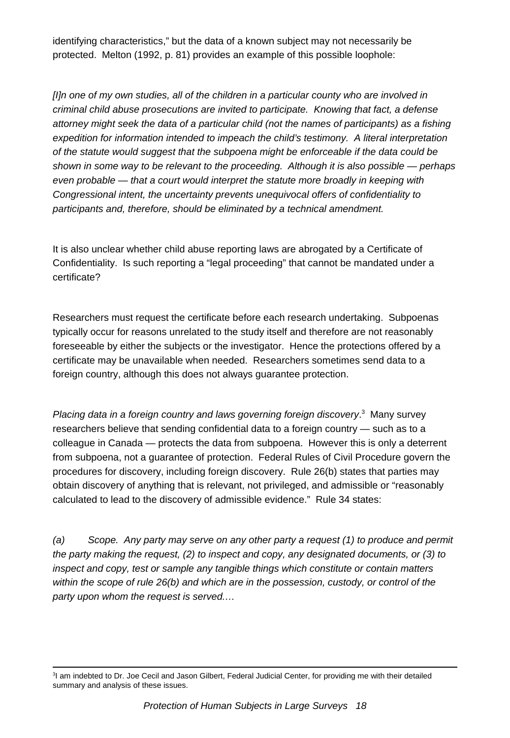identifying characteristics," but the data of a known subject may not necessarily be protected. Melton (1992, p. 81) provides an example of this possible loophole:

*[I]n one of my own studies, all of the children in a particular county who are involved in criminal child abuse prosecutions are invited to participate. Knowing that fact, a defense attorney might seek the data of a particular child (not the names of participants) as a fishing expedition for information intended to impeach the child's testimony. A literal interpretation of the statute would suggest that the subpoena might be enforceable if the data could be shown in some way to be relevant to the proceeding. Although it is also possible — perhaps even probable — that a court would interpret the statute more broadly in keeping with Congressional intent, the uncertainty prevents unequivocal offers of confidentiality to participants and, therefore, should be eliminated by a technical amendment.*

It is also unclear whether child abuse reporting laws are abrogated by a Certificate of Confidentiality. Is such reporting a "legal proceeding" that cannot be mandated under a certificate?

Researchers must request the certificate before each research undertaking. Subpoenas typically occur for reasons unrelated to the study itself and therefore are not reasonably foreseeable by either the subjects or the investigator. Hence the protections offered by a certificate may be unavailable when needed. Researchers sometimes send data to a foreign country, although this does not always guarantee protection.

*Placing data in a foreign country and laws governing foreign discovery*.[3] Many survey researchers believe that sending confidential data to a foreign country — such as to a colleague in Canada — protects the data from subpoena. However this is only a deterrent from subpoena, not a guarantee of protection. Federal Rules of Civil Procedure govern the procedures for discovery, including foreign discovery. Rule 26(b) states that parties may obtain discovery of anything that is relevant, not privileged, and admissible or "reasonably calculated to lead to the discovery of admissible evidence." Rule 34 states:

*(a) Scope. Any party may serve on any other party a request (1) to produce and permit the party making the request, (2) to inspect and copy, any designated documents, or (3) to inspect and copy, test or sample any tangible things which constitute or contain matters within the scope of rule 26(b) and which are in the possession, custody, or control of the party upon whom the request is served.…*

---

[3] I am indebted to Dr. Joe Cecil and Jason Gilbert, Federal Judicial Center, for providing me with their detailed summary and analysis of these issues.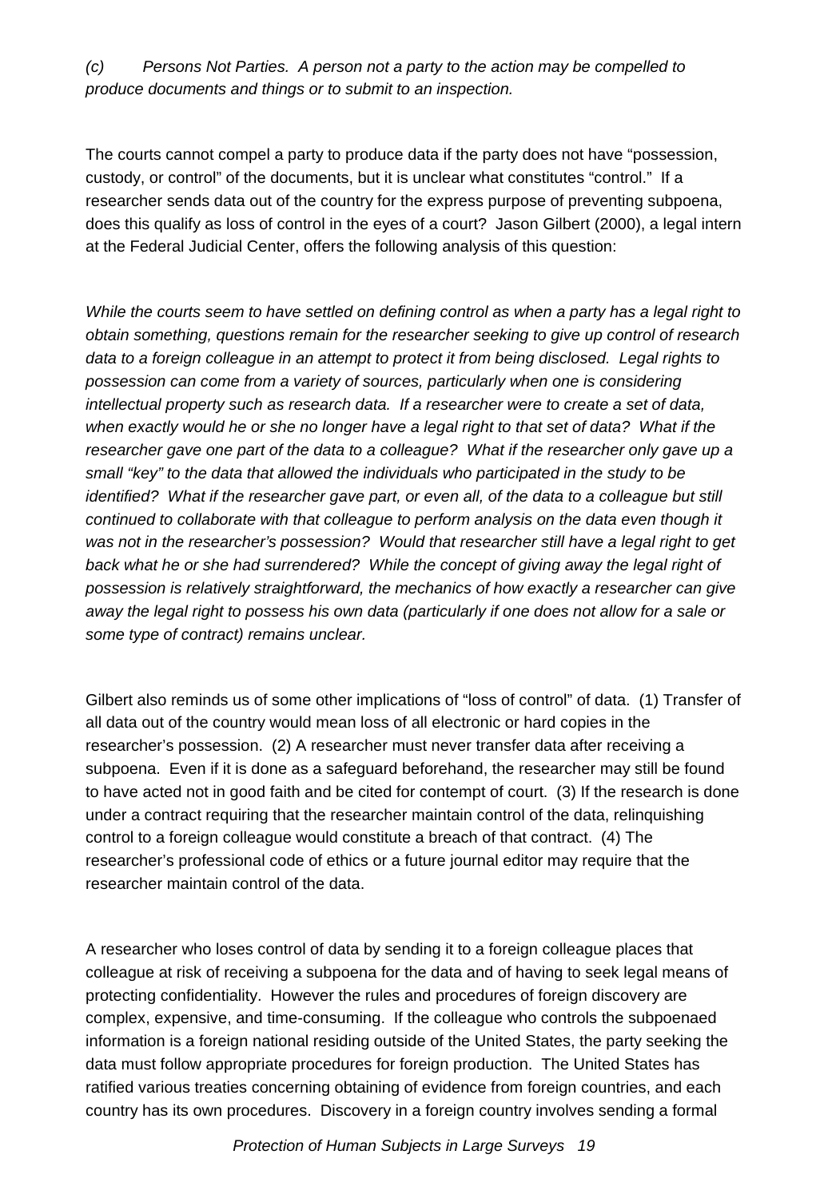*(c)        Persons Not Parties.  A person not a party to the action may be compelled to produce documents and things or to submit to an inspection.*

The courts cannot compel a party to produce data if the party does not have "possession, custody, or control" of the documents, but it is unclear what constitutes "control."  If a researcher sends data out of the country for the express purpose of preventing subpoena, does this qualify as loss of control in the eyes of a court?  Jason Gilbert (2000), a legal intern at the Federal Judicial Center, offers the following analysis of this question:

*While the courts seem to have settled on defining control as when a party has a legal right to obtain something, questions remain for the researcher seeking to give up control of research data to a foreign colleague in an attempt to protect it from being disclosed.  Legal rights to possession can come from a variety of sources, particularly when one is considering intellectual property such as research data.  If a researcher were to create a set of data, when exactly would he or she no longer have a legal right to that set of data?  What if the researcher gave one part of the data to a colleague?  What if the researcher only gave up a small "key" to the data that allowed the individuals who participated in the study to be identified?  What if the researcher gave part, or even all, of the data to a colleague but still continued to collaborate with that colleague to perform analysis on the data even though it was not in the researcher's possession?  Would that researcher still have a legal right to get back what he or she had surrendered?  While the concept of giving away the legal right of possession is relatively straightforward, the mechanics of how exactly a researcher can give away the legal right to possess his own data (particularly if one does not allow for a sale or some type of contract) remains unclear.*

Gilbert also reminds us of some other implications of "loss of control" of data.  (1) Transfer of all data out of the country would mean loss of all electronic or hard copies in the researcher's possession.  (2) A researcher must never transfer data after receiving a subpoena.  Even if it is done as a safeguard beforehand, the researcher may still be found to have acted not in good faith and be cited for contempt of court.  (3) If the research is done under a contract requiring that the researcher maintain control of the data, relinquishing control to a foreign colleague would constitute a breach of that contract.  (4) The researcher's professional code of ethics or a future journal editor may require that the researcher maintain control of the data.

A researcher who loses control of data by sending it to a foreign colleague places that colleague at risk of receiving a subpoena for the data and of having to seek legal means of protecting confidentiality.  However the rules and procedures of foreign discovery are complex, expensive, and time-consuming.  If the colleague who controls the subpoenaed information is a foreign national residing outside of the United States, the party seeking the data must follow appropriate procedures for foreign production.  The United States has ratified various treaties concerning obtaining of evidence from foreign countries, and each country has its own procedures.  Discovery in a foreign country involves sending a formal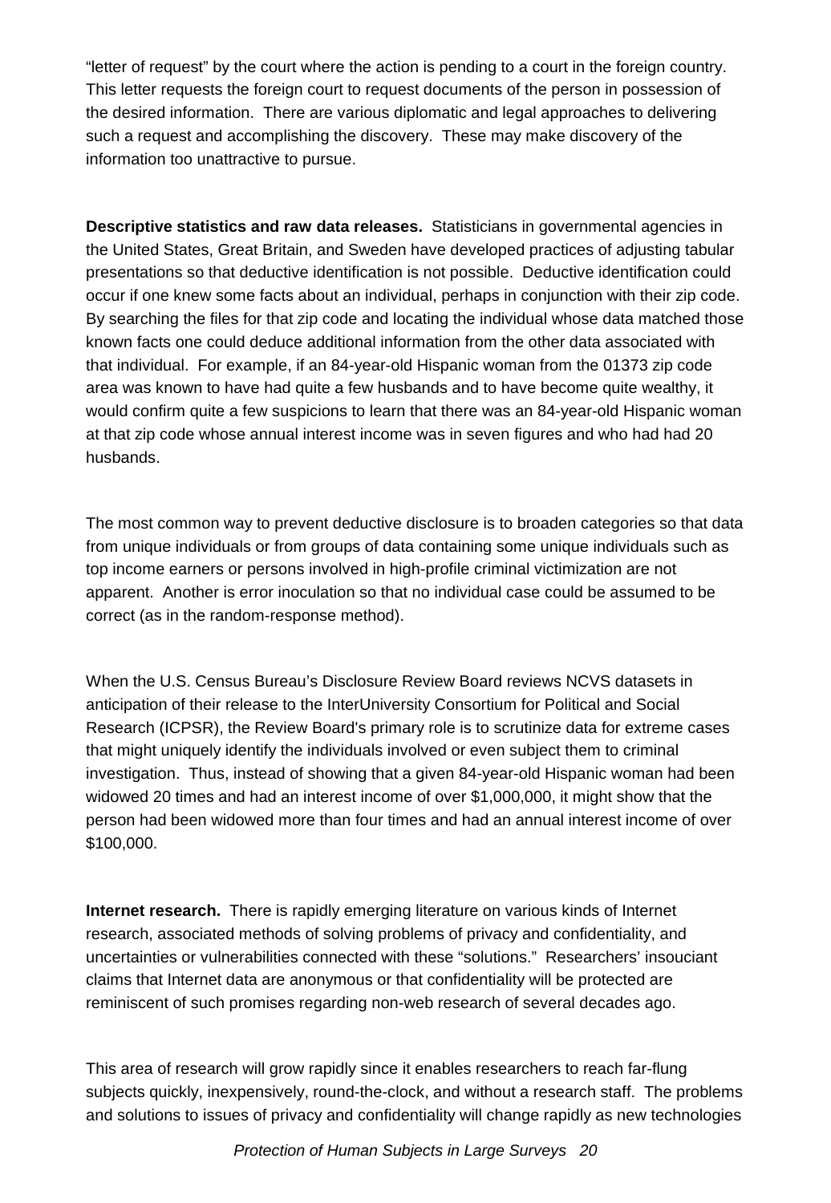"letter of request" by the court where the action is pending to a court in the foreign country. This letter requests the foreign court to request documents of the person in possession of the desired information. There are various diplomatic and legal approaches to delivering such a request and accomplishing the discovery. These may make discovery of the information too unattractive to pursue.

**Descriptive statistics and raw data releases.** Statisticians in governmental agencies in the United States, Great Britain, and Sweden have developed practices of adjusting tabular presentations so that deductive identification is not possible. Deductive identification could occur if one knew some facts about an individual, perhaps in conjunction with their zip code. By searching the files for that zip code and locating the individual whose data matched those known facts one could deduce additional information from the other data associated with that individual. For example, if an 84-year-old Hispanic woman from the 01373 zip code area was known to have had quite a few husbands and to have become quite wealthy, it would confirm quite a few suspicions to learn that there was an 84-year-old Hispanic woman at that zip code whose annual interest income was in seven figures and who had had 20 husbands.

The most common way to prevent deductive disclosure is to broaden categories so that data from unique individuals or from groups of data containing some unique individuals such as top income earners or persons involved in high-profile criminal victimization are not apparent. Another is error inoculation so that no individual case could be assumed to be correct (as in the random-response method).

When the U.S. Census Bureau's Disclosure Review Board reviews NCVS datasets in anticipation of their release to the InterUniversity Consortium for Political and Social Research (ICPSR), the Review Board's primary role is to scrutinize data for extreme cases that might uniquely identify the individuals involved or even subject them to criminal investigation. Thus, instead of showing that a given 84-year-old Hispanic woman had been widowed 20 times and had an interest income of over $1,000,000, it might show that the person had been widowed more than four times and had an annual interest income of over $100,000.

**Internet research.** There is rapidly emerging literature on various kinds of Internet research, associated methods of solving problems of privacy and confidentiality, and uncertainties or vulnerabilities connected with these "solutions." Researchers' insouciant claims that Internet data are anonymous or that confidentiality will be protected are reminiscent of such promises regarding non-web research of several decades ago.

This area of research will grow rapidly since it enables researchers to reach far-flung subjects quickly, inexpensively, round-the-clock, and without a research staff. The problems and solutions to issues of privacy and confidentiality will change rapidly as new technologies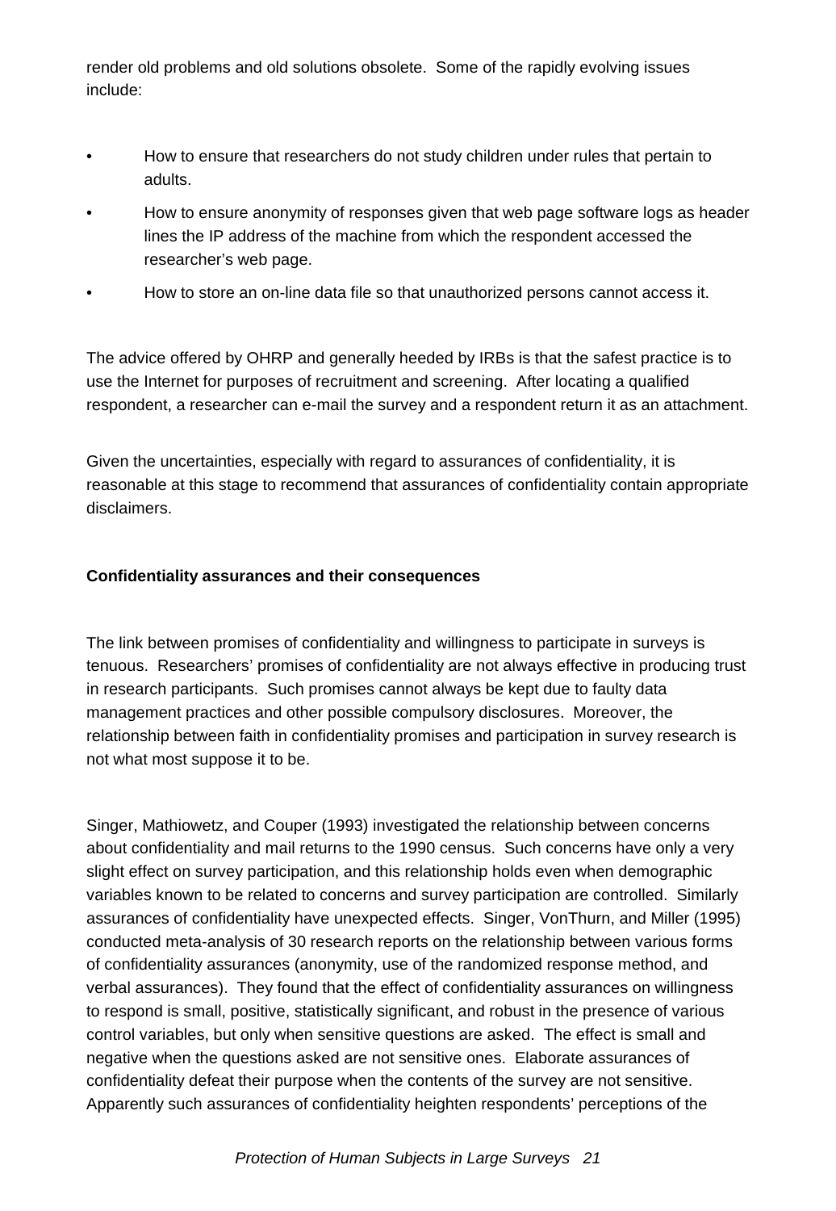render old problems and old solutions obsolete. Some of the rapidly evolving issues include:

- How to ensure that researchers do not study children under rules that pertain to adults.
- How to ensure anonymity of responses given that web page software logs as header lines the IP address of the machine from which the respondent accessed the researcher's web page.
- How to store an on-line data file so that unauthorized persons cannot access it.

The advice offered by OHRP and generally heeded by IRBs is that the safest practice is to use the Internet for purposes of recruitment and screening. After locating a qualified respondent, a researcher can e-mail the survey and a respondent return it as an attachment.

Given the uncertainties, especially with regard to assurances of confidentiality, it is reasonable at this stage to recommend that assurances of confidentiality contain appropriate disclaimers.

**Confidentiality assurances and their consequences**

The link between promises of confidentiality and willingness to participate in surveys is tenuous. Researchers' promises of confidentiality are not always effective in producing trust in research participants. Such promises cannot always be kept due to faulty data management practices and other possible compulsory disclosures. Moreover, the relationship between faith in confidentiality promises and participation in survey research is not what most suppose it to be.

Singer, Mathiowetz, and Couper (1993) investigated the relationship between concerns about confidentiality and mail returns to the 1990 census. Such concerns have only a very slight effect on survey participation, and this relationship holds even when demographic variables known to be related to concerns and survey participation are controlled. Similarly assurances of confidentiality have unexpected effects. Singer, VonThurn, and Miller (1995) conducted meta-analysis of 30 research reports on the relationship between various forms of confidentiality assurances (anonymity, use of the randomized response method, and verbal assurances). They found that the effect of confidentiality assurances on willingness to respond is small, positive, statistically significant, and robust in the presence of various control variables, but only when sensitive questions are asked. The effect is small and negative when the questions asked are not sensitive ones. Elaborate assurances of confidentiality defeat their purpose when the contents of the survey are not sensitive. Apparently such assurances of confidentiality heighten respondents' perceptions of the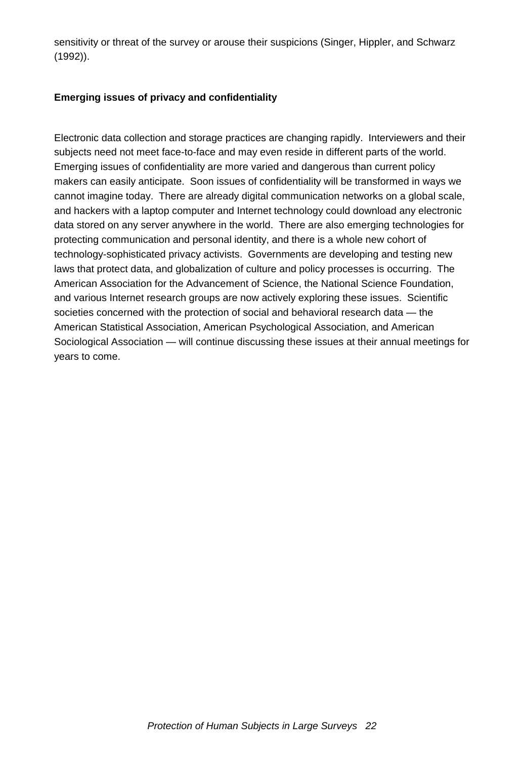sensitivity or threat of the survey or arouse their suspicions (Singer, Hippler, and Schwarz (1992)).

**Emerging issues of privacy and confidentiality**

Electronic data collection and storage practices are changing rapidly. Interviewers and their subjects need not meet face-to-face and may even reside in different parts of the world. Emerging issues of confidentiality are more varied and dangerous than current policy makers can easily anticipate. Soon issues of confidentiality will be transformed in ways we cannot imagine today. There are already digital communication networks on a global scale, and hackers with a laptop computer and Internet technology could download any electronic data stored on any server anywhere in the world. There are also emerging technologies for protecting communication and personal identity, and there is a whole new cohort of technology-sophisticated privacy activists. Governments are developing and testing new laws that protect data, and globalization of culture and policy processes is occurring. The American Association for the Advancement of Science, the National Science Foundation, and various Internet research groups are now actively exploring these issues. Scientific societies concerned with the protection of social and behavioral research data — the American Statistical Association, American Psychological Association, and American Sociological Association — will continue discussing these issues at their annual meetings for years to come.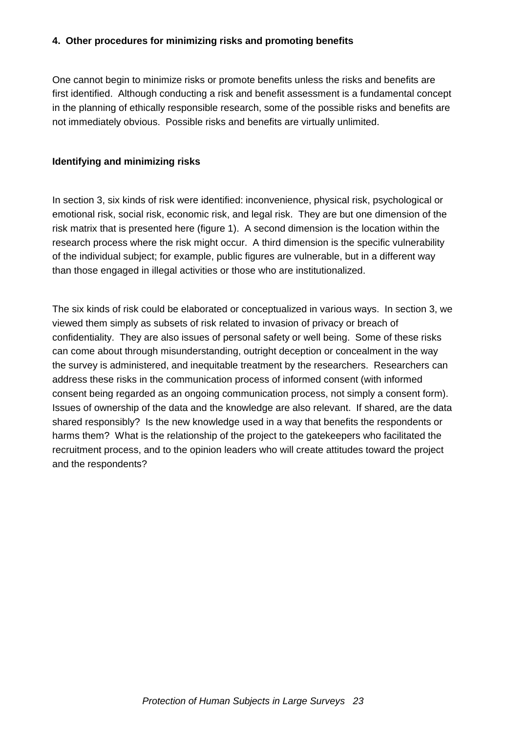## 4. Other procedures for minimizing risks and promoting benefits

One cannot begin to minimize risks or promote benefits unless the risks and benefits are first identified. Although conducting a risk and benefit assessment is a fundamental concept in the planning of ethically responsible research, some of the possible risks and benefits are not immediately obvious. Possible risks and benefits are virtually unlimited.

### Identifying and minimizing risks

In section 3, six kinds of risk were identified: inconvenience, physical risk, psychological or emotional risk, social risk, economic risk, and legal risk. They are but one dimension of the risk matrix that is presented here (figure 1). A second dimension is the location within the research process where the risk might occur. A third dimension is the specific vulnerability of the individual subject; for example, public figures are vulnerable, but in a different way than those engaged in illegal activities or those who are institutionalized.

The six kinds of risk could be elaborated or conceptualized in various ways. In section 3, we viewed them simply as subsets of risk related to invasion of privacy or breach of confidentiality. They are also issues of personal safety or well being. Some of these risks can come about through misunderstanding, outright deception or concealment in the way the survey is administered, and inequitable treatment by the researchers. Researchers can address these risks in the communication process of informed consent (with informed consent being regarded as an ongoing communication process, not simply a consent form). Issues of ownership of the data and the knowledge are also relevant. If shared, are the data shared responsibly? Is the new knowledge used in a way that benefits the respondents or harms them? What is the relationship of the project to the gatekeepers who facilitated the recruitment process, and to the opinion leaders who will create attitudes toward the project and the respondents?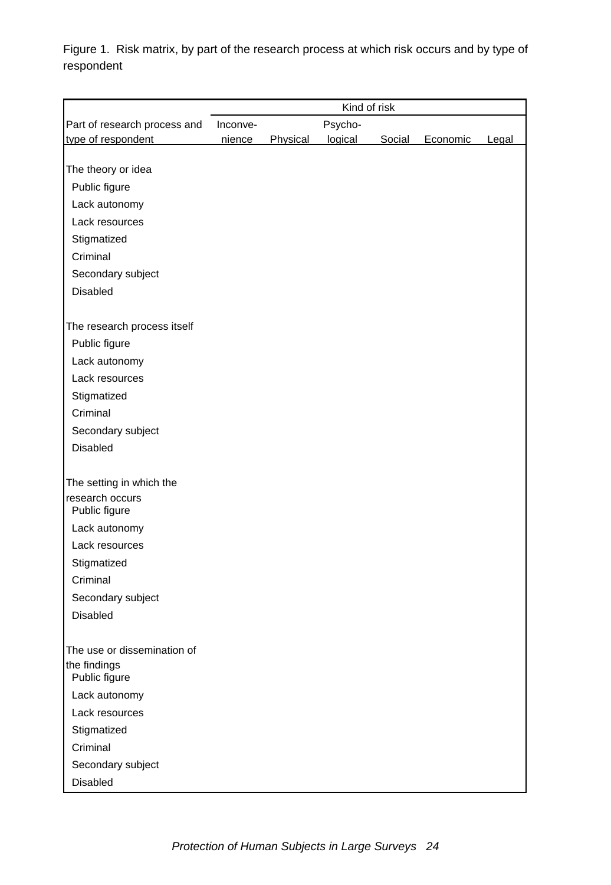Figure 1. Risk matrix, by part of the research process at which risk occurs and by type of respondent

| Part of research process and type of respondent | Kind of risk | | | | | |
|---|---|---|---|---|---|---|
| | Inconvenience | Physical | Psychological | Social | Economic | Legal |
| **The theory or idea** | | | | | | |
| Public figure | | | | | | |
| Lack autonomy | | | | | | |
| Lack resources | | | | | | |
| Stigmatized | | | | | | |
| Criminal | | | | | | |
| Secondary subject | | | | | | |
| Disabled | | | | | | |
| **The research process itself** | | | | | | |
| Public figure | | | | | | |
| Lack autonomy | | | | | | |
| Lack resources | | | | | | |
| Stigmatized | | | | | | |
| Criminal | | | | | | |
| Secondary subject | | | | | | |
| Disabled | | | | | | |
| **The setting in which the research occurs** | | | | | | |
| Public figure | | | | | | |
| Lack autonomy | | | | | | |
| Lack resources | | | | | | |
| Stigmatized | | | | | | |
| Criminal | | | | | | |
| Secondary subject | | | | | | |
| Disabled | | | | | | |
| **The use or dissemination of the findings** | | | | | | |
| Public figure | | | | | | |
| Lack autonomy | | | | | | |
| Lack resources | | | | | | |
| Stigmatized | | | | | | |
| Criminal | | | | | | |
| Secondary subject | | | | | | |
| Disabled | | | | | | |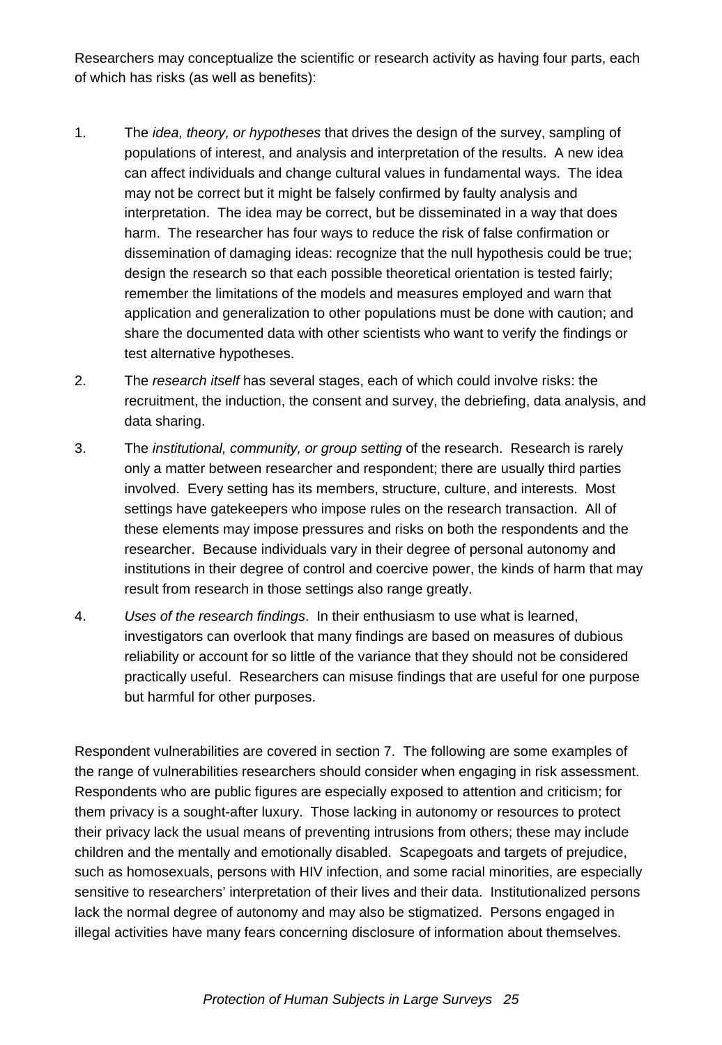Researchers may conceptualize the scientific or research activity as having four parts, each of which has risks (as well as benefits):

1. The *idea, theory, or hypotheses* that drives the design of the survey, sampling of populations of interest, and analysis and interpretation of the results. A new idea can affect individuals and change cultural values in fundamental ways. The idea may not be correct but it might be falsely confirmed by faulty analysis and interpretation. The idea may be correct, but be disseminated in a way that does harm. The researcher has four ways to reduce the risk of false confirmation or dissemination of damaging ideas: recognize that the null hypothesis could be true; design the research so that each possible theoretical orientation is tested fairly; remember the limitations of the models and measures employed and warn that application and generalization to other populations must be done with caution; and share the documented data with other scientists who want to verify the findings or test alternative hypotheses.
2. The *research itself* has several stages, each of which could involve risks: the recruitment, the induction, the consent and survey, the debriefing, data analysis, and data sharing.
3. The *institutional, community, or group setting* of the research. Research is rarely only a matter between researcher and respondent; there are usually third parties involved. Every setting has its members, structure, culture, and interests. Most settings have gatekeepers who impose rules on the research transaction. All of these elements may impose pressures and risks on both the respondents and the researcher. Because individuals vary in their degree of personal autonomy and institutions in their degree of control and coercive power, the kinds of harm that may result from research in those settings also range greatly.
4. *Uses of the research findings*. In their enthusiasm to use what is learned, investigators can overlook that many findings are based on measures of dubious reliability or account for so little of the variance that they should not be considered practically useful. Researchers can misuse findings that are useful for one purpose but harmful for other purposes.

Respondent vulnerabilities are covered in section 7. The following are some examples of the range of vulnerabilities researchers should consider when engaging in risk assessment. Respondents who are public figures are especially exposed to attention and criticism; for them privacy is a sought-after luxury. Those lacking in autonomy or resources to protect their privacy lack the usual means of preventing intrusions from others; these may include children and the mentally and emotionally disabled. Scapegoats and targets of prejudice, such as homosexuals, persons with HIV infection, and some racial minorities, are especially sensitive to researchers' interpretation of their lives and their data. Institutionalized persons lack the normal degree of autonomy and may also be stigmatized. Persons engaged in illegal activities have many fears concerning disclosure of information about themselves.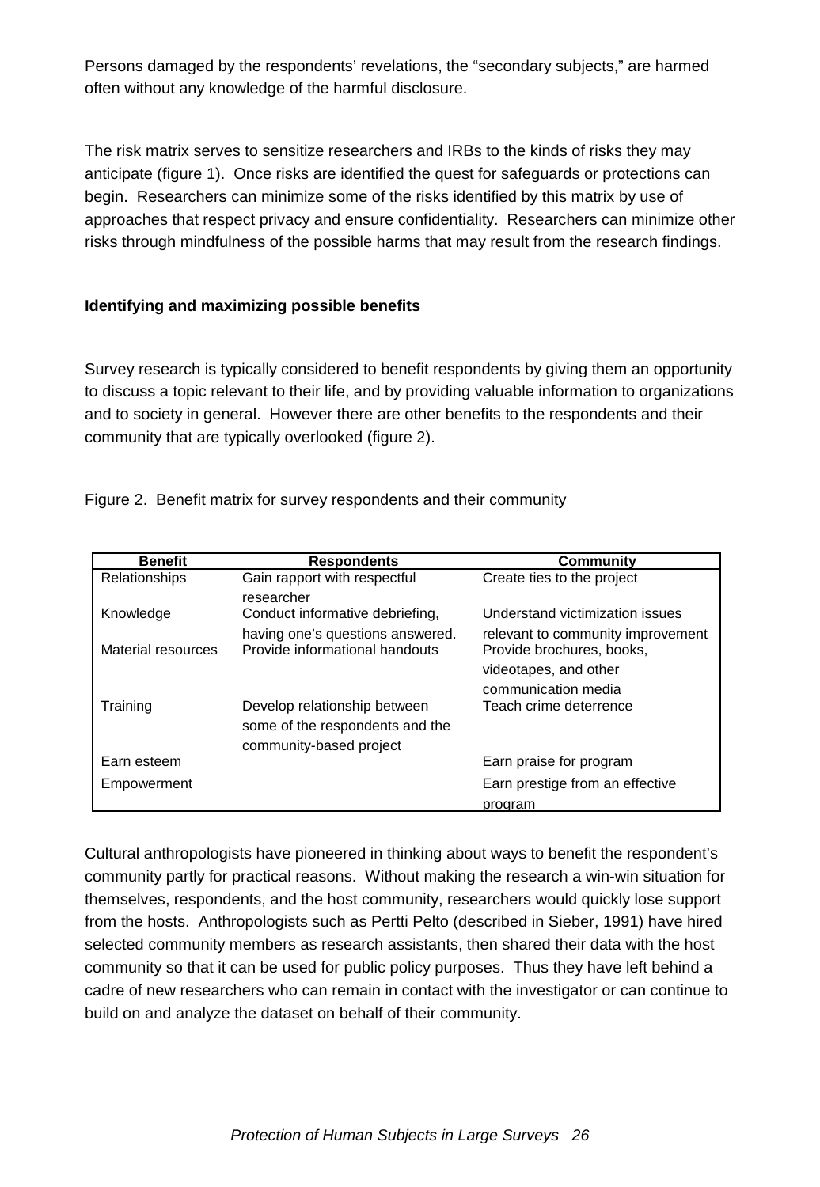Persons damaged by the respondents' revelations, the "secondary subjects," are harmed often without any knowledge of the harmful disclosure.

The risk matrix serves to sensitize researchers and IRBs to the kinds of risks they may anticipate (figure 1). Once risks are identified the quest for safeguards or protections can begin. Researchers can minimize some of the risks identified by this matrix by use of approaches that respect privacy and ensure confidentiality. Researchers can minimize other risks through mindfulness of the possible harms that may result from the research findings.

**Identifying and maximizing possible benefits**

Survey research is typically considered to benefit respondents by giving them an opportunity to discuss a topic relevant to their life, and by providing valuable information to organizations and to society in general. However there are other benefits to the respondents and their community that are typically overlooked (figure 2).

Figure 2. Benefit matrix for survey respondents and their community

| Benefit | Respondents | Community |
|---|---|---|
| Relationships | Gain rapport with respectful researcher | Create ties to the project |
| Knowledge | Conduct informative debriefing, having one's questions answered. | Understand victimization issues relevant to community improvement |
| Material resources | Provide informational handouts | Provide brochures, books, videotapes, and other communication media |
| Training | Develop relationship between some of the respondents and the community-based project | Teach crime deterrence |
| Earn esteem | | Earn praise for program |
| Empowerment | | Earn prestige from an effective program |

Cultural anthropologists have pioneered in thinking about ways to benefit the respondent's community partly for practical reasons. Without making the research a win-win situation for themselves, respondents, and the host community, researchers would quickly lose support from the hosts. Anthropologists such as Pertti Pelto (described in Sieber, 1991) have hired selected community members as research assistants, then shared their data with the host community so that it can be used for public policy purposes. Thus they have left behind a cadre of new researchers who can remain in contact with the investigator or can continue to build on and analyze the dataset on behalf of their community.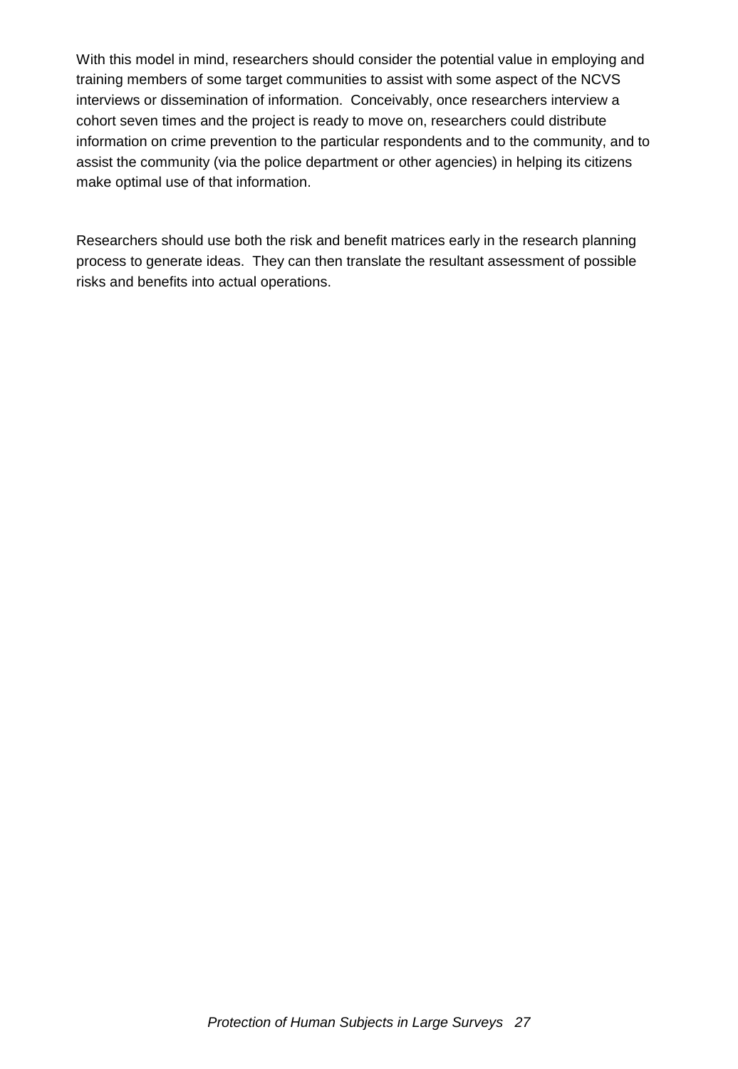With this model in mind, researchers should consider the potential value in employing and training members of some target communities to assist with some aspect of the NCVS interviews or dissemination of information. Conceivably, once researchers interview a cohort seven times and the project is ready to move on, researchers could distribute information on crime prevention to the particular respondents and to the community, and to assist the community (via the police department or other agencies) in helping its citizens make optimal use of that information.

Researchers should use both the risk and benefit matrices early in the research planning process to generate ideas. They can then translate the resultant assessment of possible risks and benefits into actual operations.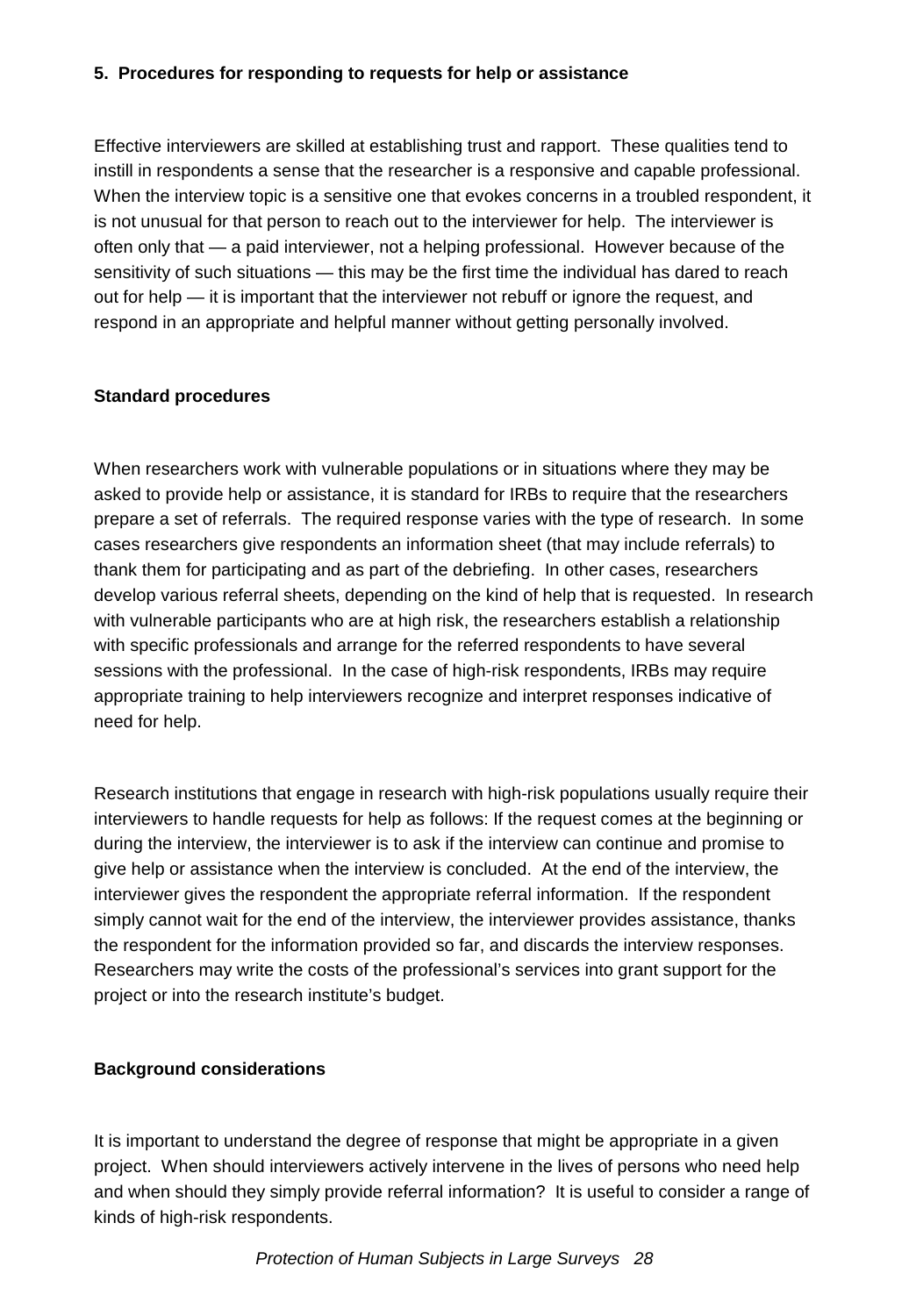### 5. Procedures for responding to requests for help or assistance

Effective interviewers are skilled at establishing trust and rapport. These qualities tend to instill in respondents a sense that the researcher is a responsive and capable professional. When the interview topic is a sensitive one that evokes concerns in a troubled respondent, it is not unusual for that person to reach out to the interviewer for help. The interviewer is often only that — a paid interviewer, not a helping professional. However because of the sensitivity of such situations — this may be the first time the individual has dared to reach out for help — it is important that the interviewer not rebuff or ignore the request, and respond in an appropriate and helpful manner without getting personally involved.

#### Standard procedures

When researchers work with vulnerable populations or in situations where they may be asked to provide help or assistance, it is standard for IRBs to require that the researchers prepare a set of referrals. The required response varies with the type of research. In some cases researchers give respondents an information sheet (that may include referrals) to thank them for participating and as part of the debriefing. In other cases, researchers develop various referral sheets, depending on the kind of help that is requested. In research with vulnerable participants who are at high risk, the researchers establish a relationship with specific professionals and arrange for the referred respondents to have several sessions with the professional. In the case of high-risk respondents, IRBs may require appropriate training to help interviewers recognize and interpret responses indicative of need for help.

Research institutions that engage in research with high-risk populations usually require their interviewers to handle requests for help as follows: If the request comes at the beginning or during the interview, the interviewer is to ask if the interview can continue and promise to give help or assistance when the interview is concluded. At the end of the interview, the interviewer gives the respondent the appropriate referral information. If the respondent simply cannot wait for the end of the interview, the interviewer provides assistance, thanks the respondent for the information provided so far, and discards the interview responses. Researchers may write the costs of the professional's services into grant support for the project or into the research institute's budget.

#### Background considerations

It is important to understand the degree of response that might be appropriate in a given project. When should interviewers actively intervene in the lives of persons who need help and when should they simply provide referral information? It is useful to consider a range of kinds of high-risk respondents.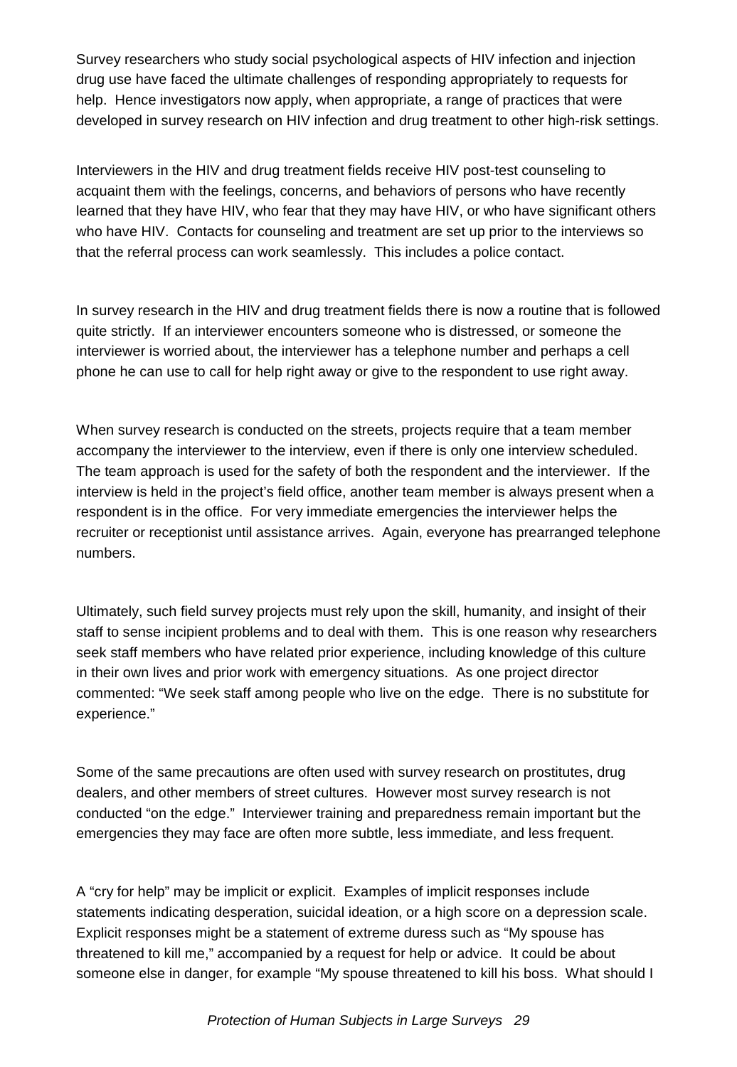Survey researchers who study social psychological aspects of HIV infection and injection drug use have faced the ultimate challenges of responding appropriately to requests for help. Hence investigators now apply, when appropriate, a range of practices that were developed in survey research on HIV infection and drug treatment to other high-risk settings.

Interviewers in the HIV and drug treatment fields receive HIV post-test counseling to acquaint them with the feelings, concerns, and behaviors of persons who have recently learned that they have HIV, who fear that they may have HIV, or who have significant others who have HIV. Contacts for counseling and treatment are set up prior to the interviews so that the referral process can work seamlessly. This includes a police contact.

In survey research in the HIV and drug treatment fields there is now a routine that is followed quite strictly. If an interviewer encounters someone who is distressed, or someone the interviewer is worried about, the interviewer has a telephone number and perhaps a cell phone he can use to call for help right away or give to the respondent to use right away.

When survey research is conducted on the streets, projects require that a team member accompany the interviewer to the interview, even if there is only one interview scheduled. The team approach is used for the safety of both the respondent and the interviewer. If the interview is held in the project's field office, another team member is always present when a respondent is in the office. For very immediate emergencies the interviewer helps the recruiter or receptionist until assistance arrives. Again, everyone has prearranged telephone numbers.

Ultimately, such field survey projects must rely upon the skill, humanity, and insight of their staff to sense incipient problems and to deal with them. This is one reason why researchers seek staff members who have related prior experience, including knowledge of this culture in their own lives and prior work with emergency situations. As one project director commented: "We seek staff among people who live on the edge. There is no substitute for experience."

Some of the same precautions are often used with survey research on prostitutes, drug dealers, and other members of street cultures. However most survey research is not conducted "on the edge." Interviewer training and preparedness remain important but the emergencies they may face are often more subtle, less immediate, and less frequent.

A "cry for help" may be implicit or explicit. Examples of implicit responses include statements indicating desperation, suicidal ideation, or a high score on a depression scale. Explicit responses might be a statement of extreme duress such as "My spouse has threatened to kill me," accompanied by a request for help or advice. It could be about someone else in danger, for example "My spouse threatened to kill his boss. What should I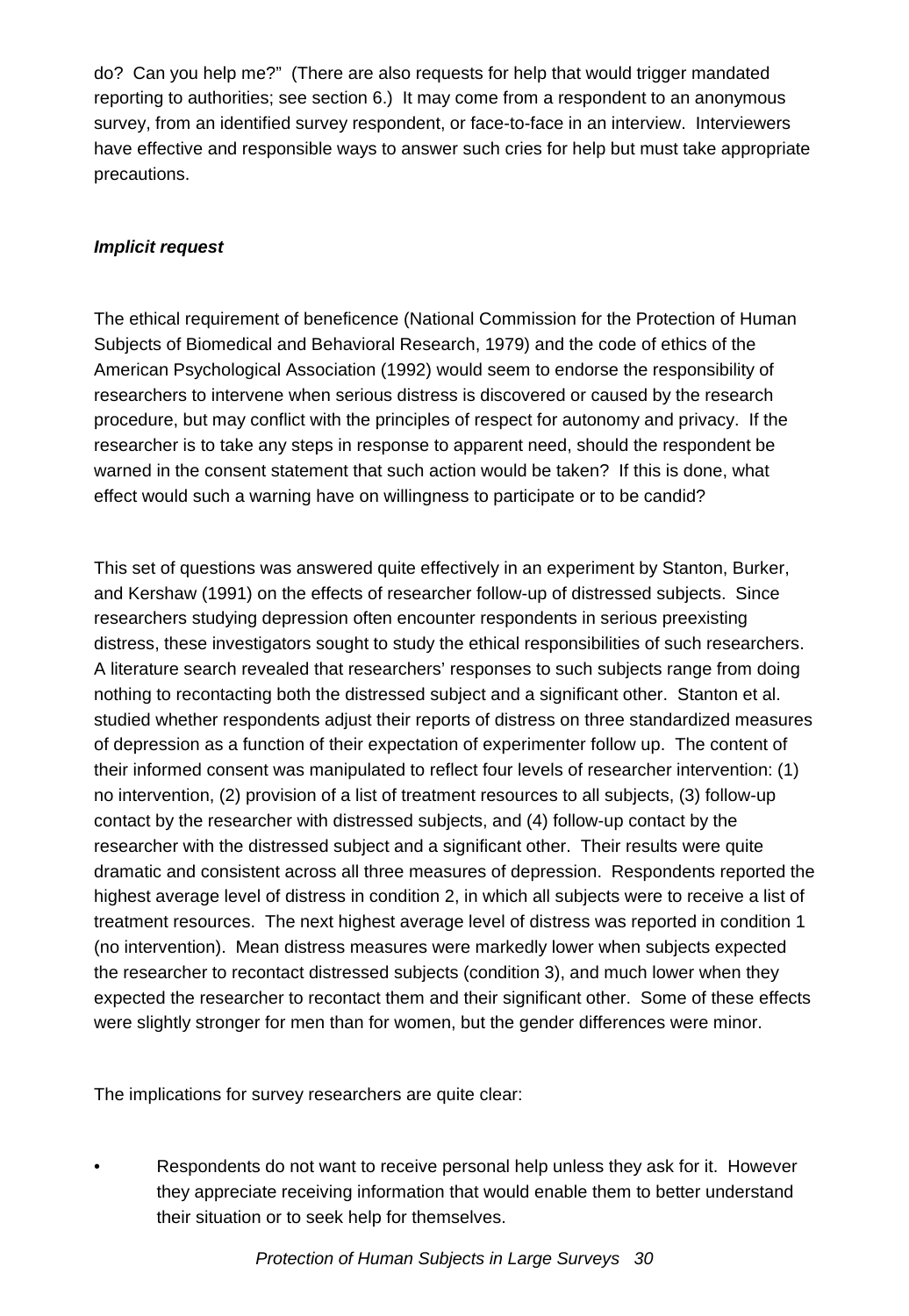do? Can you help me?" (There are also requests for help that would trigger mandated reporting to authorities; see section 6.) It may come from a respondent to an anonymous survey, from an identified survey respondent, or face-to-face in an interview. Interviewers have effective and responsible ways to answer such cries for help but must take appropriate precautions.

***Implicit request***

The ethical requirement of beneficence (National Commission for the Protection of Human Subjects of Biomedical and Behavioral Research, 1979) and the code of ethics of the American Psychological Association (1992) would seem to endorse the responsibility of researchers to intervene when serious distress is discovered or caused by the research procedure, but may conflict with the principles of respect for autonomy and privacy. If the researcher is to take any steps in response to apparent need, should the respondent be warned in the consent statement that such action would be taken? If this is done, what effect would such a warning have on willingness to participate or to be candid?

This set of questions was answered quite effectively in an experiment by Stanton, Burker, and Kershaw (1991) on the effects of researcher follow-up of distressed subjects. Since researchers studying depression often encounter respondents in serious preexisting distress, these investigators sought to study the ethical responsibilities of such researchers. A literature search revealed that researchers' responses to such subjects range from doing nothing to recontacting both the distressed subject and a significant other. Stanton et al. studied whether respondents adjust their reports of distress on three standardized measures of depression as a function of their expectation of experimenter follow up. The content of their informed consent was manipulated to reflect four levels of researcher intervention: (1) no intervention, (2) provision of a list of treatment resources to all subjects, (3) follow-up contact by the researcher with distressed subjects, and (4) follow-up contact by the researcher with the distressed subject and a significant other. Their results were quite dramatic and consistent across all three measures of depression. Respondents reported the highest average level of distress in condition 2, in which all subjects were to receive a list of treatment resources. The next highest average level of distress was reported in condition 1 (no intervention). Mean distress measures were markedly lower when subjects expected the researcher to recontact distressed subjects (condition 3), and much lower when they expected the researcher to recontact them and their significant other. Some of these effects were slightly stronger for men than for women, but the gender differences were minor.

The implications for survey researchers are quite clear:

- Respondents do not want to receive personal help unless they ask for it. However they appreciate receiving information that would enable them to better understand their situation or to seek help for themselves.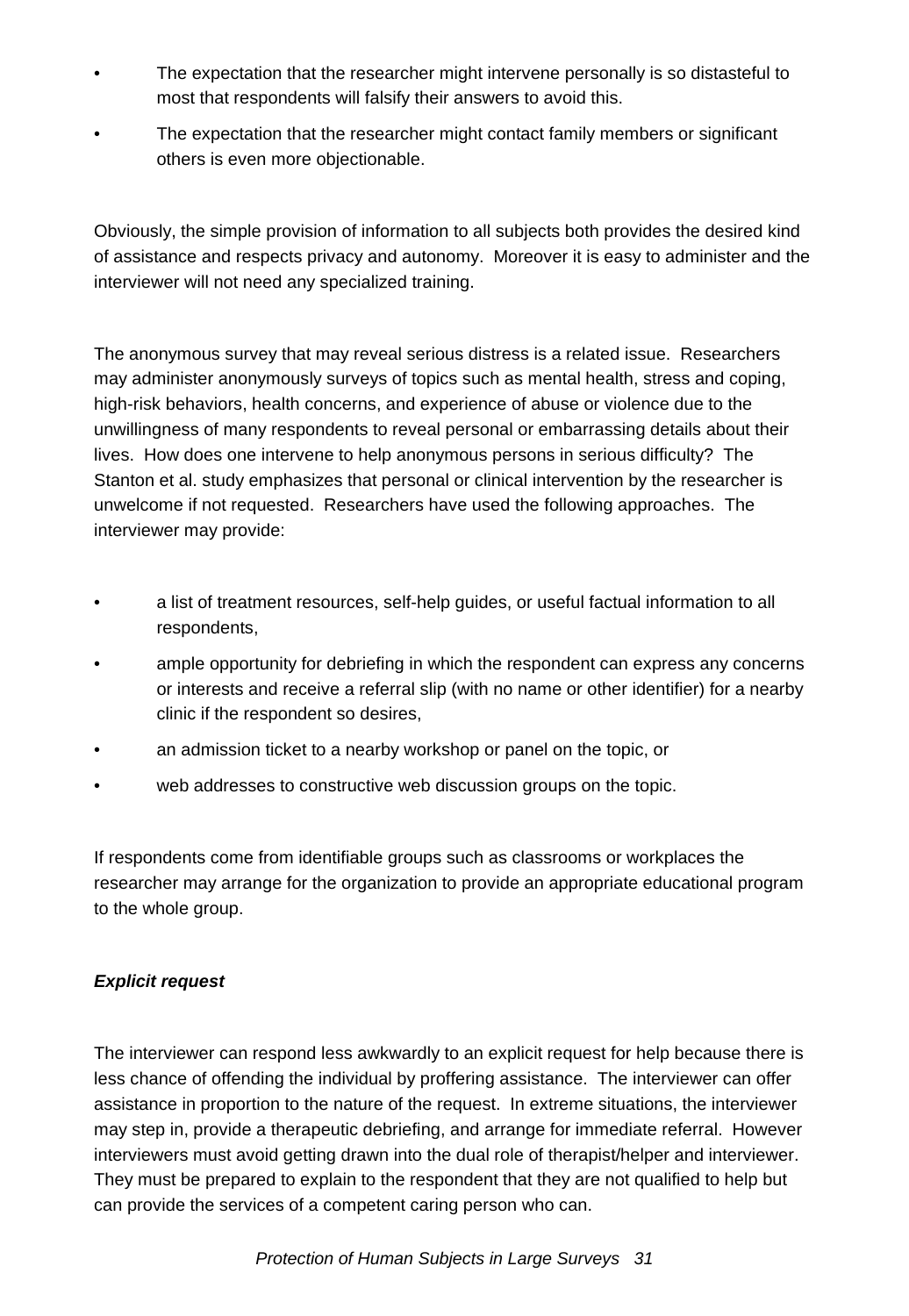- The expectation that the researcher might intervene personally is so distasteful to most that respondents will falsify their answers to avoid this.
- The expectation that the researcher might contact family members or significant others is even more objectionable.

Obviously, the simple provision of information to all subjects both provides the desired kind of assistance and respects privacy and autonomy. Moreover it is easy to administer and the interviewer will not need any specialized training.

The anonymous survey that may reveal serious distress is a related issue. Researchers may administer anonymously surveys of topics such as mental health, stress and coping, high-risk behaviors, health concerns, and experience of abuse or violence due to the unwillingness of many respondents to reveal personal or embarrassing details about their lives. How does one intervene to help anonymous persons in serious difficulty? The Stanton et al. study emphasizes that personal or clinical intervention by the researcher is unwelcome if not requested. Researchers have used the following approaches. The interviewer may provide:

- a list of treatment resources, self-help guides, or useful factual information to all respondents,
- ample opportunity for debriefing in which the respondent can express any concerns or interests and receive a referral slip (with no name or other identifier) for a nearby clinic if the respondent so desires,
- an admission ticket to a nearby workshop or panel on the topic, or
- web addresses to constructive web discussion groups on the topic.

If respondents come from identifiable groups such as classrooms or workplaces the researcher may arrange for the organization to provide an appropriate educational program to the whole group.

***Explicit request***

The interviewer can respond less awkwardly to an explicit request for help because there is less chance of offending the individual by proffering assistance. The interviewer can offer assistance in proportion to the nature of the request. In extreme situations, the interviewer may step in, provide a therapeutic debriefing, and arrange for immediate referral. However interviewers must avoid getting drawn into the dual role of therapist/helper and interviewer. They must be prepared to explain to the respondent that they are not qualified to help but can provide the services of a competent caring person who can.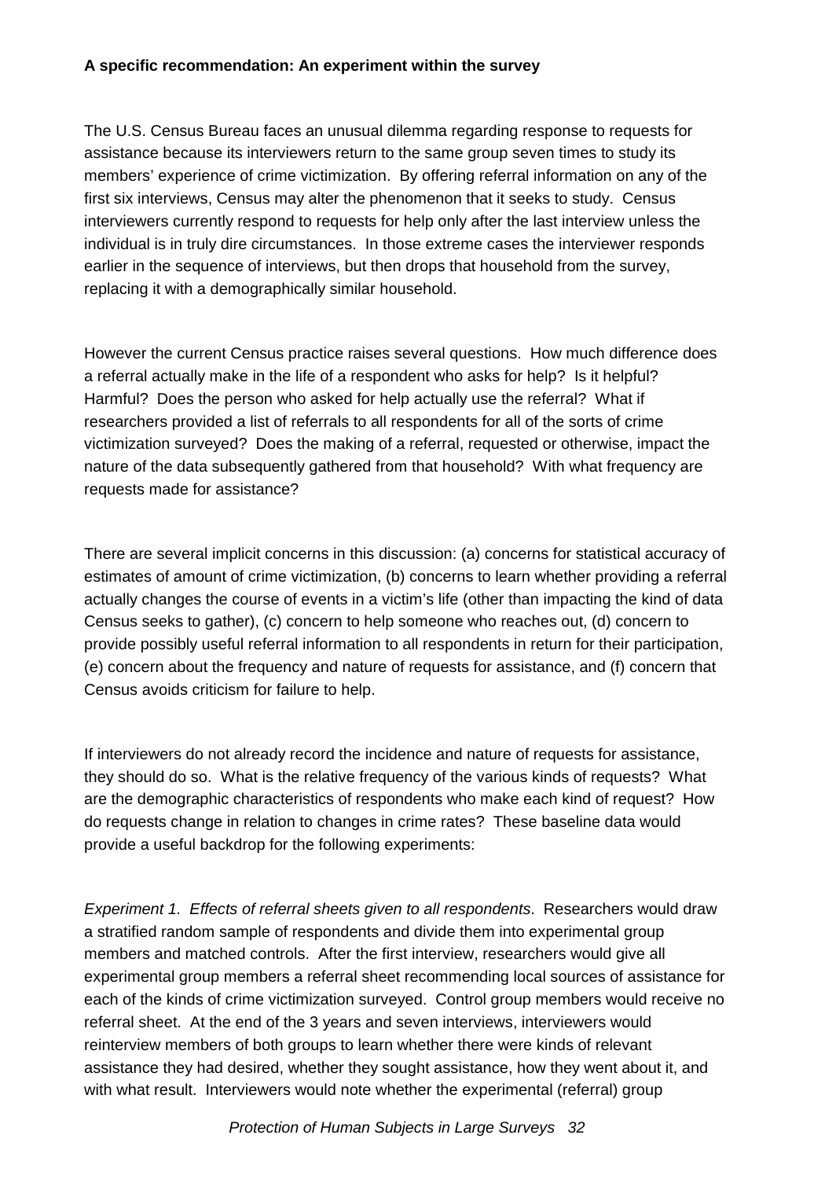**A specific recommendation: An experiment within the survey**

The U.S. Census Bureau faces an unusual dilemma regarding response to requests for assistance because its interviewers return to the same group seven times to study its members' experience of crime victimization. By offering referral information on any of the first six interviews, Census may alter the phenomenon that it seeks to study. Census interviewers currently respond to requests for help only after the last interview unless the individual is in truly dire circumstances. In those extreme cases the interviewer responds earlier in the sequence of interviews, but then drops that household from the survey, replacing it with a demographically similar household.

However the current Census practice raises several questions. How much difference does a referral actually make in the life of a respondent who asks for help? Is it helpful? Harmful? Does the person who asked for help actually use the referral? What if researchers provided a list of referrals to all respondents for all of the sorts of crime victimization surveyed? Does the making of a referral, requested or otherwise, impact the nature of the data subsequently gathered from that household? With what frequency are requests made for assistance?

There are several implicit concerns in this discussion: (a) concerns for statistical accuracy of estimates of amount of crime victimization, (b) concerns to learn whether providing a referral actually changes the course of events in a victim's life (other than impacting the kind of data Census seeks to gather), (c) concern to help someone who reaches out, (d) concern to provide possibly useful referral information to all respondents in return for their participation, (e) concern about the frequency and nature of requests for assistance, and (f) concern that Census avoids criticism for failure to help.

If interviewers do not already record the incidence and nature of requests for assistance, they should do so. What is the relative frequency of the various kinds of requests? What are the demographic characteristics of respondents who make each kind of request? How do requests change in relation to changes in crime rates? These baseline data would provide a useful backdrop for the following experiments:

*Experiment 1. Effects of referral sheets given to all respondents*. Researchers would draw a stratified random sample of respondents and divide them into experimental group members and matched controls. After the first interview, researchers would give all experimental group members a referral sheet recommending local sources of assistance for each of the kinds of crime victimization surveyed. Control group members would receive no referral sheet. At the end of the 3 years and seven interviews, interviewers would reinterview members of both groups to learn whether there were kinds of relevant assistance they had desired, whether they sought assistance, how they went about it, and with what result. Interviewers would note whether the experimental (referral) group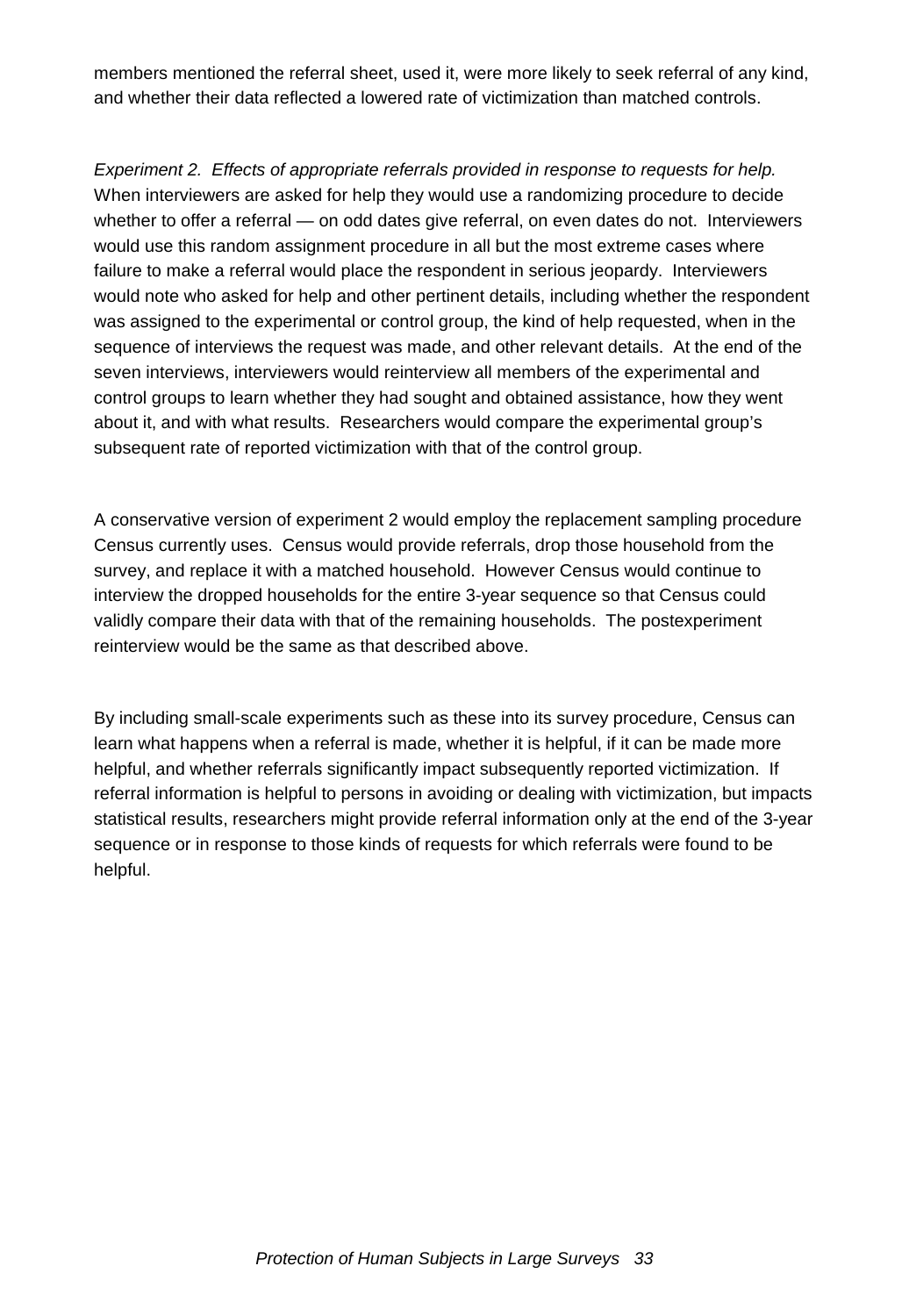members mentioned the referral sheet, used it, were more likely to seek referral of any kind, and whether their data reflected a lowered rate of victimization than matched controls.

*Experiment 2. Effects of appropriate referrals provided in response to requests for help.* When interviewers are asked for help they would use a randomizing procedure to decide whether to offer a referral — on odd dates give referral, on even dates do not. Interviewers would use this random assignment procedure in all but the most extreme cases where failure to make a referral would place the respondent in serious jeopardy. Interviewers would note who asked for help and other pertinent details, including whether the respondent was assigned to the experimental or control group, the kind of help requested, when in the sequence of interviews the request was made, and other relevant details. At the end of the seven interviews, interviewers would reinterview all members of the experimental and control groups to learn whether they had sought and obtained assistance, how they went about it, and with what results. Researchers would compare the experimental group's subsequent rate of reported victimization with that of the control group.

A conservative version of experiment 2 would employ the replacement sampling procedure Census currently uses. Census would provide referrals, drop those household from the survey, and replace it with a matched household. However Census would continue to interview the dropped households for the entire 3-year sequence so that Census could validly compare their data with that of the remaining households. The postexperiment reinterview would be the same as that described above.

By including small-scale experiments such as these into its survey procedure, Census can learn what happens when a referral is made, whether it is helpful, if it can be made more helpful, and whether referrals significantly impact subsequently reported victimization. If referral information is helpful to persons in avoiding or dealing with victimization, but impacts statistical results, researchers might provide referral information only at the end of the 3-year sequence or in response to those kinds of requests for which referrals were found to be helpful.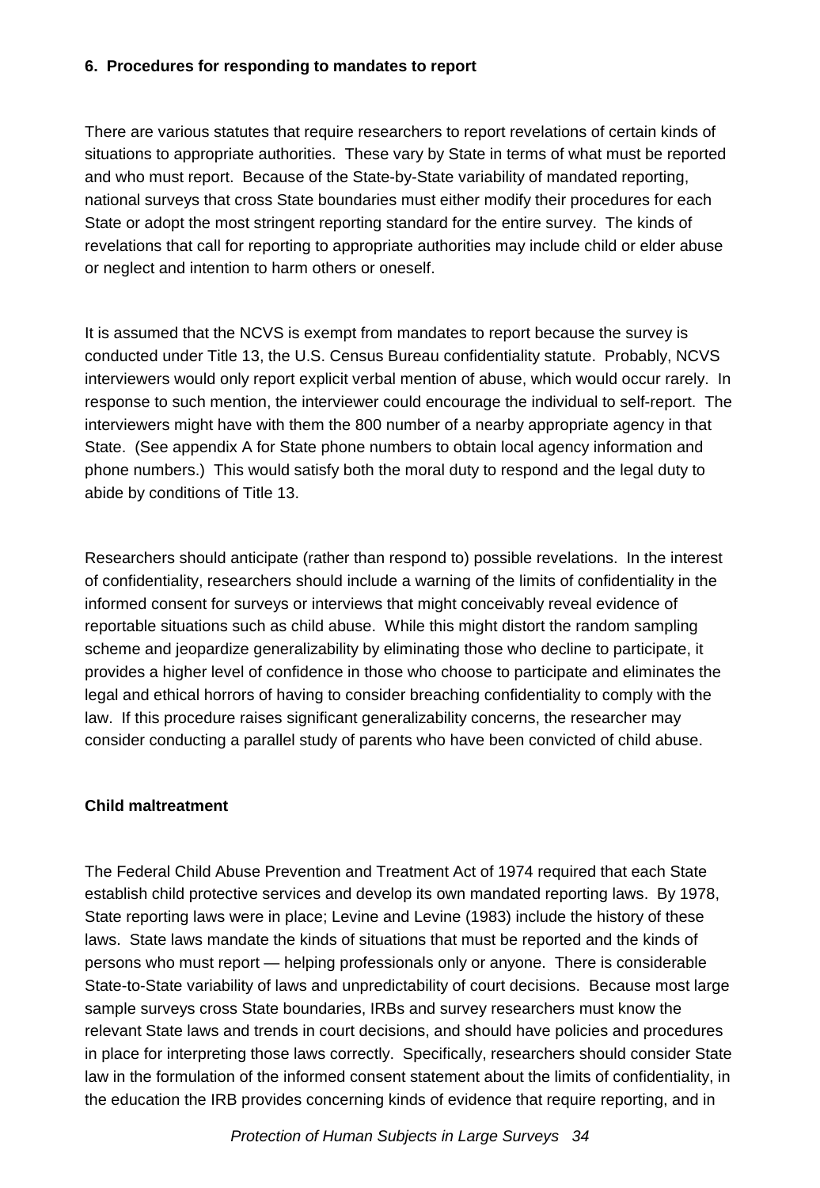**6. Procedures for responding to mandates to report**

There are various statutes that require researchers to report revelations of certain kinds of situations to appropriate authorities. These vary by State in terms of what must be reported and who must report. Because of the State-by-State variability of mandated reporting, national surveys that cross State boundaries must either modify their procedures for each State or adopt the most stringent reporting standard for the entire survey. The kinds of revelations that call for reporting to appropriate authorities may include child or elder abuse or neglect and intention to harm others or oneself.

It is assumed that the NCVS is exempt from mandates to report because the survey is conducted under Title 13, the U.S. Census Bureau confidentiality statute. Probably, NCVS interviewers would only report explicit verbal mention of abuse, which would occur rarely. In response to such mention, the interviewer could encourage the individual to self-report. The interviewers might have with them the 800 number of a nearby appropriate agency in that State. (See appendix A for State phone numbers to obtain local agency information and phone numbers.) This would satisfy both the moral duty to respond and the legal duty to abide by conditions of Title 13.

Researchers should anticipate (rather than respond to) possible revelations. In the interest of confidentiality, researchers should include a warning of the limits of confidentiality in the informed consent for surveys or interviews that might conceivably reveal evidence of reportable situations such as child abuse. While this might distort the random sampling scheme and jeopardize generalizability by eliminating those who decline to participate, it provides a higher level of confidence in those who choose to participate and eliminates the legal and ethical horrors of having to consider breaching confidentiality to comply with the law. If this procedure raises significant generalizability concerns, the researcher may consider conducting a parallel study of parents who have been convicted of child abuse.

**Child maltreatment**

The Federal Child Abuse Prevention and Treatment Act of 1974 required that each State establish child protective services and develop its own mandated reporting laws. By 1978, State reporting laws were in place; Levine and Levine (1983) include the history of these laws. State laws mandate the kinds of situations that must be reported and the kinds of persons who must report — helping professionals only or anyone. There is considerable State-to-State variability of laws and unpredictability of court decisions. Because most large sample surveys cross State boundaries, IRBs and survey researchers must know the relevant State laws and trends in court decisions, and should have policies and procedures in place for interpreting those laws correctly. Specifically, researchers should consider State law in the formulation of the informed consent statement about the limits of confidentiality, in the education the IRB provides concerning kinds of evidence that require reporting, and in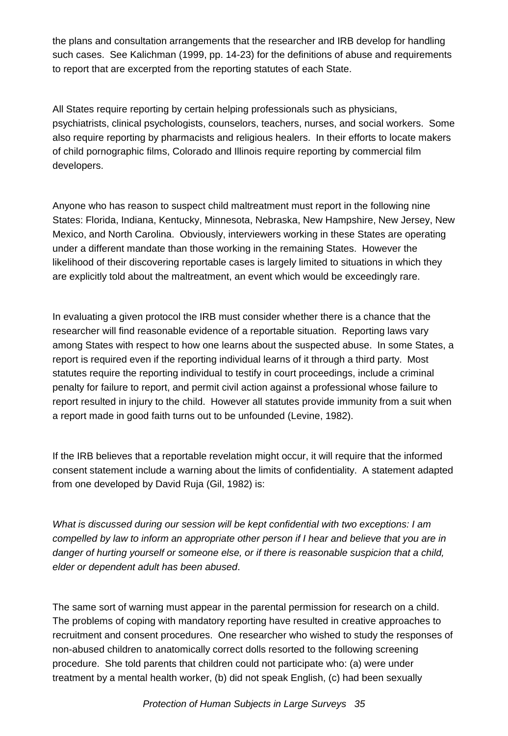the plans and consultation arrangements that the researcher and IRB develop for handling such cases. See Kalichman (1999, pp. 14-23) for the definitions of abuse and requirements to report that are excerpted from the reporting statutes of each State.

All States require reporting by certain helping professionals such as physicians, psychiatrists, clinical psychologists, counselors, teachers, nurses, and social workers. Some also require reporting by pharmacists and religious healers. In their efforts to locate makers of child pornographic films, Colorado and Illinois require reporting by commercial film developers.

Anyone who has reason to suspect child maltreatment must report in the following nine States: Florida, Indiana, Kentucky, Minnesota, Nebraska, New Hampshire, New Jersey, New Mexico, and North Carolina. Obviously, interviewers working in these States are operating under a different mandate than those working in the remaining States. However the likelihood of their discovering reportable cases is largely limited to situations in which they are explicitly told about the maltreatment, an event which would be exceedingly rare.

In evaluating a given protocol the IRB must consider whether there is a chance that the researcher will find reasonable evidence of a reportable situation. Reporting laws vary among States with respect to how one learns about the suspected abuse. In some States, a report is required even if the reporting individual learns of it through a third party. Most statutes require the reporting individual to testify in court proceedings, include a criminal penalty for failure to report, and permit civil action against a professional whose failure to report resulted in injury to the child. However all statutes provide immunity from a suit when a report made in good faith turns out to be unfounded (Levine, 1982).

If the IRB believes that a reportable revelation might occur, it will require that the informed consent statement include a warning about the limits of confidentiality. A statement adapted from one developed by David Ruja (Gil, 1982) is:

*What is discussed during our session will be kept confidential with two exceptions: I am compelled by law to inform an appropriate other person if I hear and believe that you are in danger of hurting yourself or someone else, or if there is reasonable suspicion that a child, elder or dependent adult has been abused*.

The same sort of warning must appear in the parental permission for research on a child. The problems of coping with mandatory reporting have resulted in creative approaches to recruitment and consent procedures. One researcher who wished to study the responses of non-abused children to anatomically correct dolls resorted to the following screening procedure. She told parents that children could not participate who: (a) were under treatment by a mental health worker, (b) did not speak English, (c) had been sexually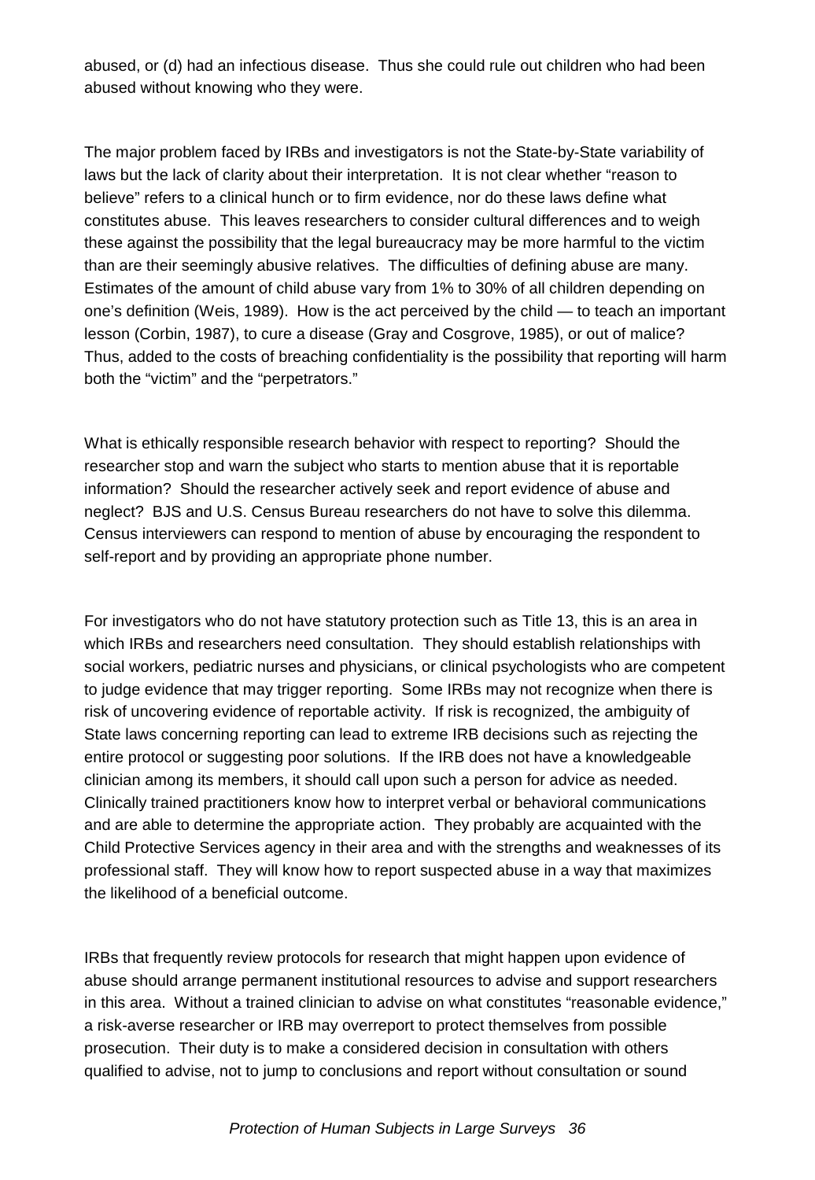abused, or (d) had an infectious disease. Thus she could rule out children who had been abused without knowing who they were.

The major problem faced by IRBs and investigators is not the State-by-State variability of laws but the lack of clarity about their interpretation. It is not clear whether "reason to believe" refers to a clinical hunch or to firm evidence, nor do these laws define what constitutes abuse. This leaves researchers to consider cultural differences and to weigh these against the possibility that the legal bureaucracy may be more harmful to the victim than are their seemingly abusive relatives. The difficulties of defining abuse are many. Estimates of the amount of child abuse vary from 1% to 30% of all children depending on one's definition (Weis, 1989). How is the act perceived by the child — to teach an important lesson (Corbin, 1987), to cure a disease (Gray and Cosgrove, 1985), or out of malice? Thus, added to the costs of breaching confidentiality is the possibility that reporting will harm both the "victim" and the "perpetrators."

What is ethically responsible research behavior with respect to reporting? Should the researcher stop and warn the subject who starts to mention abuse that it is reportable information? Should the researcher actively seek and report evidence of abuse and neglect? BJS and U.S. Census Bureau researchers do not have to solve this dilemma. Census interviewers can respond to mention of abuse by encouraging the respondent to self-report and by providing an appropriate phone number.

For investigators who do not have statutory protection such as Title 13, this is an area in which IRBs and researchers need consultation. They should establish relationships with social workers, pediatric nurses and physicians, or clinical psychologists who are competent to judge evidence that may trigger reporting. Some IRBs may not recognize when there is risk of uncovering evidence of reportable activity. If risk is recognized, the ambiguity of State laws concerning reporting can lead to extreme IRB decisions such as rejecting the entire protocol or suggesting poor solutions. If the IRB does not have a knowledgeable clinician among its members, it should call upon such a person for advice as needed. Clinically trained practitioners know how to interpret verbal or behavioral communications and are able to determine the appropriate action. They probably are acquainted with the Child Protective Services agency in their area and with the strengths and weaknesses of its professional staff. They will know how to report suspected abuse in a way that maximizes the likelihood of a beneficial outcome.

IRBs that frequently review protocols for research that might happen upon evidence of abuse should arrange permanent institutional resources to advise and support researchers in this area. Without a trained clinician to advise on what constitutes "reasonable evidence," a risk-averse researcher or IRB may overreport to protect themselves from possible prosecution. Their duty is to make a considered decision in consultation with others qualified to advise, not to jump to conclusions and report without consultation or sound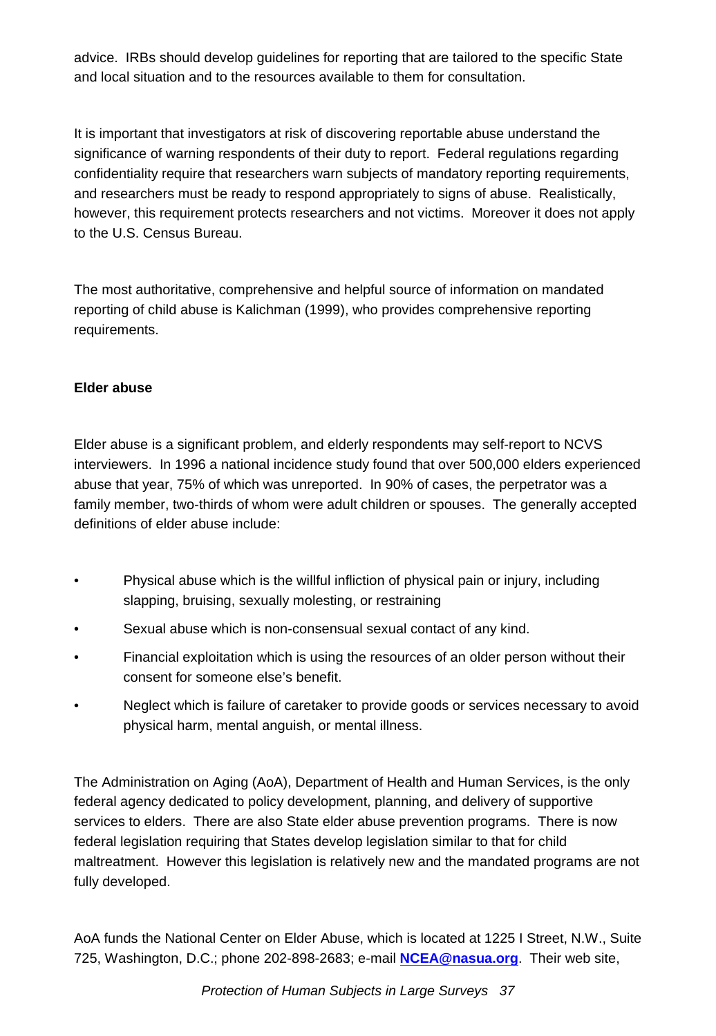advice. IRBs should develop guidelines for reporting that are tailored to the specific State and local situation and to the resources available to them for consultation.

It is important that investigators at risk of discovering reportable abuse understand the significance of warning respondents of their duty to report. Federal regulations regarding confidentiality require that researchers warn subjects of mandatory reporting requirements, and researchers must be ready to respond appropriately to signs of abuse. Realistically, however, this requirement protects researchers and not victims. Moreover it does not apply to the U.S. Census Bureau.

The most authoritative, comprehensive and helpful source of information on mandated reporting of child abuse is Kalichman (1999), who provides comprehensive reporting requirements.

**Elder abuse**

Elder abuse is a significant problem, and elderly respondents may self-report to NCVS interviewers. In 1996 a national incidence study found that over 500,000 elders experienced abuse that year, 75% of which was unreported. In 90% of cases, the perpetrator was a family member, two-thirds of whom were adult children or spouses. The generally accepted definitions of elder abuse include:

- Physical abuse which is the willful infliction of physical pain or injury, including slapping, bruising, sexually molesting, or restraining
- Sexual abuse which is non-consensual sexual contact of any kind.
- Financial exploitation which is using the resources of an older person without their consent for someone else's benefit.
- Neglect which is failure of caretaker to provide goods or services necessary to avoid physical harm, mental anguish, or mental illness.

The Administration on Aging (AoA), Department of Health and Human Services, is the only federal agency dedicated to policy development, planning, and delivery of supportive services to elders. There are also State elder abuse prevention programs. There is now federal legislation requiring that States develop legislation similar to that for child maltreatment. However this legislation is relatively new and the mandated programs are not fully developed.

AoA funds the National Center on Elder Abuse, which is located at 1225 I Street, N.W., Suite 725, Washington, D.C.; phone 202-898-2683; e-mail **NCEA@nasua.org**. Their web site,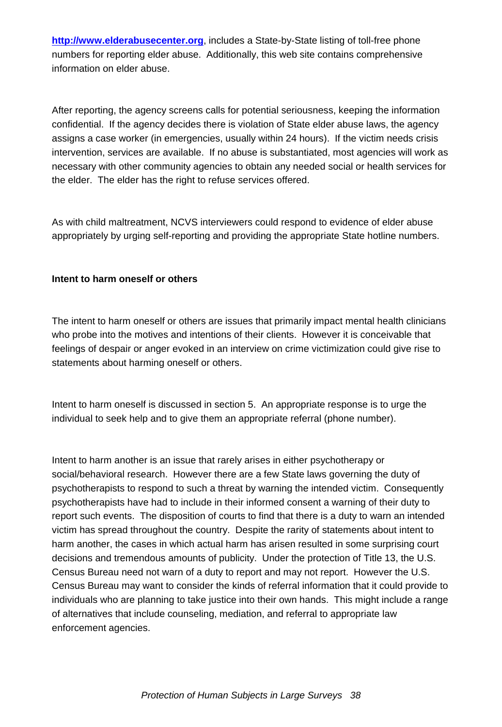[http://www.elderabusecenter.org](http://www.elderabusecenter.org), includes a State-by-State listing of toll-free phone numbers for reporting elder abuse. Additionally, this web site contains comprehensive information on elder abuse.

After reporting, the agency screens calls for potential seriousness, keeping the information confidential. If the agency decides there is violation of State elder abuse laws, the agency assigns a case worker (in emergencies, usually within 24 hours). If the victim needs crisis intervention, services are available. If no abuse is substantiated, most agencies will work as necessary with other community agencies to obtain any needed social or health services for the elder. The elder has the right to refuse services offered.

As with child maltreatment, NCVS interviewers could respond to evidence of elder abuse appropriately by urging self-reporting and providing the appropriate State hotline numbers.

**Intent to harm oneself or others**

The intent to harm oneself or others are issues that primarily impact mental health clinicians who probe into the motives and intentions of their clients. However it is conceivable that feelings of despair or anger evoked in an interview on crime victimization could give rise to statements about harming oneself or others.

Intent to harm oneself is discussed in section 5. An appropriate response is to urge the individual to seek help and to give them an appropriate referral (phone number).

Intent to harm another is an issue that rarely arises in either psychotherapy or social/behavioral research. However there are a few State laws governing the duty of psychotherapists to respond to such a threat by warning the intended victim. Consequently psychotherapists have had to include in their informed consent a warning of their duty to report such events. The disposition of courts to find that there is a duty to warn an intended victim has spread throughout the country. Despite the rarity of statements about intent to harm another, the cases in which actual harm has arisen resulted in some surprising court decisions and tremendous amounts of publicity. Under the protection of Title 13, the U.S. Census Bureau need not warn of a duty to report and may not report. However the U.S. Census Bureau may want to consider the kinds of referral information that it could provide to individuals who are planning to take justice into their own hands. This might include a range of alternatives that include counseling, mediation, and referral to appropriate law enforcement agencies.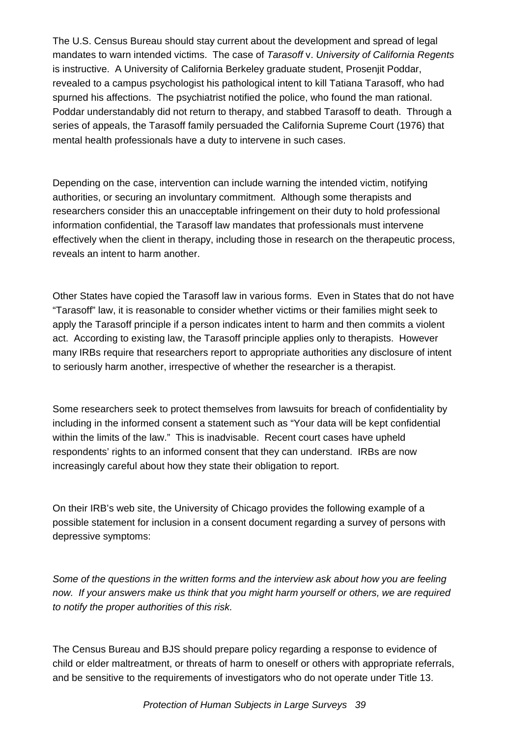The U.S. Census Bureau should stay current about the development and spread of legal mandates to warn intended victims. The case of *Tarasoff* v. *University of California Regents* is instructive. A University of California Berkeley graduate student, Prosenjit Poddar, revealed to a campus psychologist his pathological intent to kill Tatiana Tarasoff, who had spurned his affections. The psychiatrist notified the police, who found the man rational. Poddar understandably did not return to therapy, and stabbed Tarasoff to death. Through a series of appeals, the Tarasoff family persuaded the California Supreme Court (1976) that mental health professionals have a duty to intervene in such cases.

Depending on the case, intervention can include warning the intended victim, notifying authorities, or securing an involuntary commitment. Although some therapists and researchers consider this an unacceptable infringement on their duty to hold professional information confidential, the Tarasoff law mandates that professionals must intervene effectively when the client in therapy, including those in research on the therapeutic process, reveals an intent to harm another.

Other States have copied the Tarasoff law in various forms. Even in States that do not have "Tarasoff" law, it is reasonable to consider whether victims or their families might seek to apply the Tarasoff principle if a person indicates intent to harm and then commits a violent act. According to existing law, the Tarasoff principle applies only to therapists. However many IRBs require that researchers report to appropriate authorities any disclosure of intent to seriously harm another, irrespective of whether the researcher is a therapist.

Some researchers seek to protect themselves from lawsuits for breach of confidentiality by including in the informed consent a statement such as "Your data will be kept confidential within the limits of the law." This is inadvisable. Recent court cases have upheld respondents' rights to an informed consent that they can understand. IRBs are now increasingly careful about how they state their obligation to report.

On their IRB's web site, the University of Chicago provides the following example of a possible statement for inclusion in a consent document regarding a survey of persons with depressive symptoms:

*Some of the questions in the written forms and the interview ask about how you are feeling now. If your answers make us think that you might harm yourself or others, we are required to notify the proper authorities of this risk.*

The Census Bureau and BJS should prepare policy regarding a response to evidence of child or elder maltreatment, or threats of harm to oneself or others with appropriate referrals, and be sensitive to the requirements of investigators who do not operate under Title 13.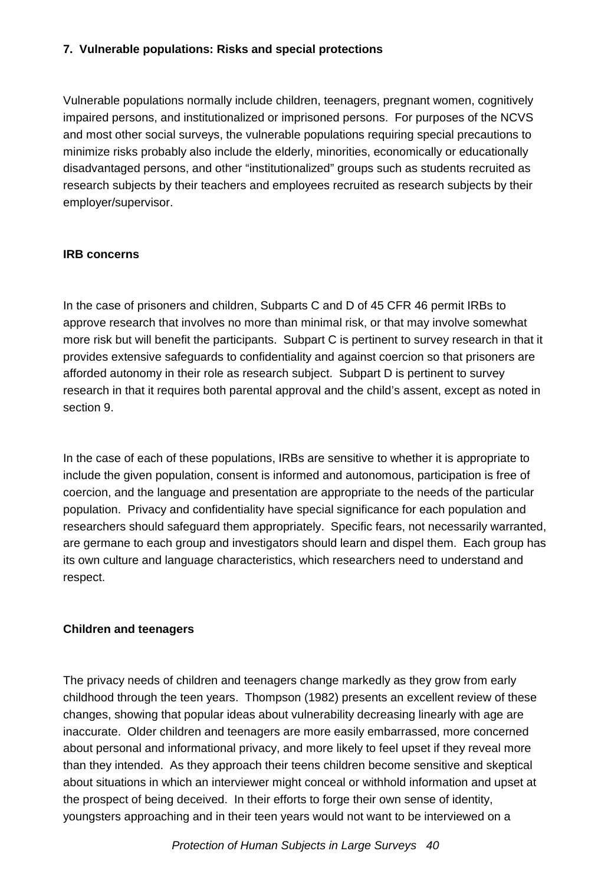## 7. Vulnerable populations: Risks and special protections

Vulnerable populations normally include children, teenagers, pregnant women, cognitively impaired persons, and institutionalized or imprisoned persons. For purposes of the NCVS and most other social surveys, the vulnerable populations requiring special precautions to minimize risks probably also include the elderly, minorities, economically or educationally disadvantaged persons, and other "institutionalized" groups such as students recruited as research subjects by their teachers and employees recruited as research subjects by their employer/supervisor.

### IRB concerns

In the case of prisoners and children, Subparts C and D of 45 CFR 46 permit IRBs to approve research that involves no more than minimal risk, or that may involve somewhat more risk but will benefit the participants. Subpart C is pertinent to survey research in that it provides extensive safeguards to confidentiality and against coercion so that prisoners are afforded autonomy in their role as research subject. Subpart D is pertinent to survey research in that it requires both parental approval and the child's assent, except as noted in section 9.

In the case of each of these populations, IRBs are sensitive to whether it is appropriate to include the given population, consent is informed and autonomous, participation is free of coercion, and the language and presentation are appropriate to the needs of the particular population. Privacy and confidentiality have special significance for each population and researchers should safeguard them appropriately. Specific fears, not necessarily warranted, are germane to each group and investigators should learn and dispel them. Each group has its own culture and language characteristics, which researchers need to understand and respect.

### Children and teenagers

The privacy needs of children and teenagers change markedly as they grow from early childhood through the teen years. Thompson (1982) presents an excellent review of these changes, showing that popular ideas about vulnerability decreasing linearly with age are inaccurate. Older children and teenagers are more easily embarrassed, more concerned about personal and informational privacy, and more likely to feel upset if they reveal more than they intended. As they approach their teens children become sensitive and skeptical about situations in which an interviewer might conceal or withhold information and upset at the prospect of being deceived. In their efforts to forge their own sense of identity, youngsters approaching and in their teen years would not want to be interviewed on a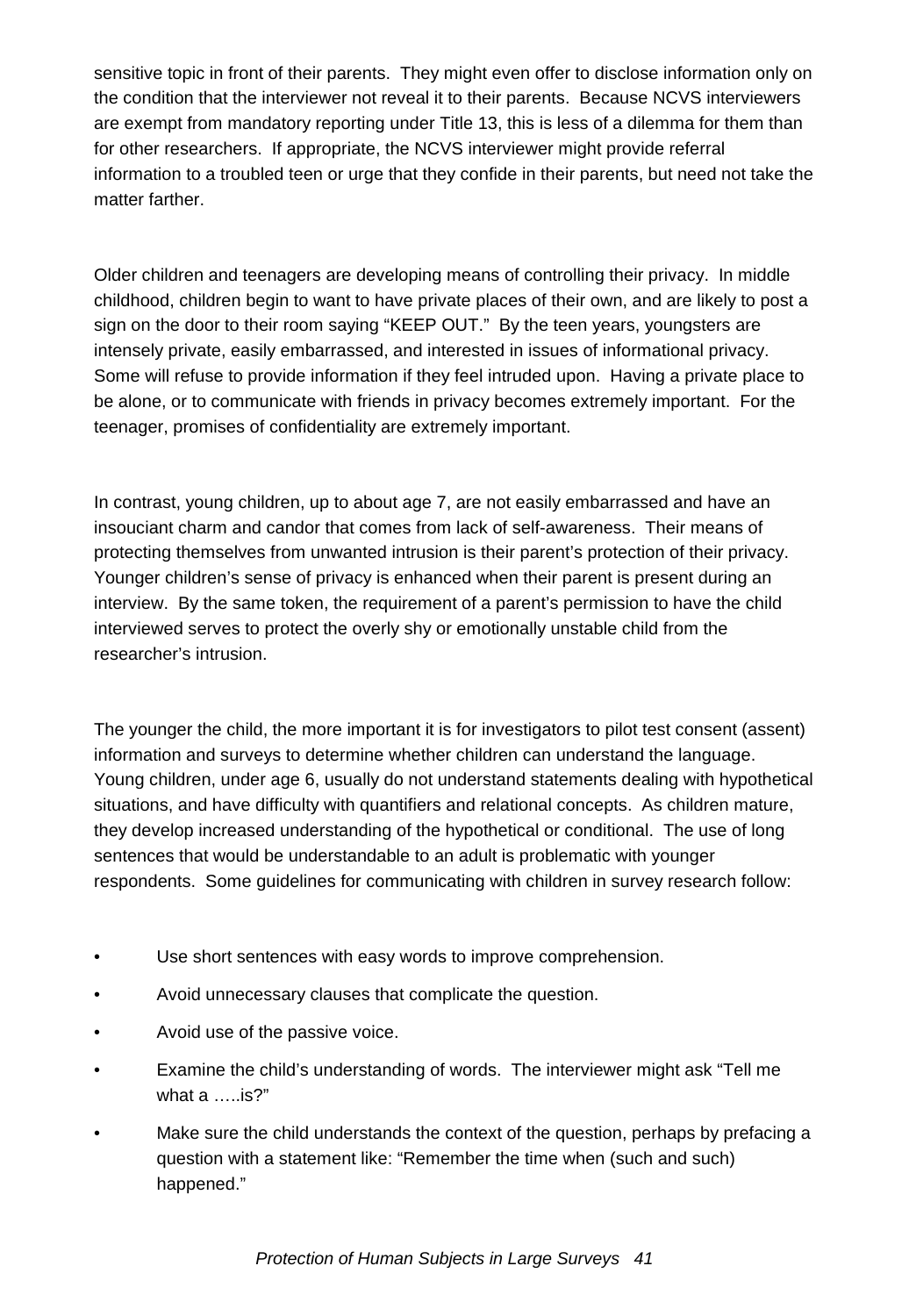sensitive topic in front of their parents. They might even offer to disclose information only on the condition that the interviewer not reveal it to their parents. Because NCVS interviewers are exempt from mandatory reporting under Title 13, this is less of a dilemma for them than for other researchers. If appropriate, the NCVS interviewer might provide referral information to a troubled teen or urge that they confide in their parents, but need not take the matter farther.

Older children and teenagers are developing means of controlling their privacy. In middle childhood, children begin to want to have private places of their own, and are likely to post a sign on the door to their room saying "KEEP OUT." By the teen years, youngsters are intensely private, easily embarrassed, and interested in issues of informational privacy. Some will refuse to provide information if they feel intruded upon. Having a private place to be alone, or to communicate with friends in privacy becomes extremely important. For the teenager, promises of confidentiality are extremely important.

In contrast, young children, up to about age 7, are not easily embarrassed and have an insouciant charm and candor that comes from lack of self-awareness. Their means of protecting themselves from unwanted intrusion is their parent's protection of their privacy. Younger children's sense of privacy is enhanced when their parent is present during an interview. By the same token, the requirement of a parent's permission to have the child interviewed serves to protect the overly shy or emotionally unstable child from the researcher's intrusion.

The younger the child, the more important it is for investigators to pilot test consent (assent) information and surveys to determine whether children can understand the language. Young children, under age 6, usually do not understand statements dealing with hypothetical situations, and have difficulty with quantifiers and relational concepts. As children mature, they develop increased understanding of the hypothetical or conditional. The use of long sentences that would be understandable to an adult is problematic with younger respondents. Some guidelines for communicating with children in survey research follow:

- Use short sentences with easy words to improve comprehension.
- Avoid unnecessary clauses that complicate the question.
- Avoid use of the passive voice.
- Examine the child's understanding of words. The interviewer might ask "Tell me what a …..is?"
- Make sure the child understands the context of the question, perhaps by prefacing a question with a statement like: "Remember the time when (such and such) happened."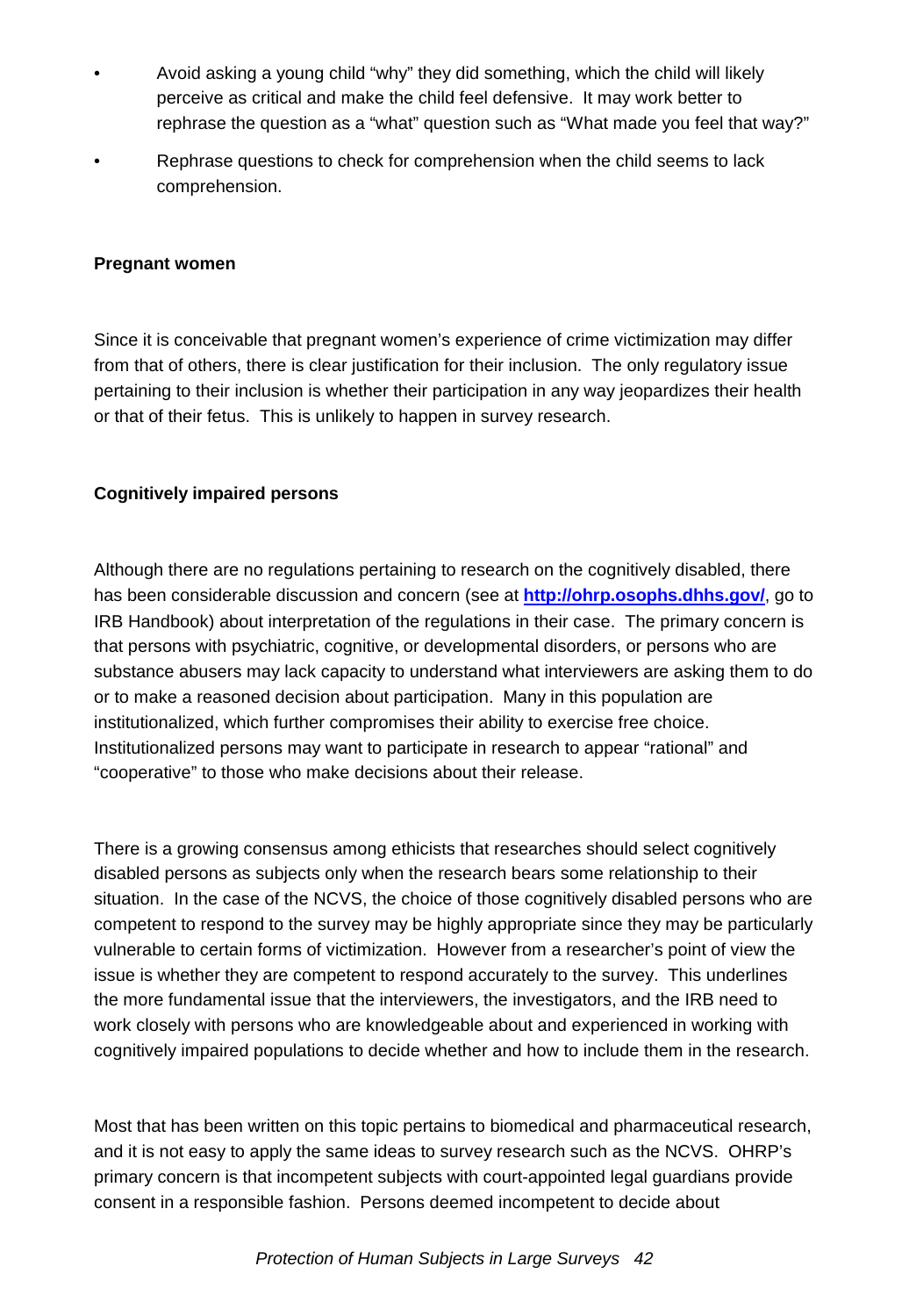- Avoid asking a young child "why" they did something, which the child will likely perceive as critical and make the child feel defensive. It may work better to rephrase the question as a "what" question such as "What made you feel that way?"
- Rephrase questions to check for comprehension when the child seems to lack comprehension.

**Pregnant women**

Since it is conceivable that pregnant women's experience of crime victimization may differ from that of others, there is clear justification for their inclusion. The only regulatory issue pertaining to their inclusion is whether their participation in any way jeopardizes their health or that of their fetus. This is unlikely to happen in survey research.

**Cognitively impaired persons**

Although there are no regulations pertaining to research on the cognitively disabled, there has been considerable discussion and concern (see at **http://ohrp.osophs.dhhs.gov/**, go to IRB Handbook) about interpretation of the regulations in their case. The primary concern is that persons with psychiatric, cognitive, or developmental disorders, or persons who are substance abusers may lack capacity to understand what interviewers are asking them to do or to make a reasoned decision about participation. Many in this population are institutionalized, which further compromises their ability to exercise free choice. Institutionalized persons may want to participate in research to appear "rational" and "cooperative" to those who make decisions about their release.

There is a growing consensus among ethicists that researches should select cognitively disabled persons as subjects only when the research bears some relationship to their situation. In the case of the NCVS, the choice of those cognitively disabled persons who are competent to respond to the survey may be highly appropriate since they may be particularly vulnerable to certain forms of victimization. However from a researcher's point of view the issue is whether they are competent to respond accurately to the survey. This underlines the more fundamental issue that the interviewers, the investigators, and the IRB need to work closely with persons who are knowledgeable about and experienced in working with cognitively impaired populations to decide whether and how to include them in the research.

Most that has been written on this topic pertains to biomedical and pharmaceutical research, and it is not easy to apply the same ideas to survey research such as the NCVS. OHRP's primary concern is that incompetent subjects with court-appointed legal guardians provide consent in a responsible fashion. Persons deemed incompetent to decide about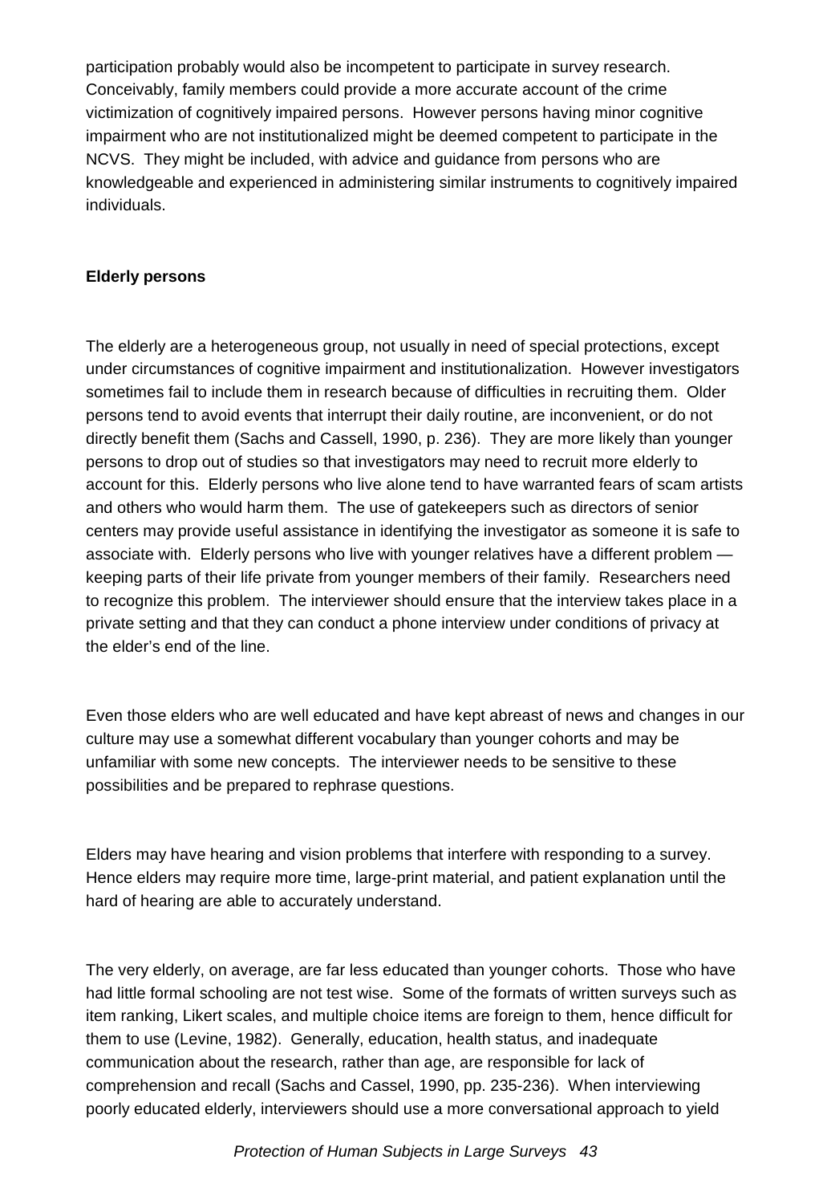participation probably would also be incompetent to participate in survey research. Conceivably, family members could provide a more accurate account of the crime victimization of cognitively impaired persons. However persons having minor cognitive impairment who are not institutionalized might be deemed competent to participate in the NCVS. They might be included, with advice and guidance from persons who are knowledgeable and experienced in administering similar instruments to cognitively impaired individuals.

**Elderly persons**

The elderly are a heterogeneous group, not usually in need of special protections, except under circumstances of cognitive impairment and institutionalization. However investigators sometimes fail to include them in research because of difficulties in recruiting them. Older persons tend to avoid events that interrupt their daily routine, are inconvenient, or do not directly benefit them (Sachs and Cassell, 1990, p. 236). They are more likely than younger persons to drop out of studies so that investigators may need to recruit more elderly to account for this. Elderly persons who live alone tend to have warranted fears of scam artists and others who would harm them. The use of gatekeepers such as directors of senior centers may provide useful assistance in identifying the investigator as someone it is safe to associate with. Elderly persons who live with younger relatives have a different problem — keeping parts of their life private from younger members of their family. Researchers need to recognize this problem. The interviewer should ensure that the interview takes place in a private setting and that they can conduct a phone interview under conditions of privacy at the elder's end of the line.

Even those elders who are well educated and have kept abreast of news and changes in our culture may use a somewhat different vocabulary than younger cohorts and may be unfamiliar with some new concepts. The interviewer needs to be sensitive to these possibilities and be prepared to rephrase questions.

Elders may have hearing and vision problems that interfere with responding to a survey. Hence elders may require more time, large-print material, and patient explanation until the hard of hearing are able to accurately understand.

The very elderly, on average, are far less educated than younger cohorts. Those who have had little formal schooling are not test wise. Some of the formats of written surveys such as item ranking, Likert scales, and multiple choice items are foreign to them, hence difficult for them to use (Levine, 1982). Generally, education, health status, and inadequate communication about the research, rather than age, are responsible for lack of comprehension and recall (Sachs and Cassel, 1990, pp. 235-236). When interviewing poorly educated elderly, interviewers should use a more conversational approach to yield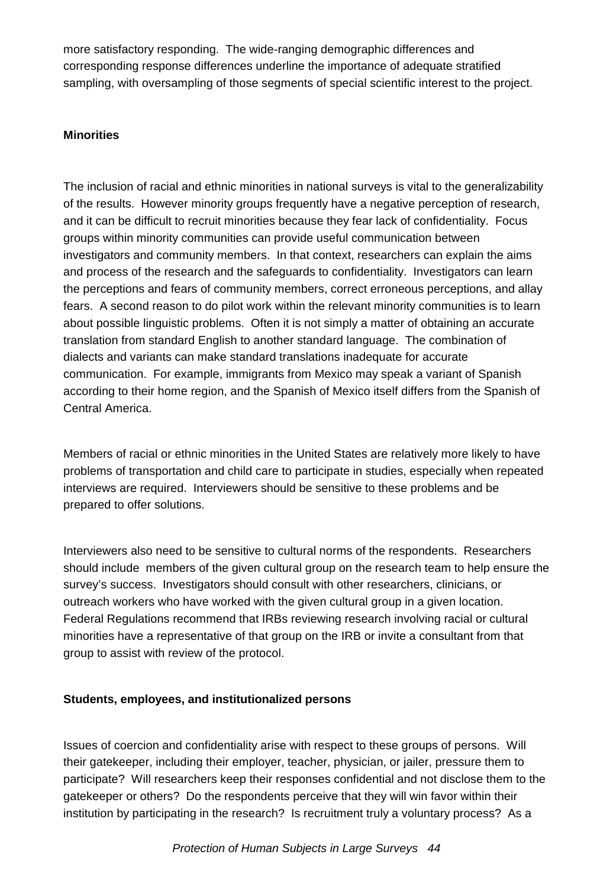more satisfactory responding. The wide-ranging demographic differences and corresponding response differences underline the importance of adequate stratified sampling, with oversampling of those segments of special scientific interest to the project.

**Minorities**

The inclusion of racial and ethnic minorities in national surveys is vital to the generalizability of the results. However minority groups frequently have a negative perception of research, and it can be difficult to recruit minorities because they fear lack of confidentiality. Focus groups within minority communities can provide useful communication between investigators and community members. In that context, researchers can explain the aims and process of the research and the safeguards to confidentiality. Investigators can learn the perceptions and fears of community members, correct erroneous perceptions, and allay fears. A second reason to do pilot work within the relevant minority communities is to learn about possible linguistic problems. Often it is not simply a matter of obtaining an accurate translation from standard English to another standard language. The combination of dialects and variants can make standard translations inadequate for accurate communication. For example, immigrants from Mexico may speak a variant of Spanish according to their home region, and the Spanish of Mexico itself differs from the Spanish of Central America.

Members of racial or ethnic minorities in the United States are relatively more likely to have problems of transportation and child care to participate in studies, especially when repeated interviews are required. Interviewers should be sensitive to these problems and be prepared to offer solutions.

Interviewers also need to be sensitive to cultural norms of the respondents. Researchers should include members of the given cultural group on the research team to help ensure the survey's success. Investigators should consult with other researchers, clinicians, or outreach workers who have worked with the given cultural group in a given location. Federal Regulations recommend that IRBs reviewing research involving racial or cultural minorities have a representative of that group on the IRB or invite a consultant from that group to assist with review of the protocol.

**Students, employees, and institutionalized persons**

Issues of coercion and confidentiality arise with respect to these groups of persons. Will their gatekeeper, including their employer, teacher, physician, or jailer, pressure them to participate? Will researchers keep their responses confidential and not disclose them to the gatekeeper or others? Do the respondents perceive that they will win favor within their institution by participating in the research? Is recruitment truly a voluntary process? As a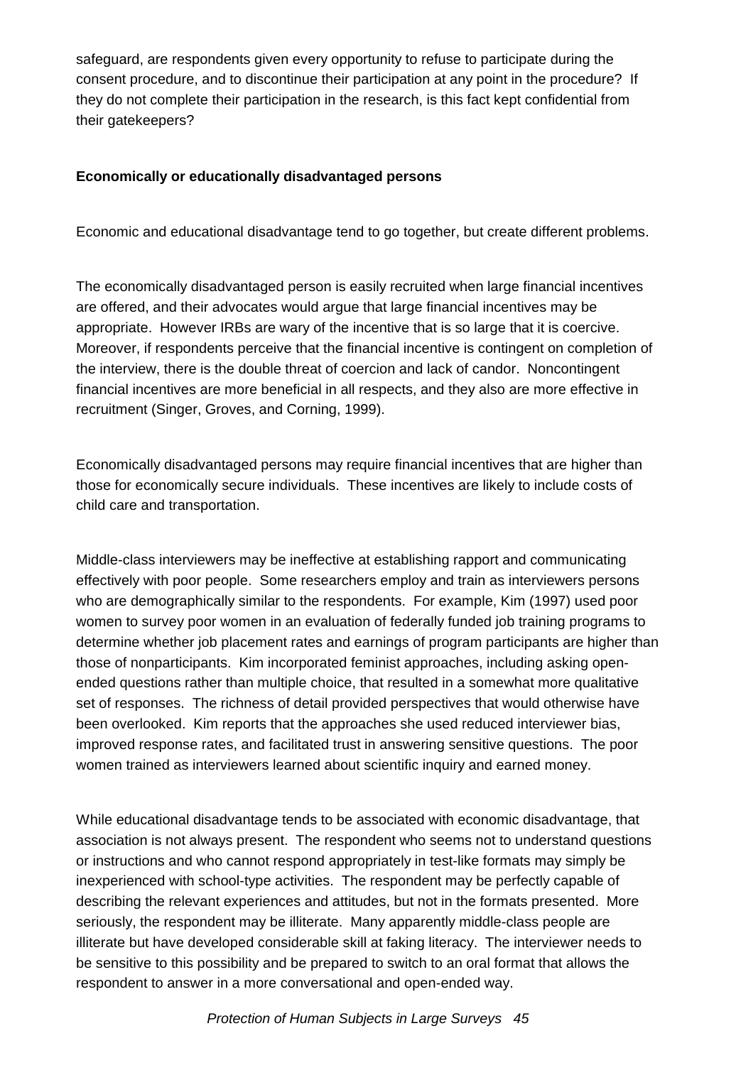safeguard, are respondents given every opportunity to refuse to participate during the consent procedure, and to discontinue their participation at any point in the procedure? If they do not complete their participation in the research, is this fact kept confidential from their gatekeepers?

**Economically or educationally disadvantaged persons**

Economic and educational disadvantage tend to go together, but create different problems.

The economically disadvantaged person is easily recruited when large financial incentives are offered, and their advocates would argue that large financial incentives may be appropriate. However IRBs are wary of the incentive that is so large that it is coercive. Moreover, if respondents perceive that the financial incentive is contingent on completion of the interview, there is the double threat of coercion and lack of candor. Noncontingent financial incentives are more beneficial in all respects, and they also are more effective in recruitment (Singer, Groves, and Corning, 1999).

Economically disadvantaged persons may require financial incentives that are higher than those for economically secure individuals. These incentives are likely to include costs of child care and transportation.

Middle-class interviewers may be ineffective at establishing rapport and communicating effectively with poor people. Some researchers employ and train as interviewers persons who are demographically similar to the respondents. For example, Kim (1997) used poor women to survey poor women in an evaluation of federally funded job training programs to determine whether job placement rates and earnings of program participants are higher than those of nonparticipants. Kim incorporated feminist approaches, including asking open-ended questions rather than multiple choice, that resulted in a somewhat more qualitative set of responses. The richness of detail provided perspectives that would otherwise have been overlooked. Kim reports that the approaches she used reduced interviewer bias, improved response rates, and facilitated trust in answering sensitive questions. The poor women trained as interviewers learned about scientific inquiry and earned money.

While educational disadvantage tends to be associated with economic disadvantage, that association is not always present. The respondent who seems not to understand questions or instructions and who cannot respond appropriately in test-like formats may simply be inexperienced with school-type activities. The respondent may be perfectly capable of describing the relevant experiences and attitudes, but not in the formats presented. More seriously, the respondent may be illiterate. Many apparently middle-class people are illiterate but have developed considerable skill at faking literacy. The interviewer needs to be sensitive to this possibility and be prepared to switch to an oral format that allows the respondent to answer in a more conversational and open-ended way.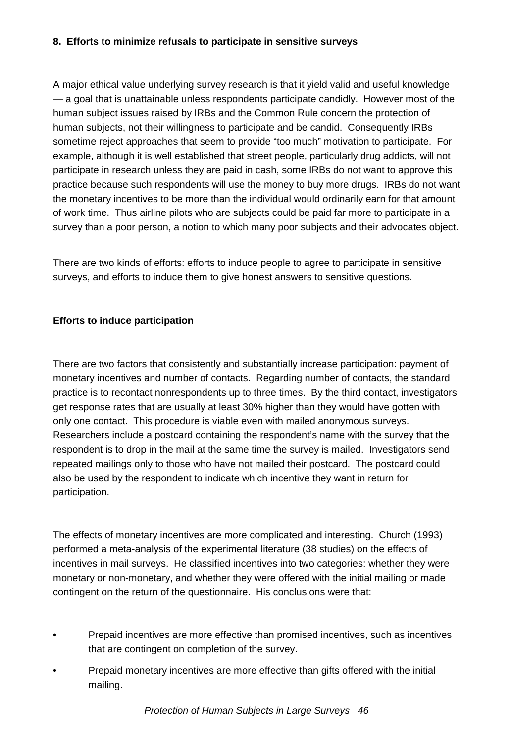### 8. Efforts to minimize refusals to participate in sensitive surveys

A major ethical value underlying survey research is that it yield valid and useful knowledge — a goal that is unattainable unless respondents participate candidly. However most of the human subject issues raised by IRBs and the Common Rule concern the protection of human subjects, not their willingness to participate and be candid. Consequently IRBs sometime reject approaches that seem to provide "too much" motivation to participate. For example, although it is well established that street people, particularly drug addicts, will not participate in research unless they are paid in cash, some IRBs do not want to approve this practice because such respondents will use the money to buy more drugs. IRBs do not want the monetary incentives to be more than the individual would ordinarily earn for that amount of work time. Thus airline pilots who are subjects could be paid far more to participate in a survey than a poor person, a notion to which many poor subjects and their advocates object.

There are two kinds of efforts: efforts to induce people to agree to participate in sensitive surveys, and efforts to induce them to give honest answers to sensitive questions.

#### Efforts to induce participation

There are two factors that consistently and substantially increase participation: payment of monetary incentives and number of contacts. Regarding number of contacts, the standard practice is to recontact nonrespondents up to three times. By the third contact, investigators get response rates that are usually at least 30% higher than they would have gotten with only one contact. This procedure is viable even with mailed anonymous surveys. Researchers include a postcard containing the respondent's name with the survey that the respondent is to drop in the mail at the same time the survey is mailed. Investigators send repeated mailings only to those who have not mailed their postcard. The postcard could also be used by the respondent to indicate which incentive they want in return for participation.

The effects of monetary incentives are more complicated and interesting. Church (1993) performed a meta-analysis of the experimental literature (38 studies) on the effects of incentives in mail surveys. He classified incentives into two categories: whether they were monetary or non-monetary, and whether they were offered with the initial mailing or made contingent on the return of the questionnaire. His conclusions were that:

- Prepaid incentives are more effective than promised incentives, such as incentives that are contingent on completion of the survey.
- Prepaid monetary incentives are more effective than gifts offered with the initial mailing.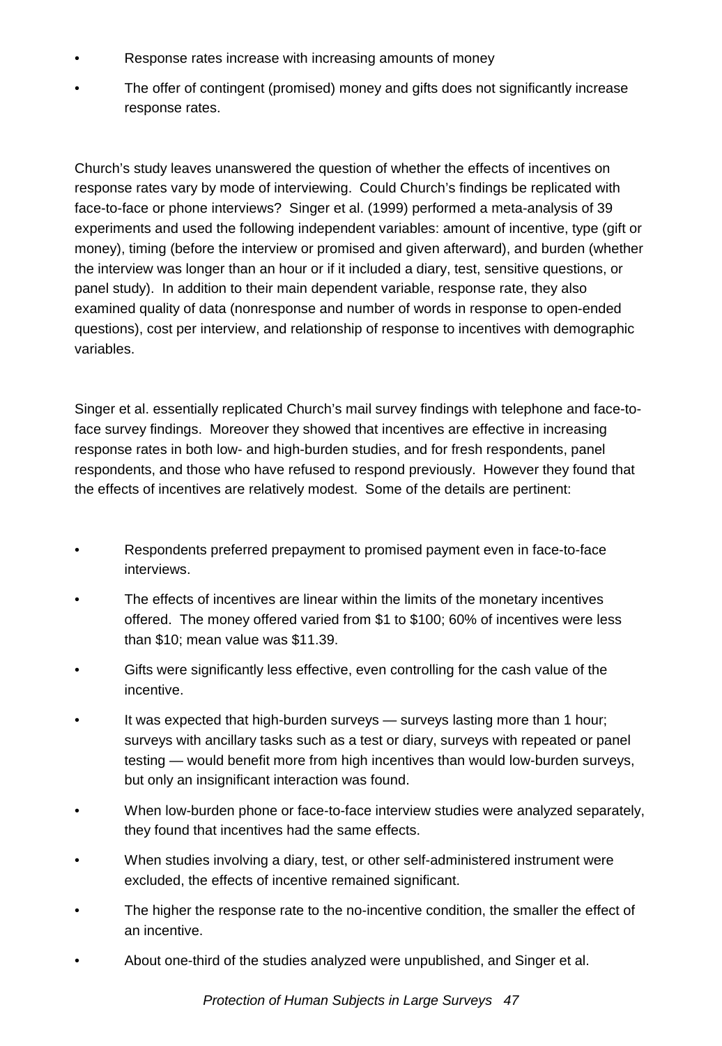- Response rates increase with increasing amounts of money
- The offer of contingent (promised) money and gifts does not significantly increase response rates.

Church's study leaves unanswered the question of whether the effects of incentives on response rates vary by mode of interviewing. Could Church's findings be replicated with face-to-face or phone interviews? Singer et al. (1999) performed a meta-analysis of 39 experiments and used the following independent variables: amount of incentive, type (gift or money), timing (before the interview or promised and given afterward), and burden (whether the interview was longer than an hour or if it included a diary, test, sensitive questions, or panel study). In addition to their main dependent variable, response rate, they also examined quality of data (nonresponse and number of words in response to open-ended questions), cost per interview, and relationship of response to incentives with demographic variables.

Singer et al. essentially replicated Church's mail survey findings with telephone and face-to-face survey findings. Moreover they showed that incentives are effective in increasing response rates in both low- and high-burden studies, and for fresh respondents, panel respondents, and those who have refused to respond previously. However they found that the effects of incentives are relatively modest. Some of the details are pertinent:

- Respondents preferred prepayment to promised payment even in face-to-face interviews.
- The effects of incentives are linear within the limits of the monetary incentives offered. The money offered varied from $1 to $100; 60% of incentives were less than $10; mean value was $11.39.
- Gifts were significantly less effective, even controlling for the cash value of the incentive.
- It was expected that high-burden surveys — surveys lasting more than 1 hour; surveys with ancillary tasks such as a test or diary, surveys with repeated or panel testing — would benefit more from high incentives than would low-burden surveys, but only an insignificant interaction was found.
- When low-burden phone or face-to-face interview studies were analyzed separately, they found that incentives had the same effects.
- When studies involving a diary, test, or other self-administered instrument were excluded, the effects of incentive remained significant.
- The higher the response rate to the no-incentive condition, the smaller the effect of an incentive.
- About one-third of the studies analyzed were unpublished, and Singer et al.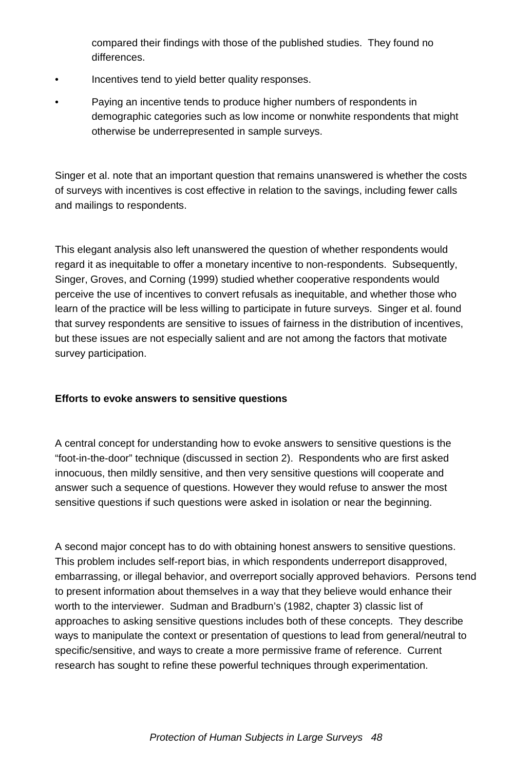compared their findings with those of the published studies. They found no differences.

- Incentives tend to yield better quality responses.
- Paying an incentive tends to produce higher numbers of respondents in demographic categories such as low income or nonwhite respondents that might otherwise be underrepresented in sample surveys.

Singer et al. note that an important question that remains unanswered is whether the costs of surveys with incentives is cost effective in relation to the savings, including fewer calls and mailings to respondents.

This elegant analysis also left unanswered the question of whether respondents would regard it as inequitable to offer a monetary incentive to non-respondents. Subsequently, Singer, Groves, and Corning (1999) studied whether cooperative respondents would perceive the use of incentives to convert refusals as inequitable, and whether those who learn of the practice will be less willing to participate in future surveys. Singer et al. found that survey respondents are sensitive to issues of fairness in the distribution of incentives, but these issues are not especially salient and are not among the factors that motivate survey participation.

**Efforts to evoke answers to sensitive questions**

A central concept for understanding how to evoke answers to sensitive questions is the "foot-in-the-door" technique (discussed in section 2). Respondents who are first asked innocuous, then mildly sensitive, and then very sensitive questions will cooperate and answer such a sequence of questions. However they would refuse to answer the most sensitive questions if such questions were asked in isolation or near the beginning.

A second major concept has to do with obtaining honest answers to sensitive questions. This problem includes self-report bias, in which respondents underreport disapproved, embarrassing, or illegal behavior, and overreport socially approved behaviors. Persons tend to present information about themselves in a way that they believe would enhance their worth to the interviewer. Sudman and Bradburn's (1982, chapter 3) classic list of approaches to asking sensitive questions includes both of these concepts. They describe ways to manipulate the context or presentation of questions to lead from general/neutral to specific/sensitive, and ways to create a more permissive frame of reference. Current research has sought to refine these powerful techniques through experimentation.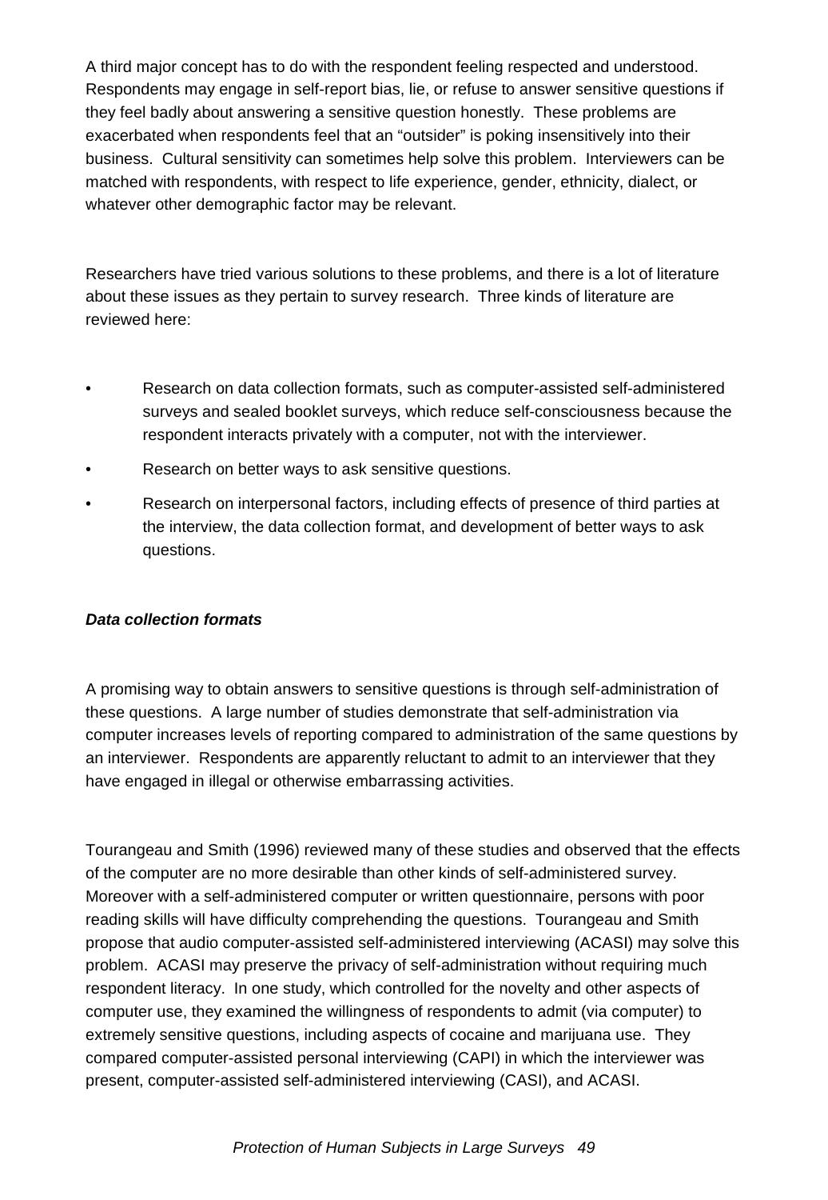A third major concept has to do with the respondent feeling respected and understood. Respondents may engage in self-report bias, lie, or refuse to answer sensitive questions if they feel badly about answering a sensitive question honestly. These problems are exacerbated when respondents feel that an "outsider" is poking insensitively into their business. Cultural sensitivity can sometimes help solve this problem. Interviewers can be matched with respondents, with respect to life experience, gender, ethnicity, dialect, or whatever other demographic factor may be relevant.

Researchers have tried various solutions to these problems, and there is a lot of literature about these issues as they pertain to survey research. Three kinds of literature are reviewed here:

- Research on data collection formats, such as computer-assisted self-administered surveys and sealed booklet surveys, which reduce self-consciousness because the respondent interacts privately with a computer, not with the interviewer.
- Research on better ways to ask sensitive questions.
- Research on interpersonal factors, including effects of presence of third parties at the interview, the data collection format, and development of better ways to ask questions.

***Data collection formats***

A promising way to obtain answers to sensitive questions is through self-administration of these questions. A large number of studies demonstrate that self-administration via computer increases levels of reporting compared to administration of the same questions by an interviewer. Respondents are apparently reluctant to admit to an interviewer that they have engaged in illegal or otherwise embarrassing activities.

Tourangeau and Smith (1996) reviewed many of these studies and observed that the effects of the computer are no more desirable than other kinds of self-administered survey. Moreover with a self-administered computer or written questionnaire, persons with poor reading skills will have difficulty comprehending the questions. Tourangeau and Smith propose that audio computer-assisted self-administered interviewing (ACASI) may solve this problem. ACASI may preserve the privacy of self-administration without requiring much respondent literacy. In one study, which controlled for the novelty and other aspects of computer use, they examined the willingness of respondents to admit (via computer) to extremely sensitive questions, including aspects of cocaine and marijuana use. They compared computer-assisted personal interviewing (CAPI) in which the interviewer was present, computer-assisted self-administered interviewing (CASI), and ACASI.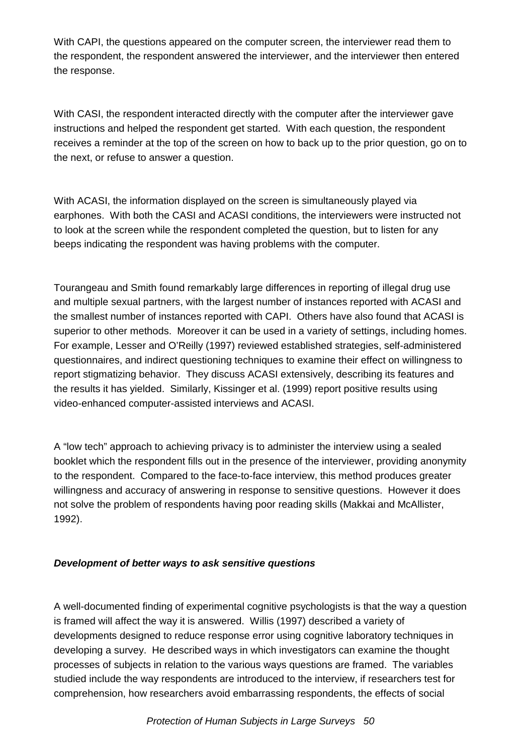With CAPI, the questions appeared on the computer screen, the interviewer read them to the respondent, the respondent answered the interviewer, and the interviewer then entered the response.

With CASI, the respondent interacted directly with the computer after the interviewer gave instructions and helped the respondent get started. With each question, the respondent receives a reminder at the top of the screen on how to back up to the prior question, go on to the next, or refuse to answer a question.

With ACASI, the information displayed on the screen is simultaneously played via earphones. With both the CASI and ACASI conditions, the interviewers were instructed not to look at the screen while the respondent completed the question, but to listen for any beeps indicating the respondent was having problems with the computer.

Tourangeau and Smith found remarkably large differences in reporting of illegal drug use and multiple sexual partners, with the largest number of instances reported with ACASI and the smallest number of instances reported with CAPI. Others have also found that ACASI is superior to other methods. Moreover it can be used in a variety of settings, including homes. For example, Lesser and O'Reilly (1997) reviewed established strategies, self-administered questionnaires, and indirect questioning techniques to examine their effect on willingness to report stigmatizing behavior. They discuss ACASI extensively, describing its features and the results it has yielded. Similarly, Kissinger et al. (1999) report positive results using video-enhanced computer-assisted interviews and ACASI.

A "low tech" approach to achieving privacy is to administer the interview using a sealed booklet which the respondent fills out in the presence of the interviewer, providing anonymity to the respondent. Compared to the face-to-face interview, this method produces greater willingness and accuracy of answering in response to sensitive questions. However it does not solve the problem of respondents having poor reading skills (Makkai and McAllister, 1992).

***Development of better ways to ask sensitive questions***

A well-documented finding of experimental cognitive psychologists is that the way a question is framed will affect the way it is answered. Willis (1997) described a variety of developments designed to reduce response error using cognitive laboratory techniques in developing a survey. He described ways in which investigators can examine the thought processes of subjects in relation to the various ways questions are framed. The variables studied include the way respondents are introduced to the interview, if researchers test for comprehension, how researchers avoid embarrassing respondents, the effects of social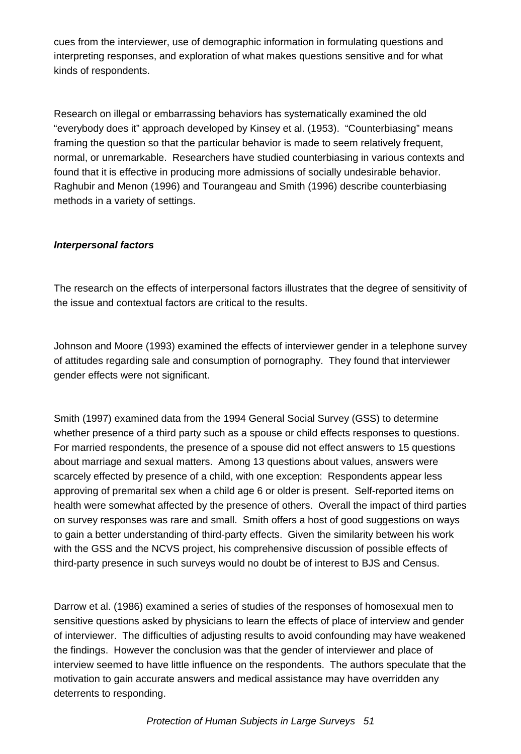cues from the interviewer, use of demographic information in formulating questions and interpreting responses, and exploration of what makes questions sensitive and for what kinds of respondents.

Research on illegal or embarrassing behaviors has systematically examined the old "everybody does it" approach developed by Kinsey et al. (1953). "Counterbiasing" means framing the question so that the particular behavior is made to seem relatively frequent, normal, or unremarkable. Researchers have studied counterbiasing in various contexts and found that it is effective in producing more admissions of socially undesirable behavior. Raghubir and Menon (1996) and Tourangeau and Smith (1996) describe counterbiasing methods in a variety of settings.

***Interpersonal factors***

The research on the effects of interpersonal factors illustrates that the degree of sensitivity of the issue and contextual factors are critical to the results.

Johnson and Moore (1993) examined the effects of interviewer gender in a telephone survey of attitudes regarding sale and consumption of pornography. They found that interviewer gender effects were not significant.

Smith (1997) examined data from the 1994 General Social Survey (GSS) to determine whether presence of a third party such as a spouse or child effects responses to questions. For married respondents, the presence of a spouse did not effect answers to 15 questions about marriage and sexual matters. Among 13 questions about values, answers were scarcely effected by presence of a child, with one exception: Respondents appear less approving of premarital sex when a child age 6 or older is present. Self-reported items on health were somewhat affected by the presence of others. Overall the impact of third parties on survey responses was rare and small. Smith offers a host of good suggestions on ways to gain a better understanding of third-party effects. Given the similarity between his work with the GSS and the NCVS project, his comprehensive discussion of possible effects of third-party presence in such surveys would no doubt be of interest to BJS and Census.

Darrow et al. (1986) examined a series of studies of the responses of homosexual men to sensitive questions asked by physicians to learn the effects of place of interview and gender of interviewer. The difficulties of adjusting results to avoid confounding may have weakened the findings. However the conclusion was that the gender of interviewer and place of interview seemed to have little influence on the respondents. The authors speculate that the motivation to gain accurate answers and medical assistance may have overridden any deterrents to responding.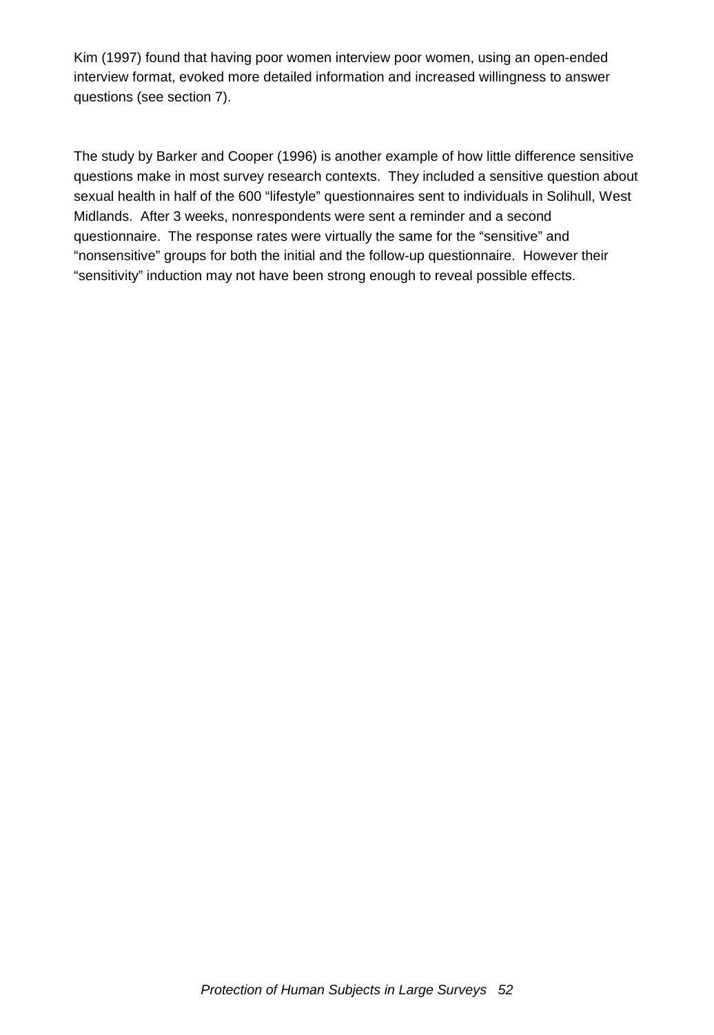Kim (1997) found that having poor women interview poor women, using an open-ended interview format, evoked more detailed information and increased willingness to answer questions (see section 7).

The study by Barker and Cooper (1996) is another example of how little difference sensitive questions make in most survey research contexts. They included a sensitive question about sexual health in half of the 600 "lifestyle" questionnaires sent to individuals in Solihull, West Midlands. After 3 weeks, nonrespondents were sent a reminder and a second questionnaire. The response rates were virtually the same for the "sensitive" and "nonsensitive" groups for both the initial and the follow-up questionnaire. However their "sensitivity" induction may not have been strong enough to reveal possible effects.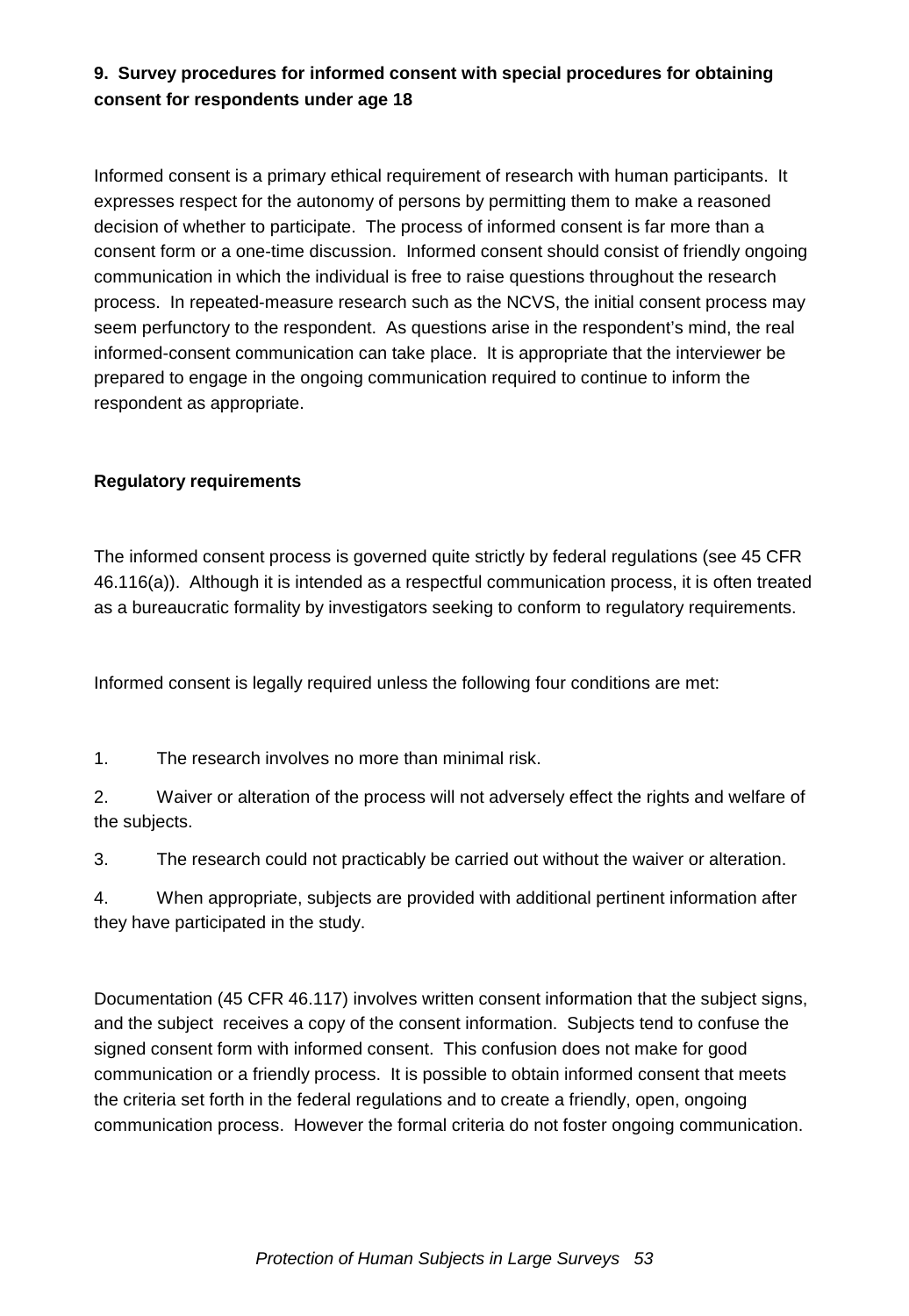**9. Survey procedures for informed consent with special procedures for obtaining consent for respondents under age 18**

Informed consent is a primary ethical requirement of research with human participants. It expresses respect for the autonomy of persons by permitting them to make a reasoned decision of whether to participate. The process of informed consent is far more than a consent form or a one-time discussion. Informed consent should consist of friendly ongoing communication in which the individual is free to raise questions throughout the research process. In repeated-measure research such as the NCVS, the initial consent process may seem perfunctory to the respondent. As questions arise in the respondent's mind, the real informed-consent communication can take place. It is appropriate that the interviewer be prepared to engage in the ongoing communication required to continue to inform the respondent as appropriate.

**Regulatory requirements**

The informed consent process is governed quite strictly by federal regulations (see 45 CFR 46.116(a)). Although it is intended as a respectful communication process, it is often treated as a bureaucratic formality by investigators seeking to conform to regulatory requirements.

Informed consent is legally required unless the following four conditions are met:

1. The research involves no more than minimal risk.
2. Waiver or alteration of the process will not adversely effect the rights and welfare of the subjects.
3. The research could not practicably be carried out without the waiver or alteration.
4. When appropriate, subjects are provided with additional pertinent information after they have participated in the study.

Documentation (45 CFR 46.117) involves written consent information that the subject signs, and the subject receives a copy of the consent information. Subjects tend to confuse the signed consent form with informed consent. This confusion does not make for good communication or a friendly process. It is possible to obtain informed consent that meets the criteria set forth in the federal regulations and to create a friendly, open, ongoing communication process. However the formal criteria do not foster ongoing communication.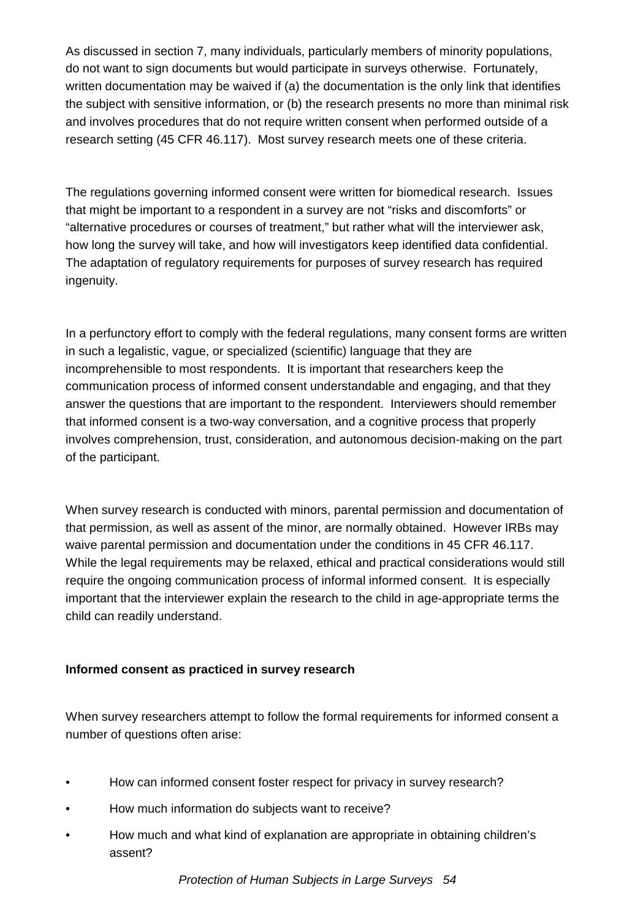As discussed in section 7, many individuals, particularly members of minority populations, do not want to sign documents but would participate in surveys otherwise. Fortunately, written documentation may be waived if (a) the documentation is the only link that identifies the subject with sensitive information, or (b) the research presents no more than minimal risk and involves procedures that do not require written consent when performed outside of a research setting (45 CFR 46.117). Most survey research meets one of these criteria.

The regulations governing informed consent were written for biomedical research. Issues that might be important to a respondent in a survey are not "risks and discomforts" or "alternative procedures or courses of treatment," but rather what will the interviewer ask, how long the survey will take, and how will investigators keep identified data confidential. The adaptation of regulatory requirements for purposes of survey research has required ingenuity.

In a perfunctory effort to comply with the federal regulations, many consent forms are written in such a legalistic, vague, or specialized (scientific) language that they are incomprehensible to most respondents. It is important that researchers keep the communication process of informed consent understandable and engaging, and that they answer the questions that are important to the respondent. Interviewers should remember that informed consent is a two-way conversation, and a cognitive process that properly involves comprehension, trust, consideration, and autonomous decision-making on the part of the participant.

When survey research is conducted with minors, parental permission and documentation of that permission, as well as assent of the minor, are normally obtained. However IRBs may waive parental permission and documentation under the conditions in 45 CFR 46.117. While the legal requirements may be relaxed, ethical and practical considerations would still require the ongoing communication process of informal informed consent. It is especially important that the interviewer explain the research to the child in age-appropriate terms the child can readily understand.

**Informed consent as practiced in survey research**

When survey researchers attempt to follow the formal requirements for informed consent a number of questions often arise:

- How can informed consent foster respect for privacy in survey research?
- How much information do subjects want to receive?
- How much and what kind of explanation are appropriate in obtaining children's assent?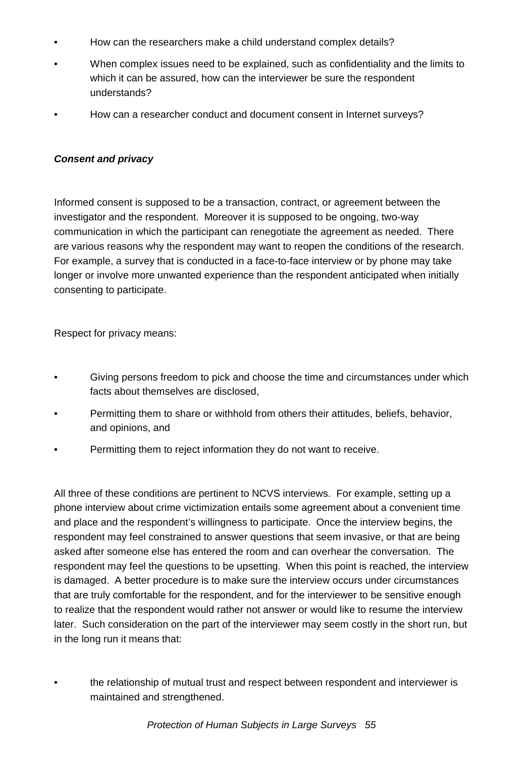- How can the researchers make a child understand complex details?
- When complex issues need to be explained, such as confidentiality and the limits to which it can be assured, how can the interviewer be sure the respondent understands?
- How can a researcher conduct and document consent in Internet surveys?

***Consent and privacy***

Informed consent is supposed to be a transaction, contract, or agreement between the investigator and the respondent. Moreover it is supposed to be ongoing, two-way communication in which the participant can renegotiate the agreement as needed. There are various reasons why the respondent may want to reopen the conditions of the research. For example, a survey that is conducted in a face-to-face interview or by phone may take longer or involve more unwanted experience than the respondent anticipated when initially consenting to participate.

Respect for privacy means:

- Giving persons freedom to pick and choose the time and circumstances under which facts about themselves are disclosed,
- Permitting them to share or withhold from others their attitudes, beliefs, behavior, and opinions, and
- Permitting them to reject information they do not want to receive.

All three of these conditions are pertinent to NCVS interviews. For example, setting up a phone interview about crime victimization entails some agreement about a convenient time and place and the respondent's willingness to participate. Once the interview begins, the respondent may feel constrained to answer questions that seem invasive, or that are being asked after someone else has entered the room and can overhear the conversation. The respondent may feel the questions to be upsetting. When this point is reached, the interview is damaged. A better procedure is to make sure the interview occurs under circumstances that are truly comfortable for the respondent, and for the interviewer to be sensitive enough to realize that the respondent would rather not answer or would like to resume the interview later. Such consideration on the part of the interviewer may seem costly in the short run, but in the long run it means that:

- the relationship of mutual trust and respect between respondent and interviewer is maintained and strengthened.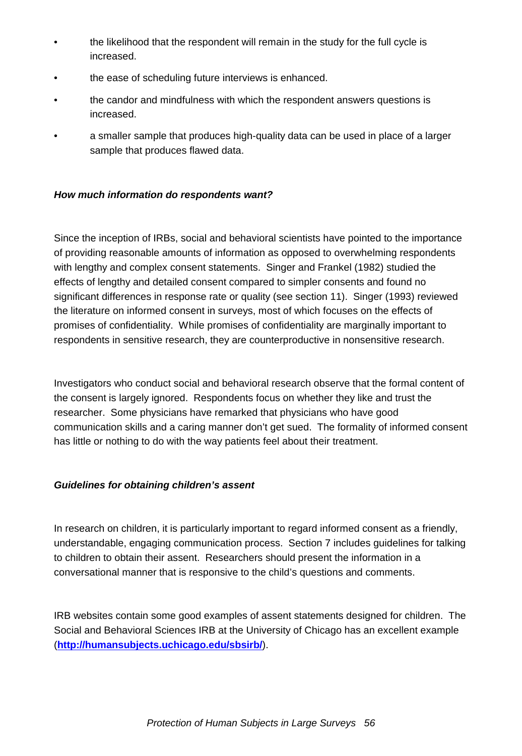- the likelihood that the respondent will remain in the study for the full cycle is increased.
- the ease of scheduling future interviews is enhanced.
- the candor and mindfulness with which the respondent answers questions is increased.
- a smaller sample that produces high-quality data can be used in place of a larger sample that produces flawed data.

### *How much information do respondents want?*

Since the inception of IRBs, social and behavioral scientists have pointed to the importance of providing reasonable amounts of information as opposed to overwhelming respondents with lengthy and complex consent statements. Singer and Frankel (1982) studied the effects of lengthy and detailed consent compared to simpler consents and found no significant differences in response rate or quality (see section 11). Singer (1993) reviewed the literature on informed consent in surveys, most of which focuses on the effects of promises of confidentiality. While promises of confidentiality are marginally important to respondents in sensitive research, they are counterproductive in nonsensitive research.

Investigators who conduct social and behavioral research observe that the formal content of the consent is largely ignored. Respondents focus on whether they like and trust the researcher. Some physicians have remarked that physicians who have good communication skills and a caring manner don't get sued. The formality of informed consent has little or nothing to do with the way patients feel about their treatment.

### *Guidelines for obtaining children's assent*

In research on children, it is particularly important to regard informed consent as a friendly, understandable, engaging communication process. Section 7 includes guidelines for talking to children to obtain their assent. Researchers should present the information in a conversational manner that is responsive to the child's questions and comments.

IRB websites contain some good examples of assent statements designed for children. The Social and Behavioral Sciences IRB at the University of Chicago has an excellent example (**http://humansubjects.uchicago.edu/sbsirb/**).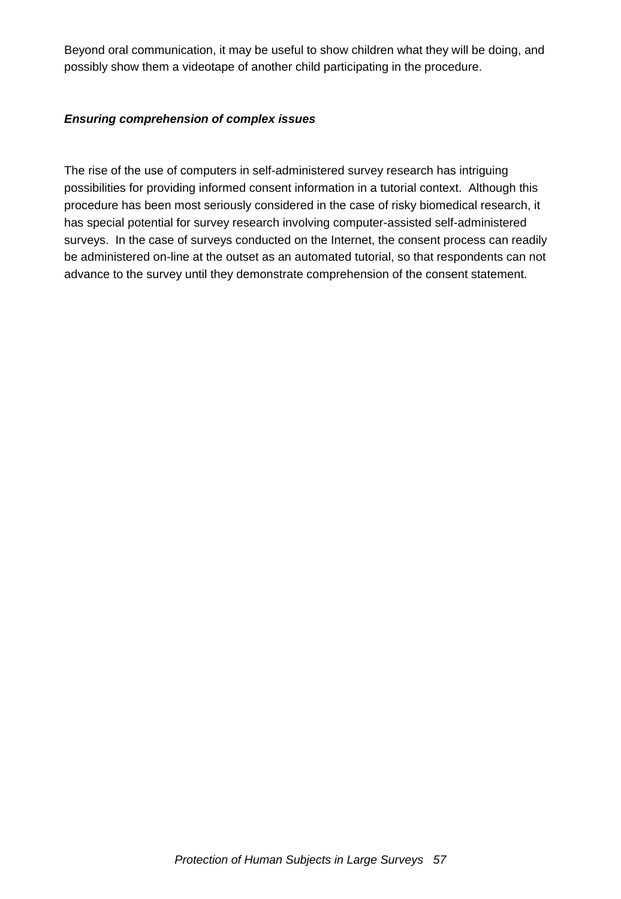Beyond oral communication, it may be useful to show children what they will be doing, and possibly show them a videotape of another child participating in the procedure.

***Ensuring comprehension of complex issues***

The rise of the use of computers in self-administered survey research has intriguing possibilities for providing informed consent information in a tutorial context. Although this procedure has been most seriously considered in the case of risky biomedical research, it has special potential for survey research involving computer-assisted self-administered surveys. In the case of surveys conducted on the Internet, the consent process can readily be administered on-line at the outset as an automated tutorial, so that respondents can not advance to the survey until they demonstrate comprehension of the consent statement.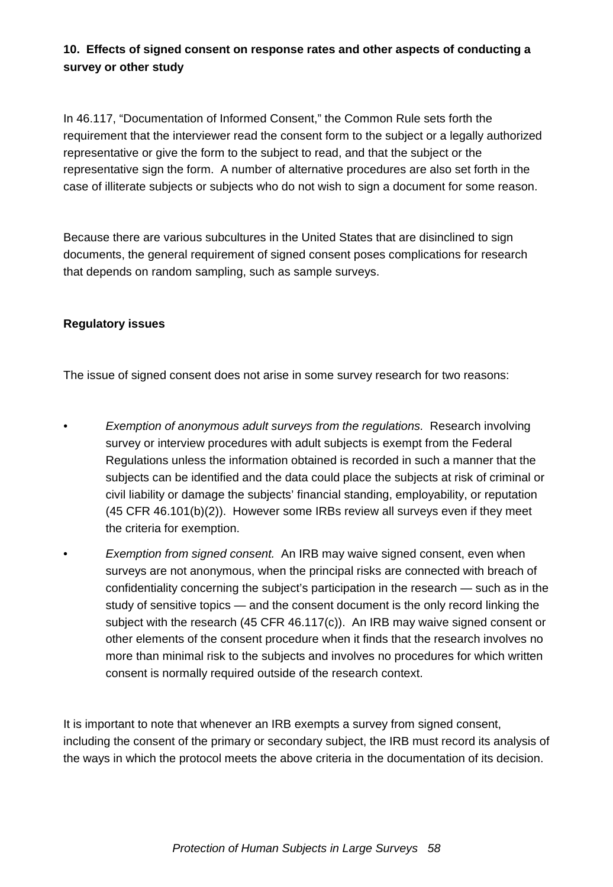### 10. Effects of signed consent on response rates and other aspects of conducting a survey or other study

In 46.117, "Documentation of Informed Consent," the Common Rule sets forth the requirement that the interviewer read the consent form to the subject or a legally authorized representative or give the form to the subject to read, and that the subject or the representative sign the form. A number of alternative procedures are also set forth in the case of illiterate subjects or subjects who do not wish to sign a document for some reason.

Because there are various subcultures in the United States that are disinclined to sign documents, the general requirement of signed consent poses complications for research that depends on random sampling, such as sample surveys.

#### Regulatory issues

The issue of signed consent does not arise in some survey research for two reasons:

- *Exemption of anonymous adult surveys from the regulations.* Research involving survey or interview procedures with adult subjects is exempt from the Federal Regulations unless the information obtained is recorded in such a manner that the subjects can be identified and the data could place the subjects at risk of criminal or civil liability or damage the subjects' financial standing, employability, or reputation (45 CFR 46.101(b)(2)). However some IRBs review all surveys even if they meet the criteria for exemption.
- *Exemption from signed consent.* An IRB may waive signed consent, even when surveys are not anonymous, when the principal risks are connected with breach of confidentiality concerning the subject's participation in the research — such as in the study of sensitive topics — and the consent document is the only record linking the subject with the research (45 CFR 46.117(c)). An IRB may waive signed consent or other elements of the consent procedure when it finds that the research involves no more than minimal risk to the subjects and involves no procedures for which written consent is normally required outside of the research context.

It is important to note that whenever an IRB exempts a survey from signed consent, including the consent of the primary or secondary subject, the IRB must record its analysis of the ways in which the protocol meets the above criteria in the documentation of its decision.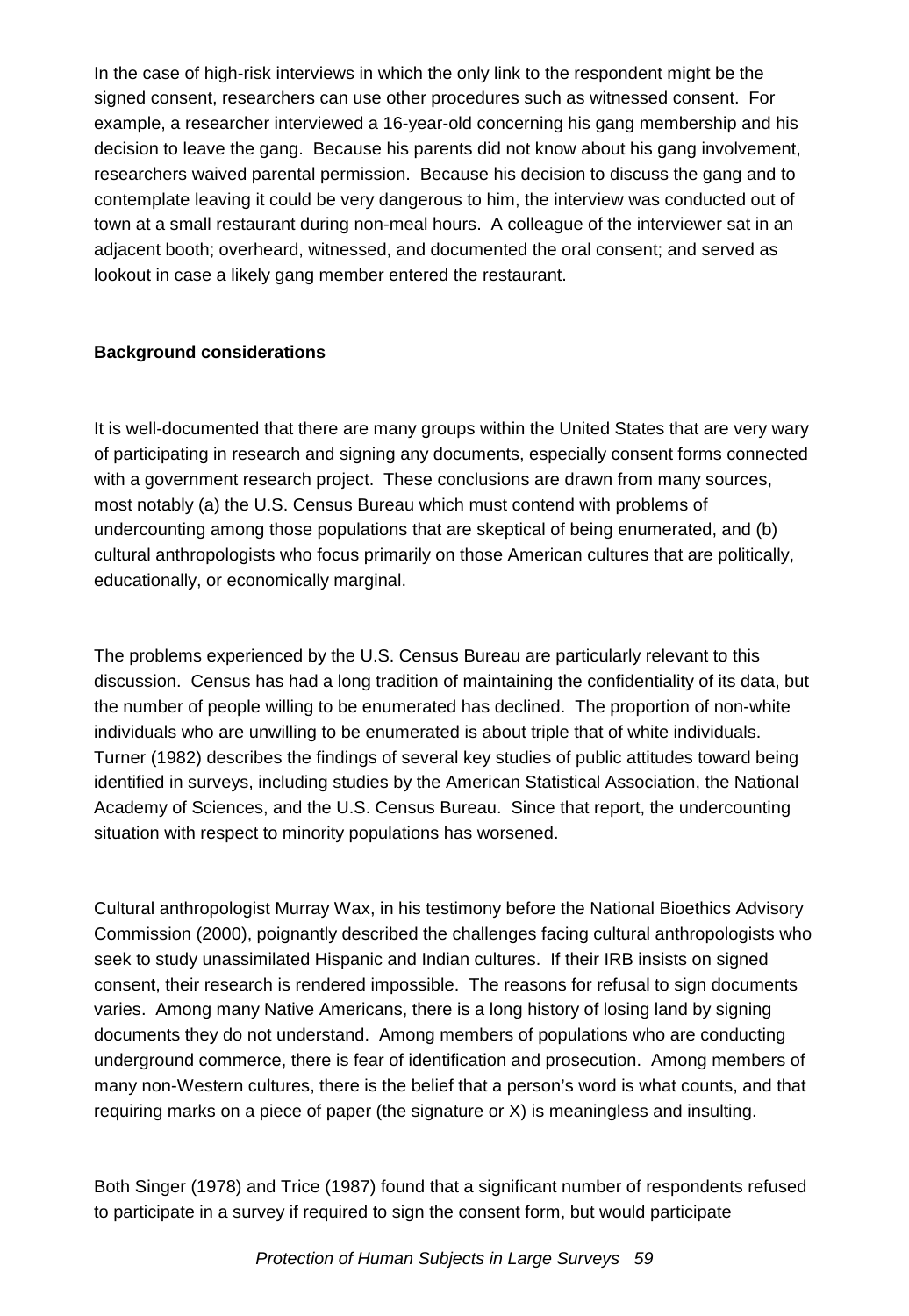In the case of high-risk interviews in which the only link to the respondent might be the signed consent, researchers can use other procedures such as witnessed consent. For example, a researcher interviewed a 16-year-old concerning his gang membership and his decision to leave the gang. Because his parents did not know about his gang involvement, researchers waived parental permission. Because his decision to discuss the gang and to contemplate leaving it could be very dangerous to him, the interview was conducted out of town at a small restaurant during non-meal hours. A colleague of the interviewer sat in an adjacent booth; overheard, witnessed, and documented the oral consent; and served as lookout in case a likely gang member entered the restaurant.

**Background considerations**

It is well-documented that there are many groups within the United States that are very wary of participating in research and signing any documents, especially consent forms connected with a government research project. These conclusions are drawn from many sources, most notably (a) the U.S. Census Bureau which must contend with problems of undercounting among those populations that are skeptical of being enumerated, and (b) cultural anthropologists who focus primarily on those American cultures that are politically, educationally, or economically marginal.

The problems experienced by the U.S. Census Bureau are particularly relevant to this discussion. Census has had a long tradition of maintaining the confidentiality of its data, but the number of people willing to be enumerated has declined. The proportion of non-white individuals who are unwilling to be enumerated is about triple that of white individuals. Turner (1982) describes the findings of several key studies of public attitudes toward being identified in surveys, including studies by the American Statistical Association, the National Academy of Sciences, and the U.S. Census Bureau. Since that report, the undercounting situation with respect to minority populations has worsened.

Cultural anthropologist Murray Wax, in his testimony before the National Bioethics Advisory Commission (2000), poignantly described the challenges facing cultural anthropologists who seek to study unassimilated Hispanic and Indian cultures. If their IRB insists on signed consent, their research is rendered impossible. The reasons for refusal to sign documents varies. Among many Native Americans, there is a long history of losing land by signing documents they do not understand. Among members of populations who are conducting underground commerce, there is fear of identification and prosecution. Among members of many non-Western cultures, there is the belief that a person's word is what counts, and that requiring marks on a piece of paper (the signature or X) is meaningless and insulting.

Both Singer (1978) and Trice (1987) found that a significant number of respondents refused to participate in a survey if required to sign the consent form, but would participate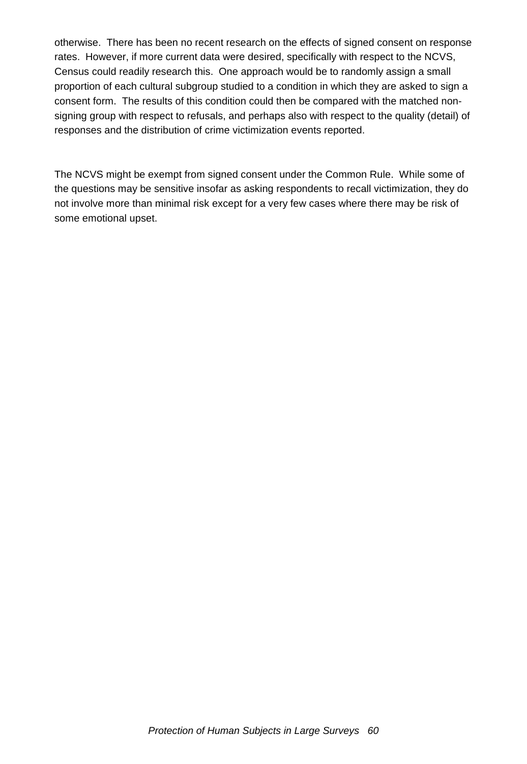otherwise. There has been no recent research on the effects of signed consent on response rates. However, if more current data were desired, specifically with respect to the NCVS, Census could readily research this. One approach would be to randomly assign a small proportion of each cultural subgroup studied to a condition in which they are asked to sign a consent form. The results of this condition could then be compared with the matched non-signing group with respect to refusals, and perhaps also with respect to the quality (detail) of responses and the distribution of crime victimization events reported.

The NCVS might be exempt from signed consent under the Common Rule. While some of the questions may be sensitive insofar as asking respondents to recall victimization, they do not involve more than minimal risk except for a very few cases where there may be risk of some emotional upset.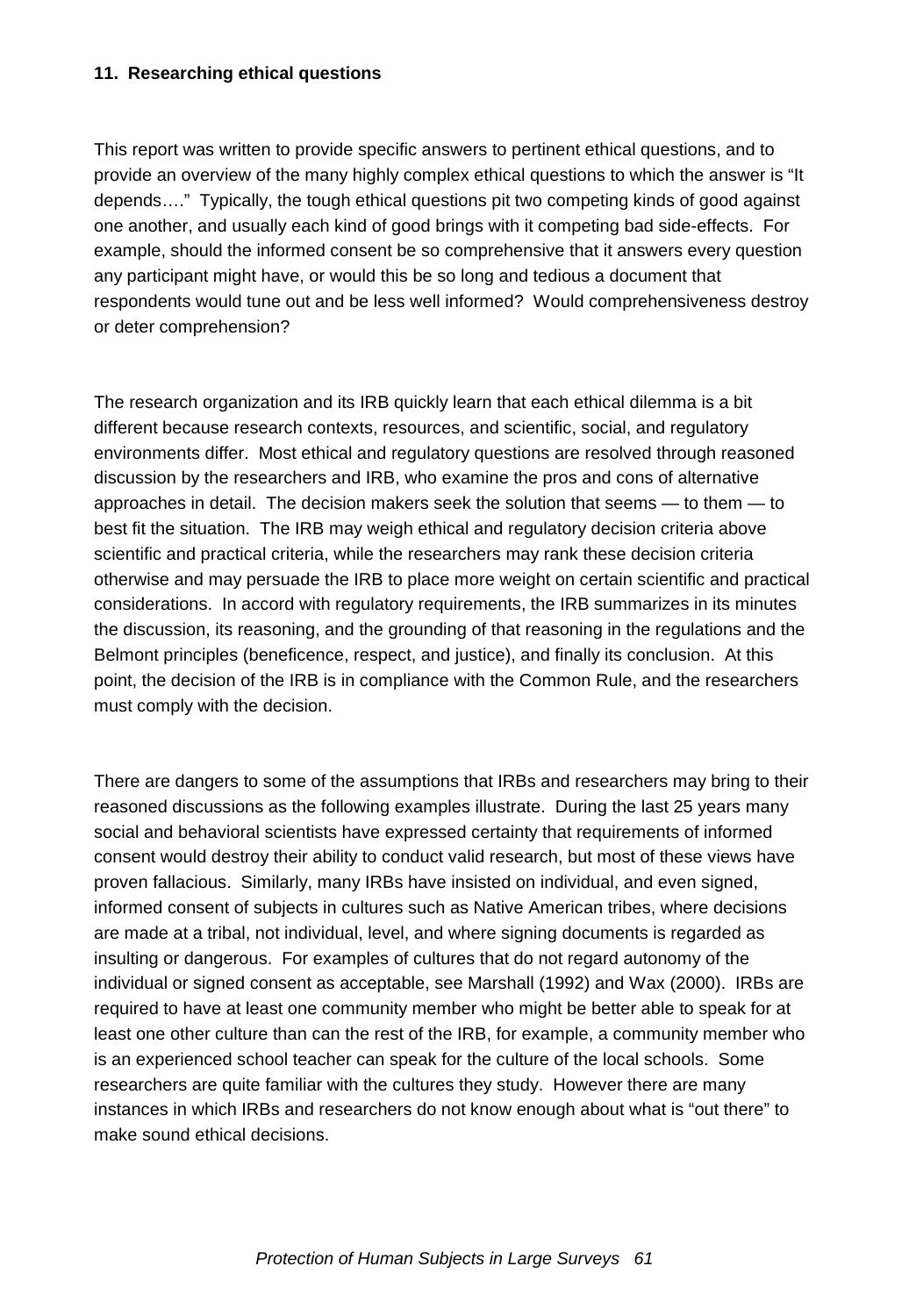#### 11. Researching ethical questions

This report was written to provide specific answers to pertinent ethical questions, and to provide an overview of the many highly complex ethical questions to which the answer is "It depends…." Typically, the tough ethical questions pit two competing kinds of good against one another, and usually each kind of good brings with it competing bad side-effects. For example, should the informed consent be so comprehensive that it answers every question any participant might have, or would this be so long and tedious a document that respondents would tune out and be less well informed? Would comprehensiveness destroy or deter comprehension?

The research organization and its IRB quickly learn that each ethical dilemma is a bit different because research contexts, resources, and scientific, social, and regulatory environments differ. Most ethical and regulatory questions are resolved through reasoned discussion by the researchers and IRB, who examine the pros and cons of alternative approaches in detail. The decision makers seek the solution that seems — to them — to best fit the situation. The IRB may weigh ethical and regulatory decision criteria above scientific and practical criteria, while the researchers may rank these decision criteria otherwise and may persuade the IRB to place more weight on certain scientific and practical considerations. In accord with regulatory requirements, the IRB summarizes in its minutes the discussion, its reasoning, and the grounding of that reasoning in the regulations and the Belmont principles (beneficence, respect, and justice), and finally its conclusion. At this point, the decision of the IRB is in compliance with the Common Rule, and the researchers must comply with the decision.

There are dangers to some of the assumptions that IRBs and researchers may bring to their reasoned discussions as the following examples illustrate. During the last 25 years many social and behavioral scientists have expressed certainty that requirements of informed consent would destroy their ability to conduct valid research, but most of these views have proven fallacious. Similarly, many IRBs have insisted on individual, and even signed, informed consent of subjects in cultures such as Native American tribes, where decisions are made at a tribal, not individual, level, and where signing documents is regarded as insulting or dangerous. For examples of cultures that do not regard autonomy of the individual or signed consent as acceptable, see Marshall (1992) and Wax (2000). IRBs are required to have at least one community member who might be better able to speak for at least one other culture than can the rest of the IRB, for example, a community member who is an experienced school teacher can speak for the culture of the local schools. Some researchers are quite familiar with the cultures they study. However there are many instances in which IRBs and researchers do not know enough about what is "out there" to make sound ethical decisions.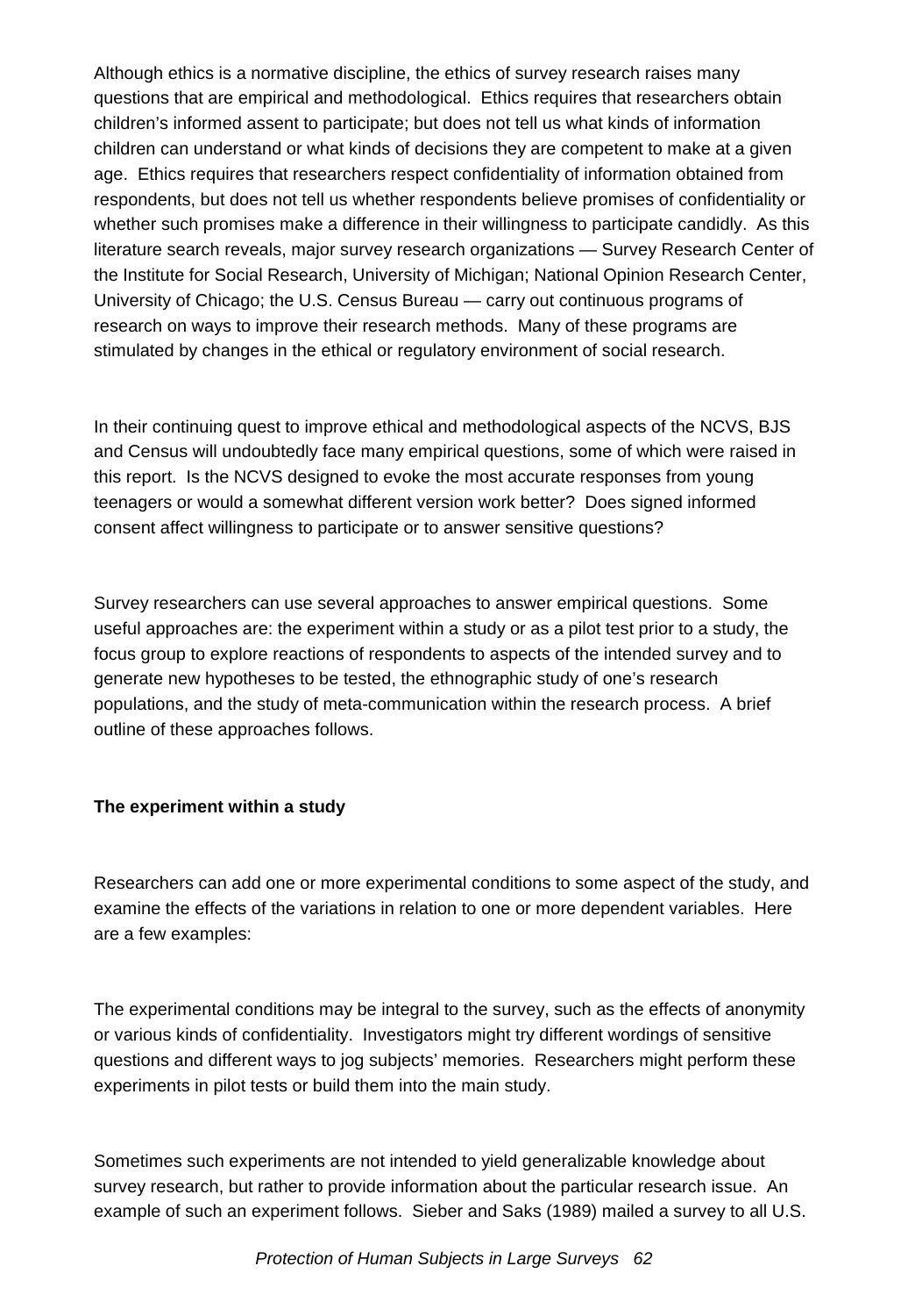Although ethics is a normative discipline, the ethics of survey research raises many questions that are empirical and methodological. Ethics requires that researchers obtain children's informed assent to participate; but does not tell us what kinds of information children can understand or what kinds of decisions they are competent to make at a given age. Ethics requires that researchers respect confidentiality of information obtained from respondents, but does not tell us whether respondents believe promises of confidentiality or whether such promises make a difference in their willingness to participate candidly. As this literature search reveals, major survey research organizations — Survey Research Center of the Institute for Social Research, University of Michigan; National Opinion Research Center, University of Chicago; the U.S. Census Bureau — carry out continuous programs of research on ways to improve their research methods. Many of these programs are stimulated by changes in the ethical or regulatory environment of social research.

In their continuing quest to improve ethical and methodological aspects of the NCVS, BJS and Census will undoubtedly face many empirical questions, some of which were raised in this report. Is the NCVS designed to evoke the most accurate responses from young teenagers or would a somewhat different version work better? Does signed informed consent affect willingness to participate or to answer sensitive questions?

Survey researchers can use several approaches to answer empirical questions. Some useful approaches are: the experiment within a study or as a pilot test prior to a study, the focus group to explore reactions of respondents to aspects of the intended survey and to generate new hypotheses to be tested, the ethnographic study of one's research populations, and the study of meta-communication within the research process. A brief outline of these approaches follows.

**The experiment within a study**

Researchers can add one or more experimental conditions to some aspect of the study, and examine the effects of the variations in relation to one or more dependent variables. Here are a few examples:

The experimental conditions may be integral to the survey, such as the effects of anonymity or various kinds of confidentiality. Investigators might try different wordings of sensitive questions and different ways to jog subjects' memories. Researchers might perform these experiments in pilot tests or build them into the main study.

Sometimes such experiments are not intended to yield generalizable knowledge about survey research, but rather to provide information about the particular research issue. An example of such an experiment follows. Sieber and Saks (1989) mailed a survey to all U.S.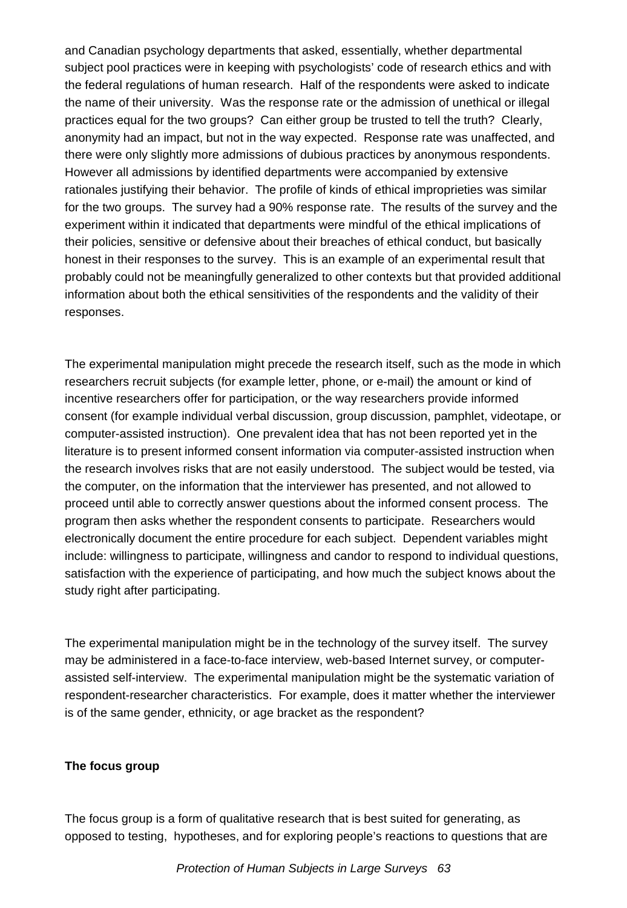and Canadian psychology departments that asked, essentially, whether departmental subject pool practices were in keeping with psychologists' code of research ethics and with the federal regulations of human research. Half of the respondents were asked to indicate the name of their university. Was the response rate or the admission of unethical or illegal practices equal for the two groups? Can either group be trusted to tell the truth? Clearly, anonymity had an impact, but not in the way expected. Response rate was unaffected, and there were only slightly more admissions of dubious practices by anonymous respondents. However all admissions by identified departments were accompanied by extensive rationales justifying their behavior. The profile of kinds of ethical improprieties was similar for the two groups. The survey had a 90% response rate. The results of the survey and the experiment within it indicated that departments were mindful of the ethical implications of their policies, sensitive or defensive about their breaches of ethical conduct, but basically honest in their responses to the survey. This is an example of an experimental result that probably could not be meaningfully generalized to other contexts but that provided additional information about both the ethical sensitivities of the respondents and the validity of their responses.

The experimental manipulation might precede the research itself, such as the mode in which researchers recruit subjects (for example letter, phone, or e-mail) the amount or kind of incentive researchers offer for participation, or the way researchers provide informed consent (for example individual verbal discussion, group discussion, pamphlet, videotape, or computer-assisted instruction). One prevalent idea that has not been reported yet in the literature is to present informed consent information via computer-assisted instruction when the research involves risks that are not easily understood. The subject would be tested, via the computer, on the information that the interviewer has presented, and not allowed to proceed until able to correctly answer questions about the informed consent process. The program then asks whether the respondent consents to participate. Researchers would electronically document the entire procedure for each subject. Dependent variables might include: willingness to participate, willingness and candor to respond to individual questions, satisfaction with the experience of participating, and how much the subject knows about the study right after participating.

The experimental manipulation might be in the technology of the survey itself. The survey may be administered in a face-to-face interview, web-based Internet survey, or computer-assisted self-interview. The experimental manipulation might be the systematic variation of respondent-researcher characteristics. For example, does it matter whether the interviewer is of the same gender, ethnicity, or age bracket as the respondent?

**The focus group**

The focus group is a form of qualitative research that is best suited for generating, as opposed to testing, hypotheses, and for exploring people's reactions to questions that are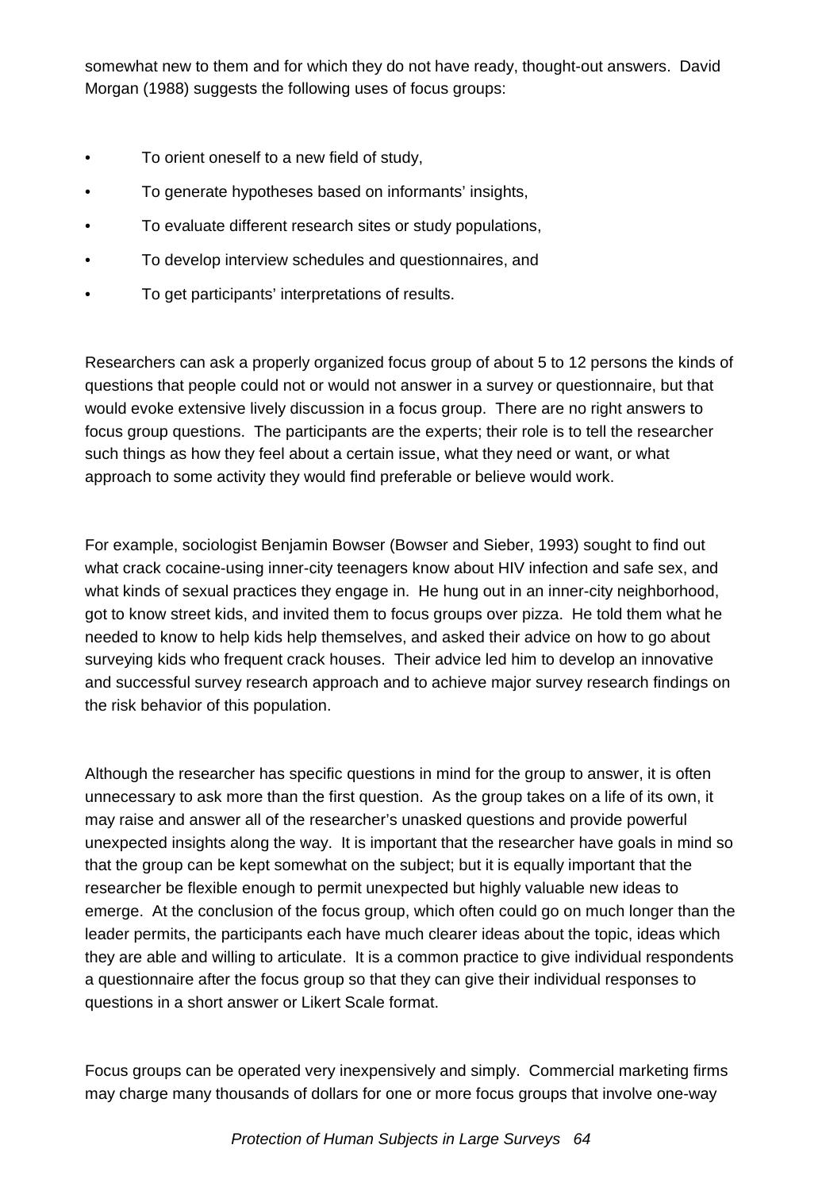somewhat new to them and for which they do not have ready, thought-out answers. David Morgan (1988) suggests the following uses of focus groups:

- To orient oneself to a new field of study,
- To generate hypotheses based on informants' insights,
- To evaluate different research sites or study populations,
- To develop interview schedules and questionnaires, and
- To get participants' interpretations of results.

Researchers can ask a properly organized focus group of about 5 to 12 persons the kinds of questions that people could not or would not answer in a survey or questionnaire, but that would evoke extensive lively discussion in a focus group. There are no right answers to focus group questions. The participants are the experts; their role is to tell the researcher such things as how they feel about a certain issue, what they need or want, or what approach to some activity they would find preferable or believe would work.

For example, sociologist Benjamin Bowser (Bowser and Sieber, 1993) sought to find out what crack cocaine-using inner-city teenagers know about HIV infection and safe sex, and what kinds of sexual practices they engage in. He hung out in an inner-city neighborhood, got to know street kids, and invited them to focus groups over pizza. He told them what he needed to know to help kids help themselves, and asked their advice on how to go about surveying kids who frequent crack houses. Their advice led him to develop an innovative and successful survey research approach and to achieve major survey research findings on the risk behavior of this population.

Although the researcher has specific questions in mind for the group to answer, it is often unnecessary to ask more than the first question. As the group takes on a life of its own, it may raise and answer all of the researcher's unasked questions and provide powerful unexpected insights along the way. It is important that the researcher have goals in mind so that the group can be kept somewhat on the subject; but it is equally important that the researcher be flexible enough to permit unexpected but highly valuable new ideas to emerge. At the conclusion of the focus group, which often could go on much longer than the leader permits, the participants each have much clearer ideas about the topic, ideas which they are able and willing to articulate. It is a common practice to give individual respondents a questionnaire after the focus group so that they can give their individual responses to questions in a short answer or Likert Scale format.

Focus groups can be operated very inexpensively and simply. Commercial marketing firms may charge many thousands of dollars for one or more focus groups that involve one-way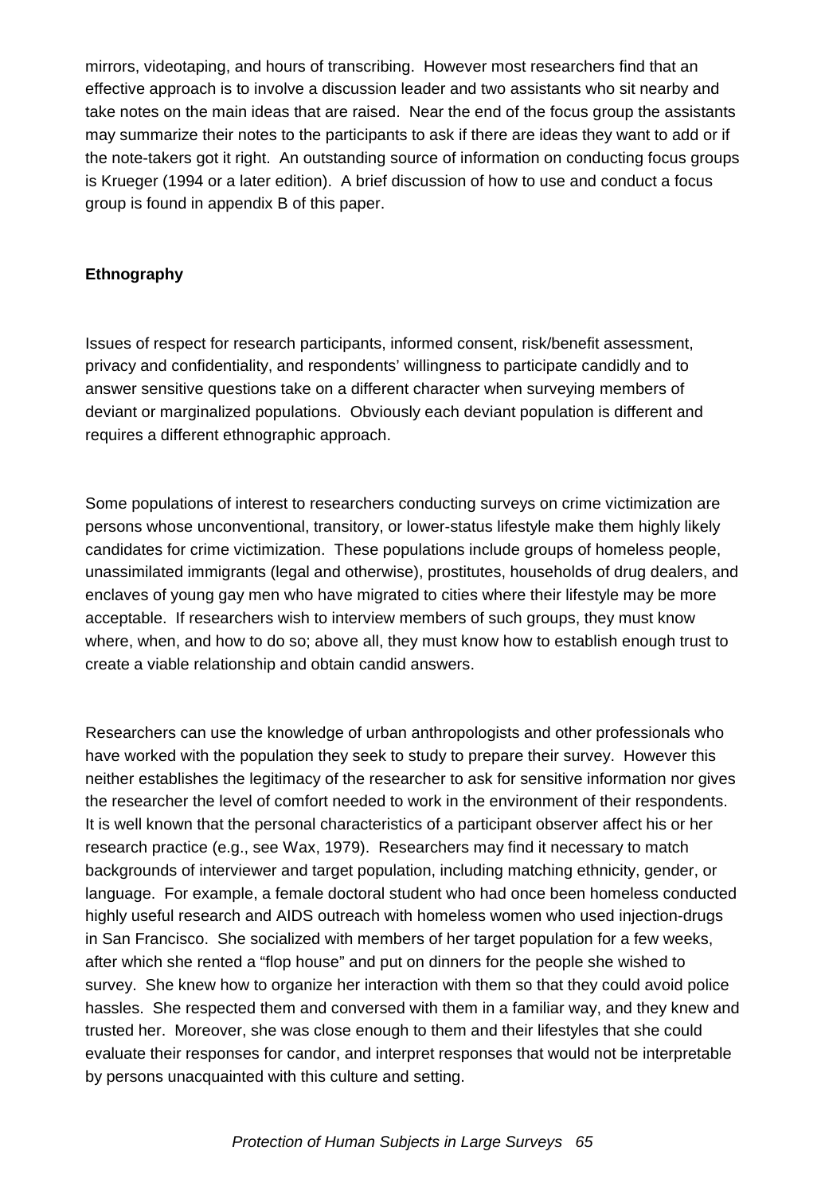mirrors, videotaping, and hours of transcribing. However most researchers find that an effective approach is to involve a discussion leader and two assistants who sit nearby and take notes on the main ideas that are raised. Near the end of the focus group the assistants may summarize their notes to the participants to ask if there are ideas they want to add or if the note-takers got it right. An outstanding source of information on conducting focus groups is Krueger (1994 or a later edition). A brief discussion of how to use and conduct a focus group is found in appendix B of this paper.

**Ethnography**

Issues of respect for research participants, informed consent, risk/benefit assessment, privacy and confidentiality, and respondents' willingness to participate candidly and to answer sensitive questions take on a different character when surveying members of deviant or marginalized populations. Obviously each deviant population is different and requires a different ethnographic approach.

Some populations of interest to researchers conducting surveys on crime victimization are persons whose unconventional, transitory, or lower-status lifestyle make them highly likely candidates for crime victimization. These populations include groups of homeless people, unassimilated immigrants (legal and otherwise), prostitutes, households of drug dealers, and enclaves of young gay men who have migrated to cities where their lifestyle may be more acceptable. If researchers wish to interview members of such groups, they must know where, when, and how to do so; above all, they must know how to establish enough trust to create a viable relationship and obtain candid answers.

Researchers can use the knowledge of urban anthropologists and other professionals who have worked with the population they seek to study to prepare their survey. However this neither establishes the legitimacy of the researcher to ask for sensitive information nor gives the researcher the level of comfort needed to work in the environment of their respondents. It is well known that the personal characteristics of a participant observer affect his or her research practice (e.g., see Wax, 1979). Researchers may find it necessary to match backgrounds of interviewer and target population, including matching ethnicity, gender, or language. For example, a female doctoral student who had once been homeless conducted highly useful research and AIDS outreach with homeless women who used injection-drugs in San Francisco. She socialized with members of her target population for a few weeks, after which she rented a "flop house" and put on dinners for the people she wished to survey. She knew how to organize her interaction with them so that they could avoid police hassles. She respected them and conversed with them in a familiar way, and they knew and trusted her. Moreover, she was close enough to them and their lifestyles that she could evaluate their responses for candor, and interpret responses that would not be interpretable by persons unacquainted with this culture and setting.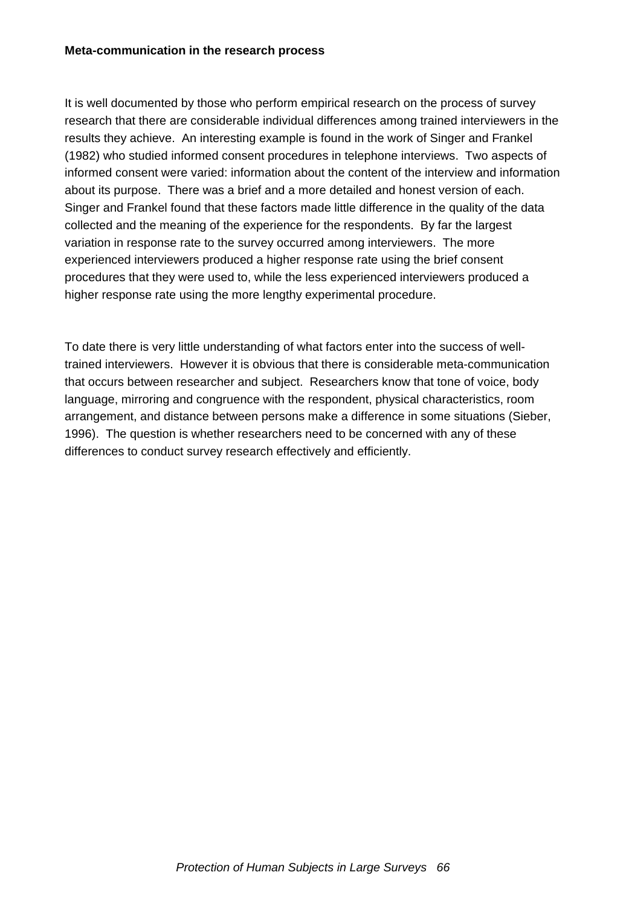**Meta-communication in the research process**

It is well documented by those who perform empirical research on the process of survey research that there are considerable individual differences among trained interviewers in the results they achieve. An interesting example is found in the work of Singer and Frankel (1982) who studied informed consent procedures in telephone interviews. Two aspects of informed consent were varied: information about the content of the interview and information about its purpose. There was a brief and a more detailed and honest version of each. Singer and Frankel found that these factors made little difference in the quality of the data collected and the meaning of the experience for the respondents. By far the largest variation in response rate to the survey occurred among interviewers. The more experienced interviewers produced a higher response rate using the brief consent procedures that they were used to, while the less experienced interviewers produced a higher response rate using the more lengthy experimental procedure.

To date there is very little understanding of what factors enter into the success of well-trained interviewers. However it is obvious that there is considerable meta-communication that occurs between researcher and subject. Researchers know that tone of voice, body language, mirroring and congruence with the respondent, physical characteristics, room arrangement, and distance between persons make a difference in some situations (Sieber, 1996). The question is whether researchers need to be concerned with any of these differences to conduct survey research effectively and efficiently.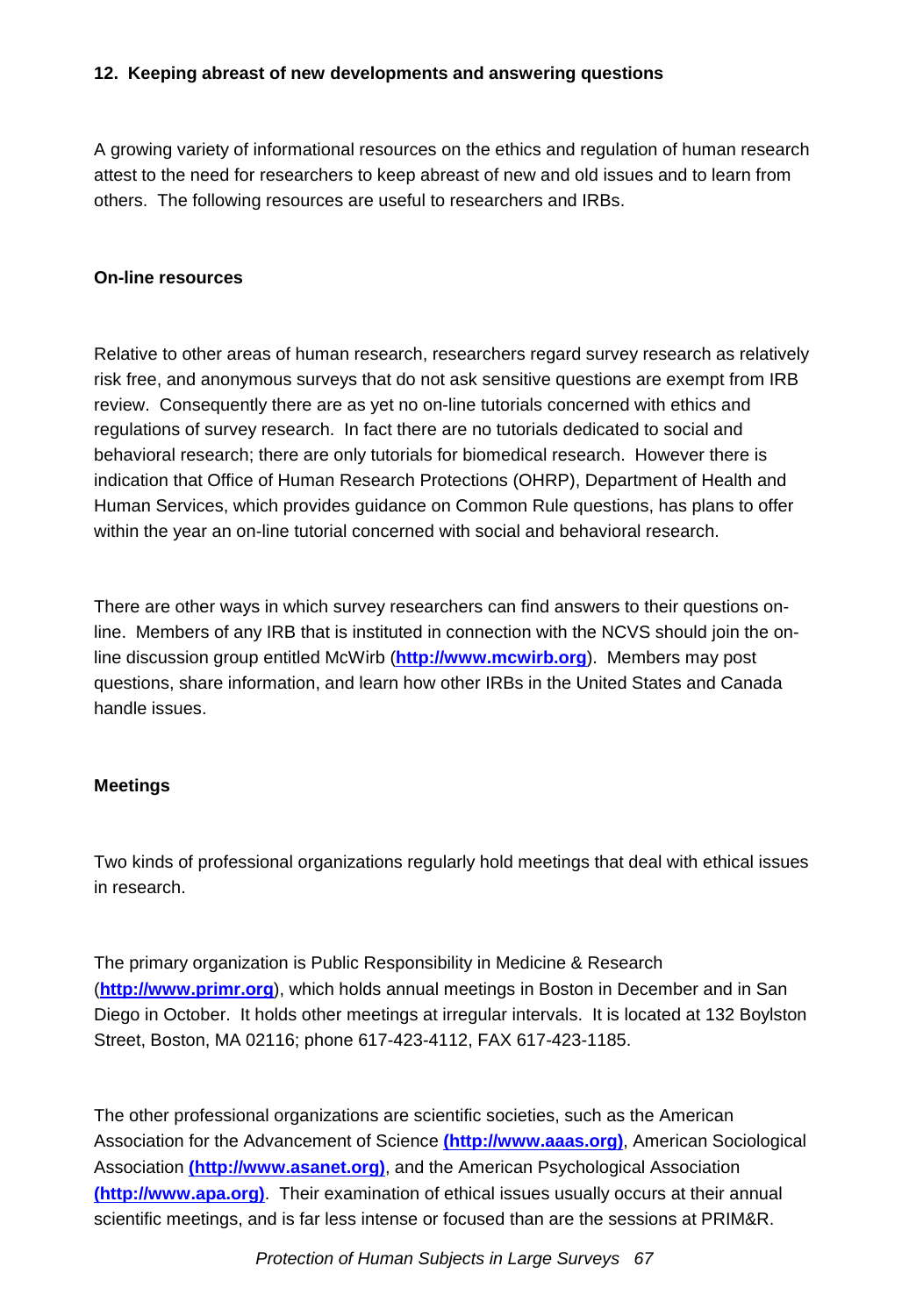## 12. Keeping abreast of new developments and answering questions

A growing variety of informational resources on the ethics and regulation of human research attest to the need for researchers to keep abreast of new and old issues and to learn from others. The following resources are useful to researchers and IRBs.

### On-line resources

Relative to other areas of human research, researchers regard survey research as relatively risk free, and anonymous surveys that do not ask sensitive questions are exempt from IRB review. Consequently there are as yet no on-line tutorials concerned with ethics and regulations of survey research. In fact there are no tutorials dedicated to social and behavioral research; there are only tutorials for biomedical research. However there is indication that Office of Human Research Protections (OHRP), Department of Health and Human Services, which provides guidance on Common Rule questions, has plans to offer within the year an on-line tutorial concerned with social and behavioral research.

There are other ways in which survey researchers can find answers to their questions on-line. Members of any IRB that is instituted in connection with the NCVS should join the on-line discussion group entitled McWirb (**http://www.mcwirb.org**). Members may post questions, share information, and learn how other IRBs in the United States and Canada handle issues.

### Meetings

Two kinds of professional organizations regularly hold meetings that deal with ethical issues in research.

The primary organization is Public Responsibility in Medicine & Research (**http://www.primr.org**), which holds annual meetings in Boston in December and in San Diego in October. It holds other meetings at irregular intervals. It is located at 132 Boylston Street, Boston, MA 02116; phone 617-423-4112, FAX 617-423-1185.

The other professional organizations are scientific societies, such as the American Association for the Advancement of Science **(http://www.aaas.org)**, American Sociological Association **(http://www.asanet.org)**, and the American Psychological Association **(http://www.apa.org)**. Their examination of ethical issues usually occurs at their annual scientific meetings, and is far less intense or focused than are the sessions at PRIM&R.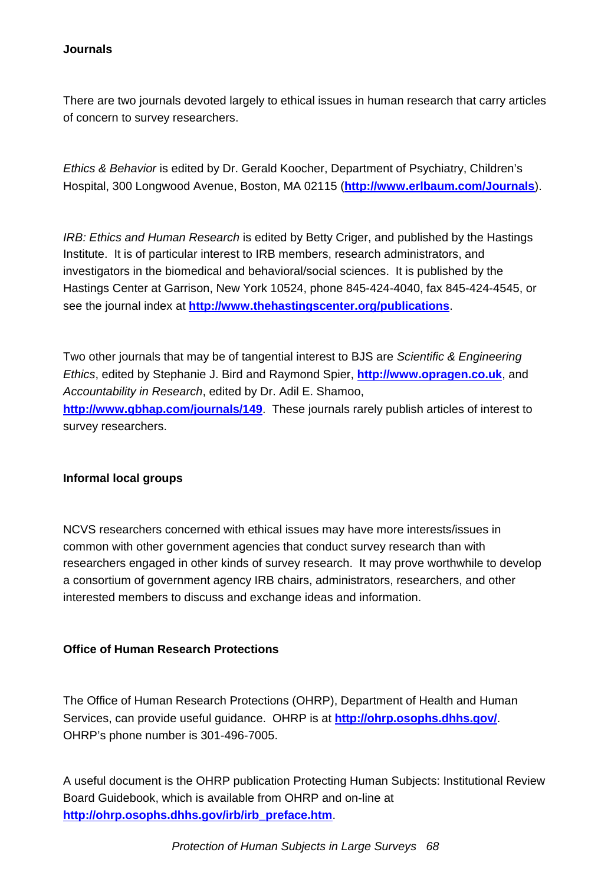**Journals**

There are two journals devoted largely to ethical issues in human research that carry articles of concern to survey researchers.

*Ethics & Behavior* is edited by Dr. Gerald Koocher, Department of Psychiatry, Children's Hospital, 300 Longwood Avenue, Boston, MA 02115 (**http://www.erlbaum.com/Journals**).

*IRB: Ethics and Human Research* is edited by Betty Criger, and published by the Hastings Institute. It is of particular interest to IRB members, research administrators, and investigators in the biomedical and behavioral/social sciences. It is published by the Hastings Center at Garrison, New York 10524, phone 845-424-4040, fax 845-424-4545, or see the journal index at **http://www.thehastingscenter.org/publications**.

Two other journals that may be of tangential interest to BJS are *Scientific & Engineering Ethics*, edited by Stephanie J. Bird and Raymond Spier, **http://www.opragen.co.uk**, and *Accountability in Research*, edited by Dr. Adil E. Shamoo, **http://www.gbhap.com/journals/149**. These journals rarely publish articles of interest to survey researchers.

**Informal local groups**

NCVS researchers concerned with ethical issues may have more interests/issues in common with other government agencies that conduct survey research than with researchers engaged in other kinds of survey research. It may prove worthwhile to develop a consortium of government agency IRB chairs, administrators, researchers, and other interested members to discuss and exchange ideas and information.

**Office of Human Research Protections**

The Office of Human Research Protections (OHRP), Department of Health and Human Services, can provide useful guidance. OHRP is at **http://ohrp.osophs.dhhs.gov/**. OHRP's phone number is 301-496-7005.

A useful document is the OHRP publication Protecting Human Subjects: Institutional Review Board Guidebook, which is available from OHRP and on-line at **http://ohrp.osophs.dhhs.gov/irb/irb_preface.htm**.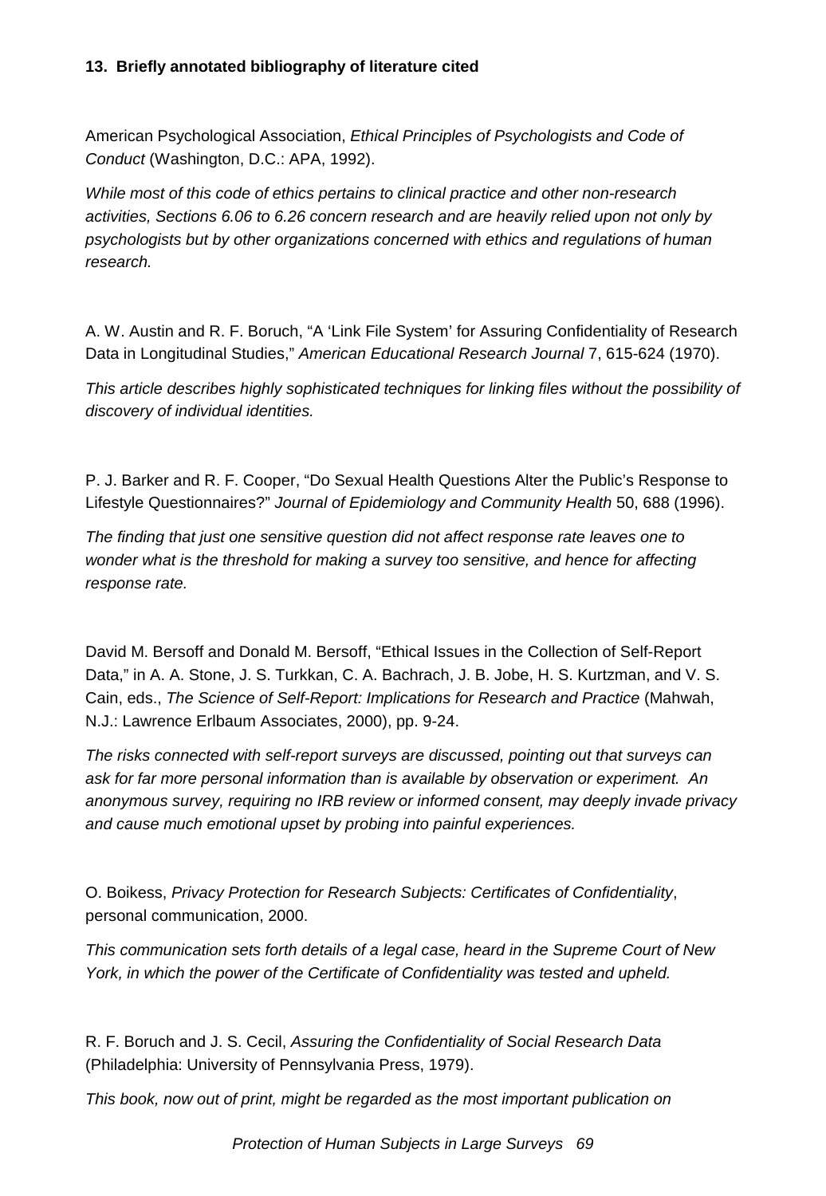### 13. Briefly annotated bibliography of literature cited

American Psychological Association, *Ethical Principles of Psychologists and Code of Conduct* (Washington, D.C.: APA, 1992).

*While most of this code of ethics pertains to clinical practice and other non-research activities, Sections 6.06 to 6.26 concern research and are heavily relied upon not only by psychologists but by other organizations concerned with ethics and regulations of human research.*

A. W. Austin and R. F. Boruch, "A 'Link File System' for Assuring Confidentiality of Research Data in Longitudinal Studies," *American Educational Research Journal* 7, 615-624 (1970).

*This article describes highly sophisticated techniques for linking files without the possibility of discovery of individual identities.*

P. J. Barker and R. F. Cooper, "Do Sexual Health Questions Alter the Public's Response to Lifestyle Questionnaires?" *Journal of Epidemiology and Community Health* 50, 688 (1996).

*The finding that just one sensitive question did not affect response rate leaves one to wonder what is the threshold for making a survey too sensitive, and hence for affecting response rate.*

David M. Bersoff and Donald M. Bersoff, "Ethical Issues in the Collection of Self-Report Data," in A. A. Stone, J. S. Turkkan, C. A. Bachrach, J. B. Jobe, H. S. Kurtzman, and V. S. Cain, eds., *The Science of Self-Report: Implications for Research and Practice* (Mahwah, N.J.: Lawrence Erlbaum Associates, 2000), pp. 9-24.

*The risks connected with self-report surveys are discussed, pointing out that surveys can ask for far more personal information than is available by observation or experiment. An anonymous survey, requiring no IRB review or informed consent, may deeply invade privacy and cause much emotional upset by probing into painful experiences.*

O. Boikess, *Privacy Protection for Research Subjects: Certificates of Confidentiality*, personal communication, 2000.

*This communication sets forth details of a legal case, heard in the Supreme Court of New York, in which the power of the Certificate of Confidentiality was tested and upheld.*

R. F. Boruch and J. S. Cecil, *Assuring the Confidentiality of Social Research Data* (Philadelphia: University of Pennsylvania Press, 1979).

*This book, now out of print, might be regarded as the most important publication on*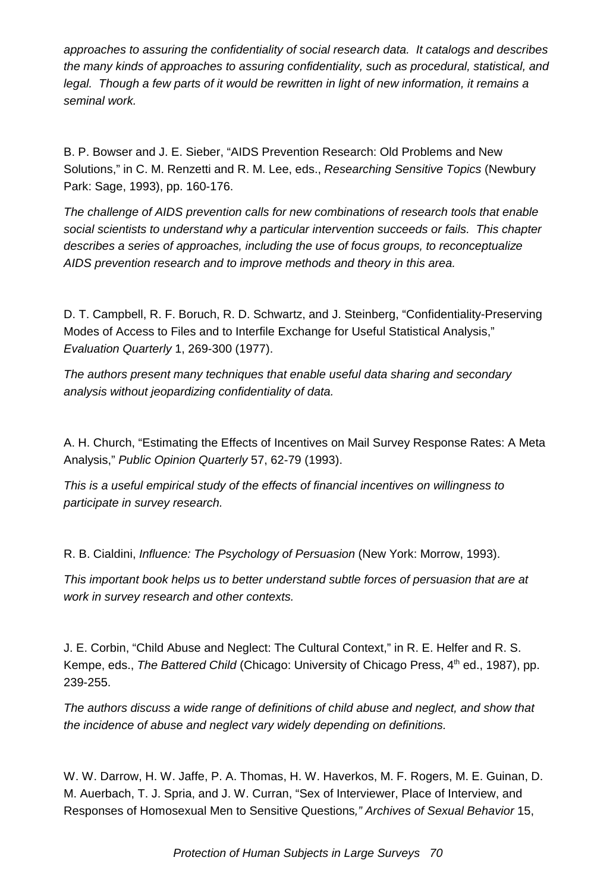*approaches to assuring the confidentiality of social research data. It catalogs and describes the many kinds of approaches to assuring confidentiality, such as procedural, statistical, and legal. Though a few parts of it would be rewritten in light of new information, it remains a seminal work.*

B. P. Bowser and J. E. Sieber, "AIDS Prevention Research: Old Problems and New Solutions," in C. M. Renzetti and R. M. Lee, eds., *Researching Sensitive Topics* (Newbury Park: Sage, 1993), pp. 160-176.

*The challenge of AIDS prevention calls for new combinations of research tools that enable social scientists to understand why a particular intervention succeeds or fails. This chapter describes a series of approaches, including the use of focus groups, to reconceptualize AIDS prevention research and to improve methods and theory in this area.*

D. T. Campbell, R. F. Boruch, R. D. Schwartz, and J. Steinberg, "Confidentiality-Preserving Modes of Access to Files and to Interfile Exchange for Useful Statistical Analysis," *Evaluation Quarterly* 1, 269-300 (1977).

*The authors present many techniques that enable useful data sharing and secondary analysis without jeopardizing confidentiality of data.*

A. H. Church, "Estimating the Effects of Incentives on Mail Survey Response Rates: A Meta Analysis," *Public Opinion Quarterly* 57, 62-79 (1993).

*This is a useful empirical study of the effects of financial incentives on willingness to participate in survey research.*

R. B. Cialdini, *Influence: The Psychology of Persuasion* (New York: Morrow, 1993).

*This important book helps us to better understand subtle forces of persuasion that are at work in survey research and other contexts.*

J. E. Corbin, "Child Abuse and Neglect: The Cultural Context," in R. E. Helfer and R. S. Kempe, eds., *The Battered Child* (Chicago: University of Chicago Press, 4th ed., 1987), pp. 239-255.

*The authors discuss a wide range of definitions of child abuse and neglect, and show that the incidence of abuse and neglect vary widely depending on definitions.*

W. W. Darrow, H. W. Jaffe, P. A. Thomas, H. W. Haverkos, M. F. Rogers, M. E. Guinan, D. M. Auerbach, T. J. Spria, and J. W. Curran, "Sex of Interviewer, Place of Interview, and Responses of Homosexual Men to Sensitive Questions*," Archives of Sexual Behavior* 15,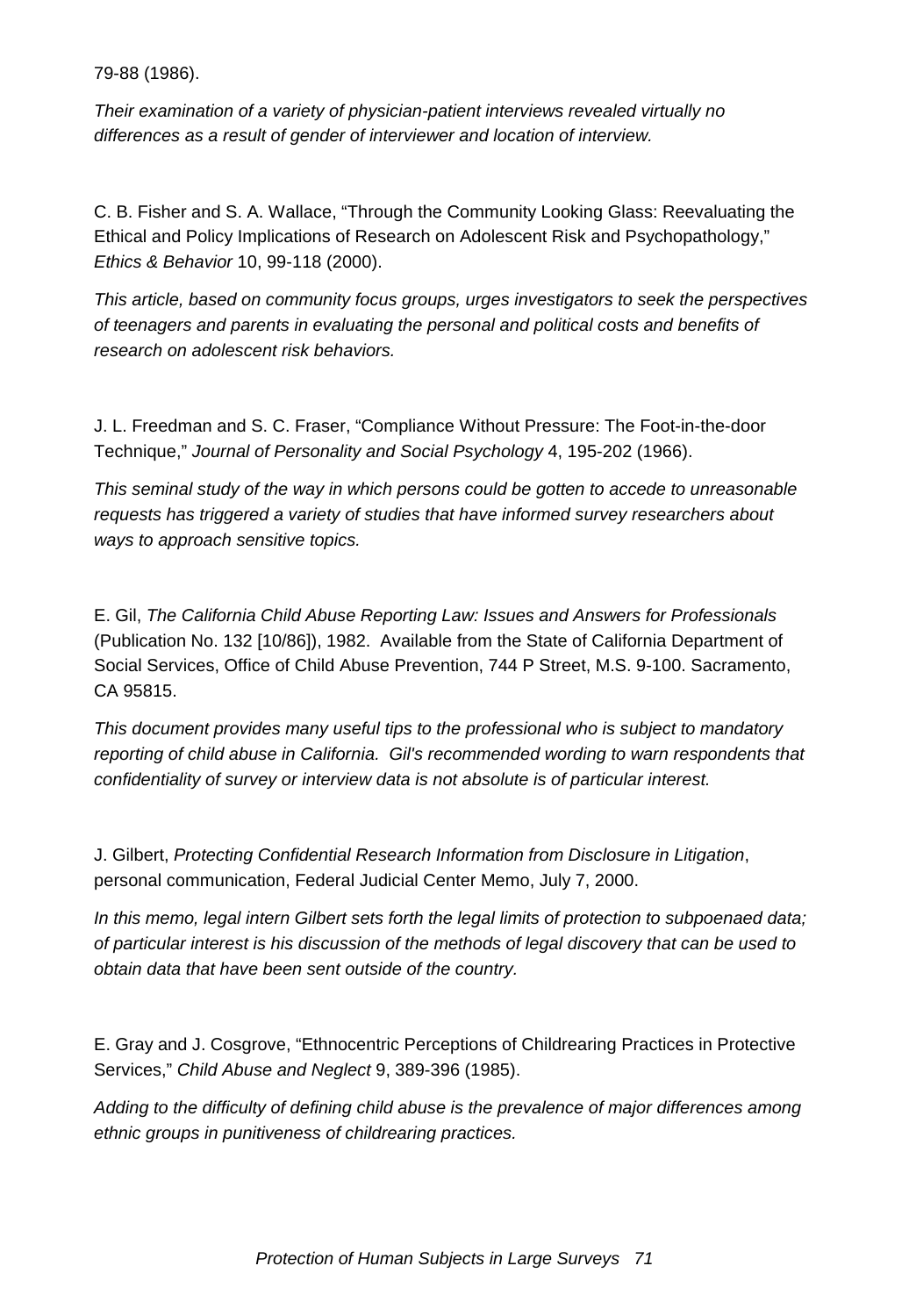79-88 (1986).

*Their examination of a variety of physician-patient interviews revealed virtually no differences as a result of gender of interviewer and location of interview.*

C. B. Fisher and S. A. Wallace, "Through the Community Looking Glass: Reevaluating the Ethical and Policy Implications of Research on Adolescent Risk and Psychopathology," *Ethics & Behavior* 10, 99-118 (2000).

*This article, based on community focus groups, urges investigators to seek the perspectives of teenagers and parents in evaluating the personal and political costs and benefits of research on adolescent risk behaviors.*

J. L. Freedman and S. C. Fraser, "Compliance Without Pressure: The Foot-in-the-door Technique," *Journal of Personality and Social Psychology* 4, 195-202 (1966).

*This seminal study of the way in which persons could be gotten to accede to unreasonable requests has triggered a variety of studies that have informed survey researchers about ways to approach sensitive topics.*

E. Gil, *The California Child Abuse Reporting Law: Issues and Answers for Professionals* (Publication No. 132 [10/86]), 1982. Available from the State of California Department of Social Services, Office of Child Abuse Prevention, 744 P Street, M.S. 9-100. Sacramento, CA 95815.

*This document provides many useful tips to the professional who is subject to mandatory reporting of child abuse in California. Gil's recommended wording to warn respondents that confidentiality of survey or interview data is not absolute is of particular interest.*

J. Gilbert, *Protecting Confidential Research Information from Disclosure in Litigation*, personal communication, Federal Judicial Center Memo, July 7, 2000.

*In this memo, legal intern Gilbert sets forth the legal limits of protection to subpoenaed data; of particular interest is his discussion of the methods of legal discovery that can be used to obtain data that have been sent outside of the country.*

E. Gray and J. Cosgrove, "Ethnocentric Perceptions of Childrearing Practices in Protective Services," *Child Abuse and Neglect* 9, 389-396 (1985).

*Adding to the difficulty of defining child abuse is the prevalence of major differences among ethnic groups in punitiveness of childrearing practices.*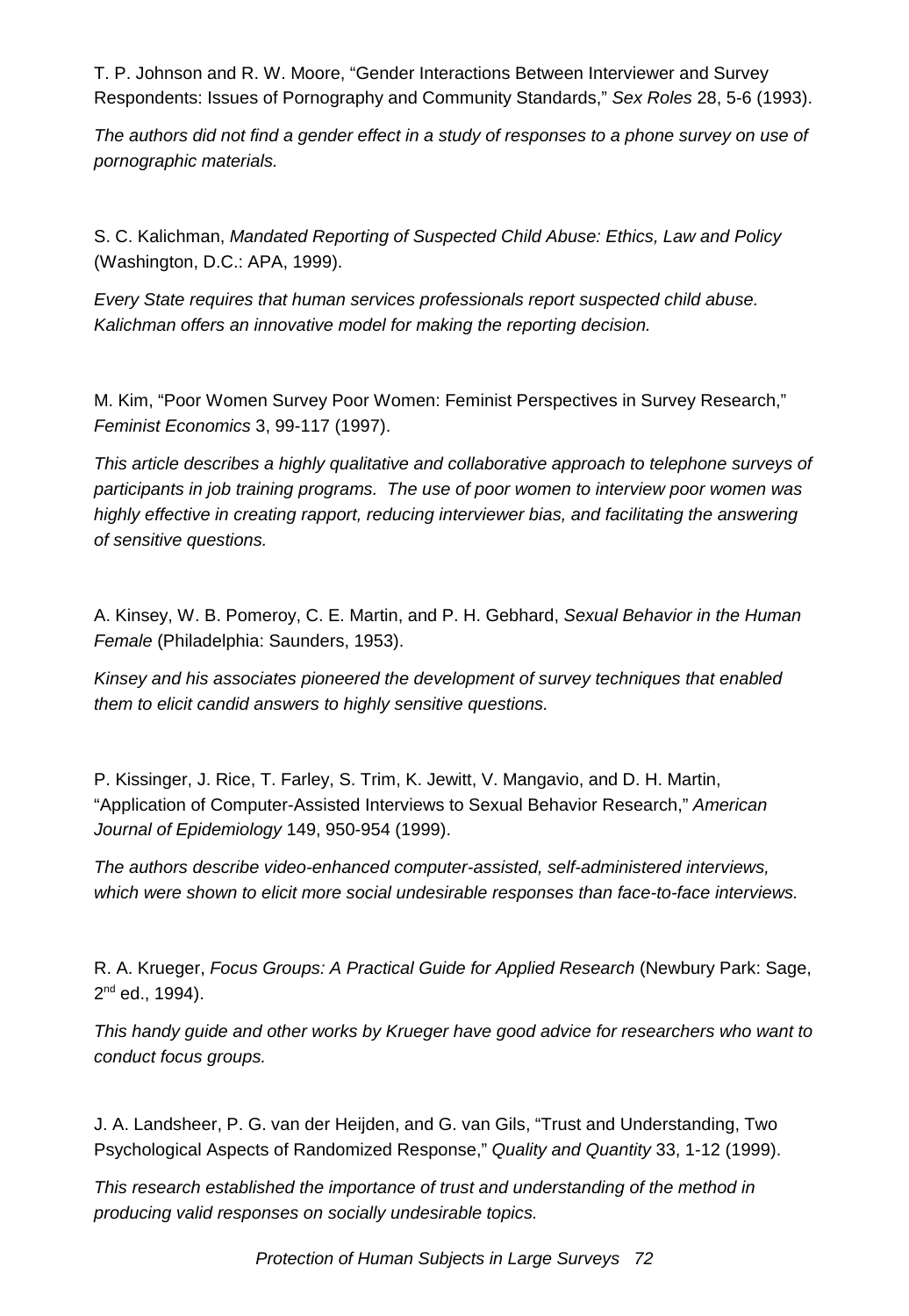T. P. Johnson and R. W. Moore, "Gender Interactions Between Interviewer and Survey Respondents: Issues of Pornography and Community Standards," *Sex Roles* 28, 5-6 (1993).

*The authors did not find a gender effect in a study of responses to a phone survey on use of pornographic materials.*

S. C. Kalichman, *Mandated Reporting of Suspected Child Abuse: Ethics, Law and Policy* (Washington, D.C.: APA, 1999).

*Every State requires that human services professionals report suspected child abuse. Kalichman offers an innovative model for making the reporting decision.*

M. Kim, "Poor Women Survey Poor Women: Feminist Perspectives in Survey Research," *Feminist Economics* 3, 99-117 (1997).

*This article describes a highly qualitative and collaborative approach to telephone surveys of participants in job training programs. The use of poor women to interview poor women was highly effective in creating rapport, reducing interviewer bias, and facilitating the answering of sensitive questions.*

A. Kinsey, W. B. Pomeroy, C. E. Martin, and P. H. Gebhard, *Sexual Behavior in the Human Female* (Philadelphia: Saunders, 1953).

*Kinsey and his associates pioneered the development of survey techniques that enabled them to elicit candid answers to highly sensitive questions.*

P. Kissinger, J. Rice, T. Farley, S. Trim, K. Jewitt, V. Mangavio, and D. H. Martin, "Application of Computer-Assisted Interviews to Sexual Behavior Research," *American Journal of Epidemiology* 149, 950-954 (1999).

*The authors describe video-enhanced computer-assisted, self-administered interviews, which were shown to elicit more social undesirable responses than face-to-face interviews.*

R. A. Krueger, *Focus Groups: A Practical Guide for Applied Research* (Newbury Park: Sage, 2nd ed., 1994).

*This handy guide and other works by Krueger have good advice for researchers who want to conduct focus groups.*

J. A. Landsheer, P. G. van der Heijden, and G. van Gils, "Trust and Understanding, Two Psychological Aspects of Randomized Response," *Quality and Quantity* 33, 1-12 (1999).

*This research established the importance of trust and understanding of the method in producing valid responses on socially undesirable topics.*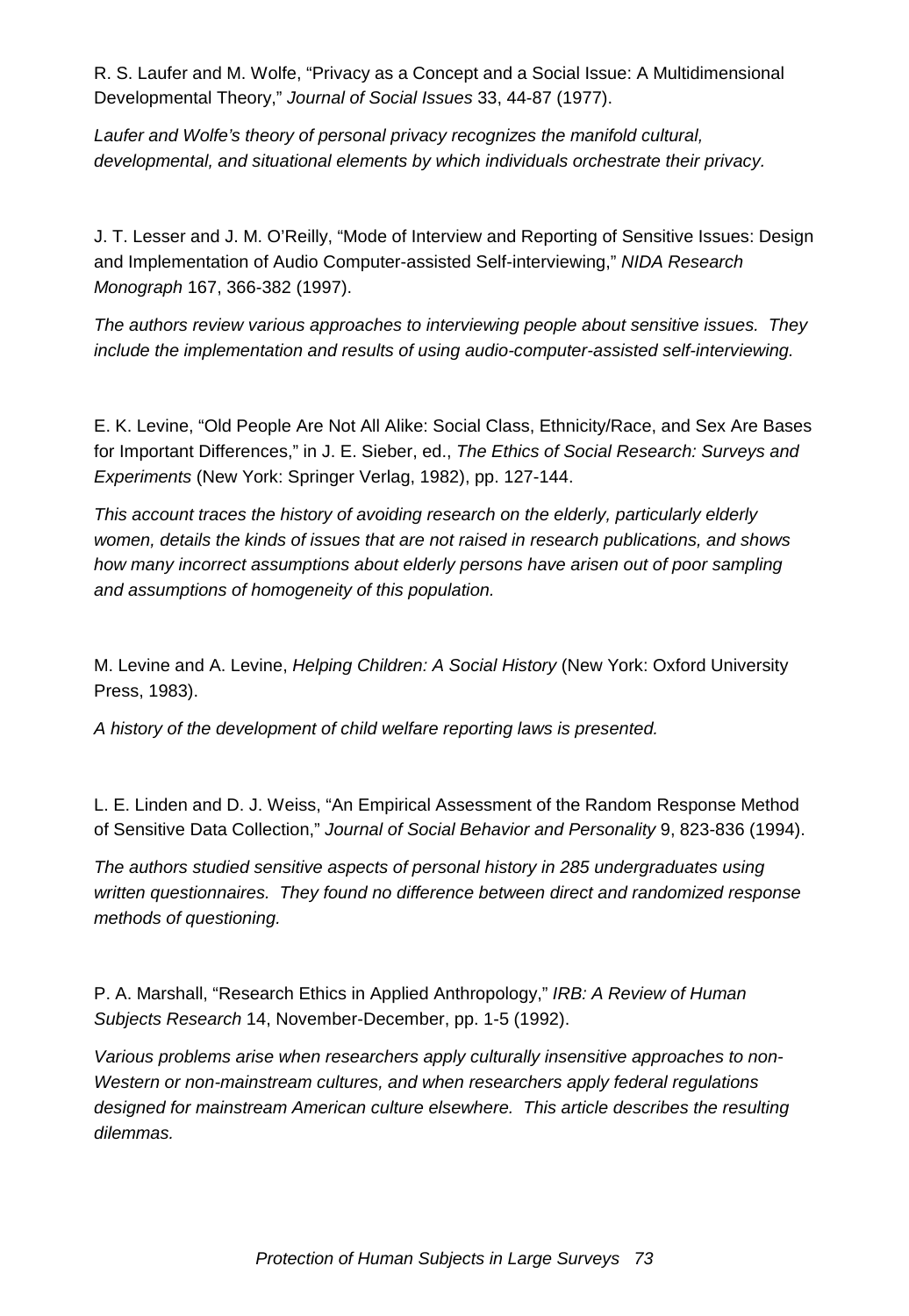R. S. Laufer and M. Wolfe, "Privacy as a Concept and a Social Issue: A Multidimensional Developmental Theory," *Journal of Social Issues* 33, 44-87 (1977).

*Laufer and Wolfe's theory of personal privacy recognizes the manifold cultural, developmental, and situational elements by which individuals orchestrate their privacy.*

J. T. Lesser and J. M. O'Reilly, "Mode of Interview and Reporting of Sensitive Issues: Design and Implementation of Audio Computer-assisted Self-interviewing," *NIDA Research Monograph* 167, 366-382 (1997).

*The authors review various approaches to interviewing people about sensitive issues. They include the implementation and results of using audio-computer-assisted self-interviewing.*

E. K. Levine, "Old People Are Not All Alike: Social Class, Ethnicity/Race, and Sex Are Bases for Important Differences," in J. E. Sieber, ed., *The Ethics of Social Research: Surveys and Experiments* (New York: Springer Verlag, 1982), pp. 127-144.

*This account traces the history of avoiding research on the elderly, particularly elderly women, details the kinds of issues that are not raised in research publications, and shows how many incorrect assumptions about elderly persons have arisen out of poor sampling and assumptions of homogeneity of this population.*

M. Levine and A. Levine, *Helping Children: A Social History* (New York: Oxford University Press, 1983).

*A history of the development of child welfare reporting laws is presented.*

L. E. Linden and D. J. Weiss, "An Empirical Assessment of the Random Response Method of Sensitive Data Collection," *Journal of Social Behavior and Personality* 9, 823-836 (1994).

*The authors studied sensitive aspects of personal history in 285 undergraduates using written questionnaires. They found no difference between direct and randomized response methods of questioning.*

P. A. Marshall, "Research Ethics in Applied Anthropology," *IRB: A Review of Human Subjects Research* 14, November-December, pp. 1-5 (1992).

*Various problems arise when researchers apply culturally insensitive approaches to non-Western or non-mainstream cultures, and when researchers apply federal regulations designed for mainstream American culture elsewhere. This article describes the resulting dilemmas.*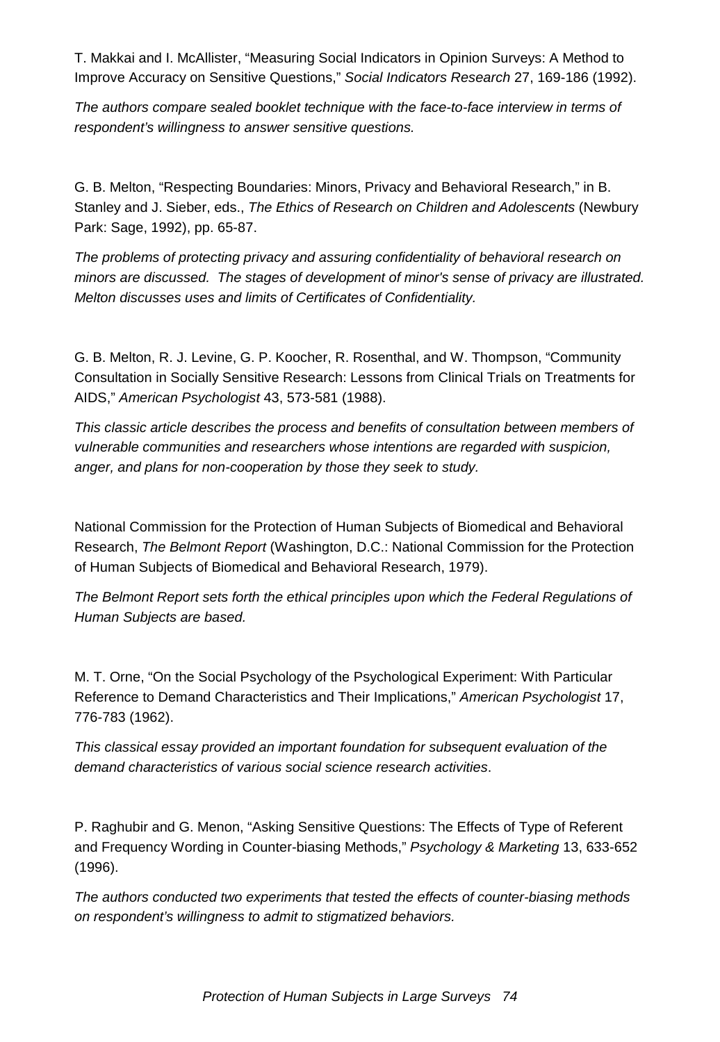T. Makkai and I. McAllister, "Measuring Social Indicators in Opinion Surveys: A Method to Improve Accuracy on Sensitive Questions," *Social Indicators Research* 27, 169-186 (1992).

*The authors compare sealed booklet technique with the face-to-face interview in terms of respondent's willingness to answer sensitive questions.*

G. B. Melton, "Respecting Boundaries: Minors, Privacy and Behavioral Research," in B. Stanley and J. Sieber, eds., *The Ethics of Research on Children and Adolescents* (Newbury Park: Sage, 1992), pp. 65-87.

*The problems of protecting privacy and assuring confidentiality of behavioral research on minors are discussed. The stages of development of minor's sense of privacy are illustrated. Melton discusses uses and limits of Certificates of Confidentiality.*

G. B. Melton, R. J. Levine, G. P. Koocher, R. Rosenthal, and W. Thompson, "Community Consultation in Socially Sensitive Research: Lessons from Clinical Trials on Treatments for AIDS," *American Psychologist* 43, 573-581 (1988).

*This classic article describes the process and benefits of consultation between members of vulnerable communities and researchers whose intentions are regarded with suspicion, anger, and plans for non-cooperation by those they seek to study.*

National Commission for the Protection of Human Subjects of Biomedical and Behavioral Research, *The Belmont Report* (Washington, D.C.: National Commission for the Protection of Human Subjects of Biomedical and Behavioral Research, 1979).

*The Belmont Report sets forth the ethical principles upon which the Federal Regulations of Human Subjects are based.*

M. T. Orne, "On the Social Psychology of the Psychological Experiment: With Particular Reference to Demand Characteristics and Their Implications," *American Psychologist* 17, 776-783 (1962).

*This classical essay provided an important foundation for subsequent evaluation of the demand characteristics of various social science research activities*.

P. Raghubir and G. Menon, "Asking Sensitive Questions: The Effects of Type of Referent and Frequency Wording in Counter-biasing Methods," *Psychology & Marketing* 13, 633-652 (1996).

*The authors conducted two experiments that tested the effects of counter-biasing methods on respondent's willingness to admit to stigmatized behaviors.*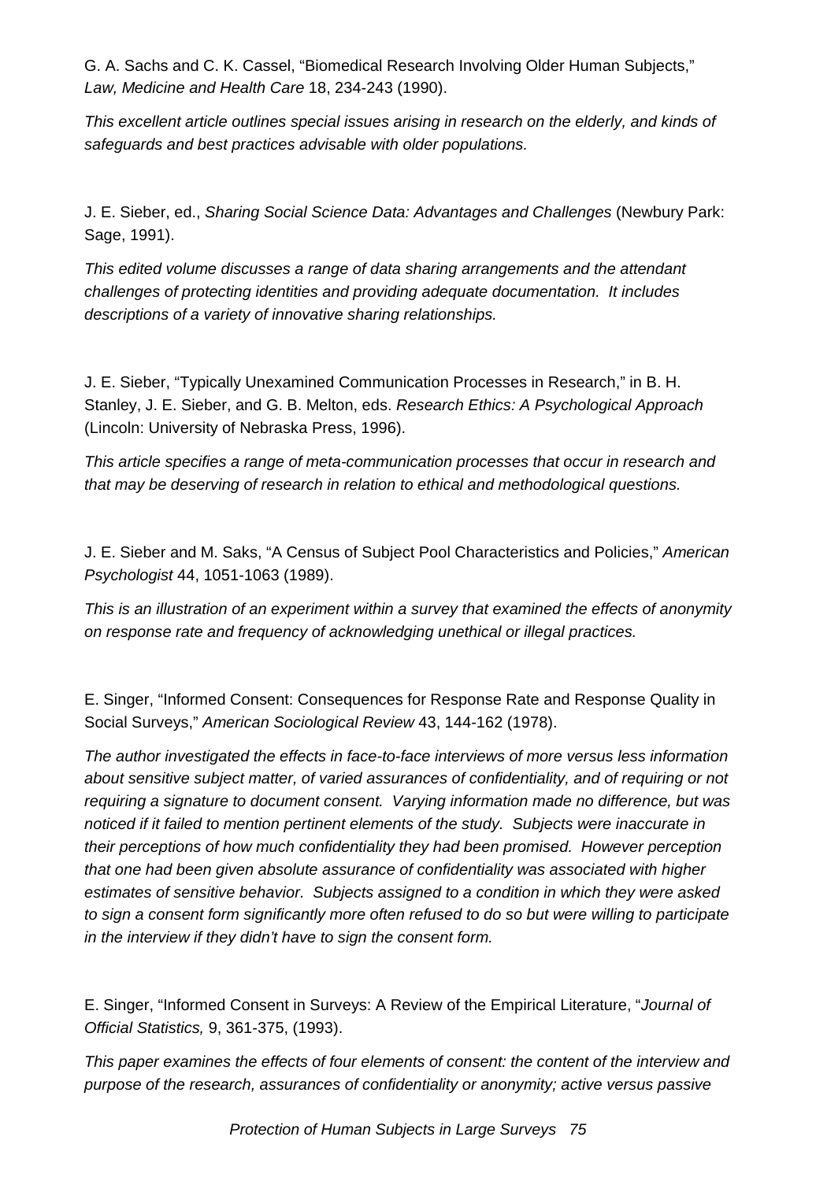G. A. Sachs and C. K. Cassel, "Biomedical Research Involving Older Human Subjects," *Law, Medicine and Health Care* 18, 234-243 (1990).

*This excellent article outlines special issues arising in research on the elderly, and kinds of safeguards and best practices advisable with older populations.*

J. E. Sieber, ed., *Sharing Social Science Data: Advantages and Challenges* (Newbury Park: Sage, 1991).

*This edited volume discusses a range of data sharing arrangements and the attendant challenges of protecting identities and providing adequate documentation. It includes descriptions of a variety of innovative sharing relationships.*

J. E. Sieber, "Typically Unexamined Communication Processes in Research," in B. H. Stanley, J. E. Sieber, and G. B. Melton, eds. *Research Ethics: A Psychological Approach* (Lincoln: University of Nebraska Press, 1996).

*This article specifies a range of meta-communication processes that occur in research and that may be deserving of research in relation to ethical and methodological questions.*

J. E. Sieber and M. Saks, "A Census of Subject Pool Characteristics and Policies," *American Psychologist* 44, 1051-1063 (1989).

*This is an illustration of an experiment within a survey that examined the effects of anonymity on response rate and frequency of acknowledging unethical or illegal practices.*

E. Singer, "Informed Consent: Consequences for Response Rate and Response Quality in Social Surveys," *American Sociological Review* 43, 144-162 (1978).

*The author investigated the effects in face-to-face interviews of more versus less information about sensitive subject matter, of varied assurances of confidentiality, and of requiring or not requiring a signature to document consent. Varying information made no difference, but was noticed if it failed to mention pertinent elements of the study. Subjects were inaccurate in their perceptions of how much confidentiality they had been promised. However perception that one had been given absolute assurance of confidentiality was associated with higher estimates of sensitive behavior. Subjects assigned to a condition in which they were asked to sign a consent form significantly more often refused to do so but were willing to participate in the interview if they didn't have to sign the consent form.*

E. Singer, "Informed Consent in Surveys: A Review of the Empirical Literature, "*Journal of Official Statistics,* 9, 361-375, (1993).

*This paper examines the effects of four elements of consent: the content of the interview and purpose of the research, assurances of confidentiality or anonymity; active versus passive*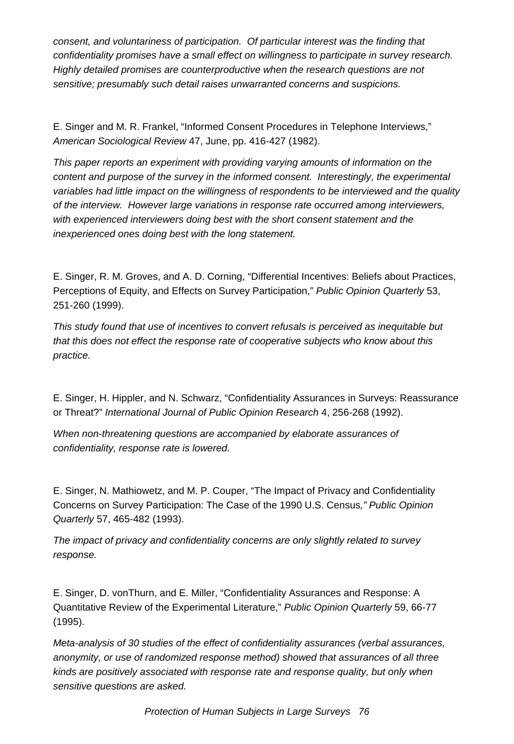*consent, and voluntariness of participation. Of particular interest was the finding that confidentiality promises have a small effect on willingness to participate in survey research. Highly detailed promises are counterproductive when the research questions are not sensitive; presumably such detail raises unwarranted concerns and suspicions.*

E. Singer and M. R. Frankel, "Informed Consent Procedures in Telephone Interviews," *American Sociological Review* 47, June, pp. 416-427 (1982).

*This paper reports an experiment with providing varying amounts of information on the content and purpose of the survey in the informed consent. Interestingly, the experimental variables had little impact on the willingness of respondents to be interviewed and the quality of the interview. However large variations in response rate occurred among interviewers, with experienced interviewers doing best with the short consent statement and the inexperienced ones doing best with the long statement.*

E. Singer, R. M. Groves, and A. D. Corning, "Differential Incentives: Beliefs about Practices, Perceptions of Equity, and Effects on Survey Participation," *Public Opinion Quarterly* 53, 251-260 (1999).

*This study found that use of incentives to convert refusals is perceived as inequitable but that this does not effect the response rate of cooperative subjects who know about this practice.*

E. Singer, H. Hippler, and N. Schwarz, "Confidentiality Assurances in Surveys: Reassurance or Threat?" *International Journal of Public Opinion Research* 4, 256-268 (1992).

*When non-threatening questions are accompanied by elaborate assurances of confidentiality, response rate is lowered.*

E. Singer, N. Mathiowetz, and M. P. Couper, "The Impact of Privacy and Confidentiality Concerns on Survey Participation: The Case of the 1990 U.S. Census*," Public Opinion Quarterly* 57, 465-482 (1993).

*The impact of privacy and confidentiality concerns are only slightly related to survey response.*

E. Singer, D. vonThurn, and E. Miller, "Confidentiality Assurances and Response: A Quantitative Review of the Experimental Literature," *Public Opinion Quarterly* 59, 66-77 (1995).

*Meta-analysis of 30 studies of the effect of confidentiality assurances (verbal assurances, anonymity, or use of randomized response method) showed that assurances of all three kinds are positively associated with response rate and response quality, but only when sensitive questions are asked.*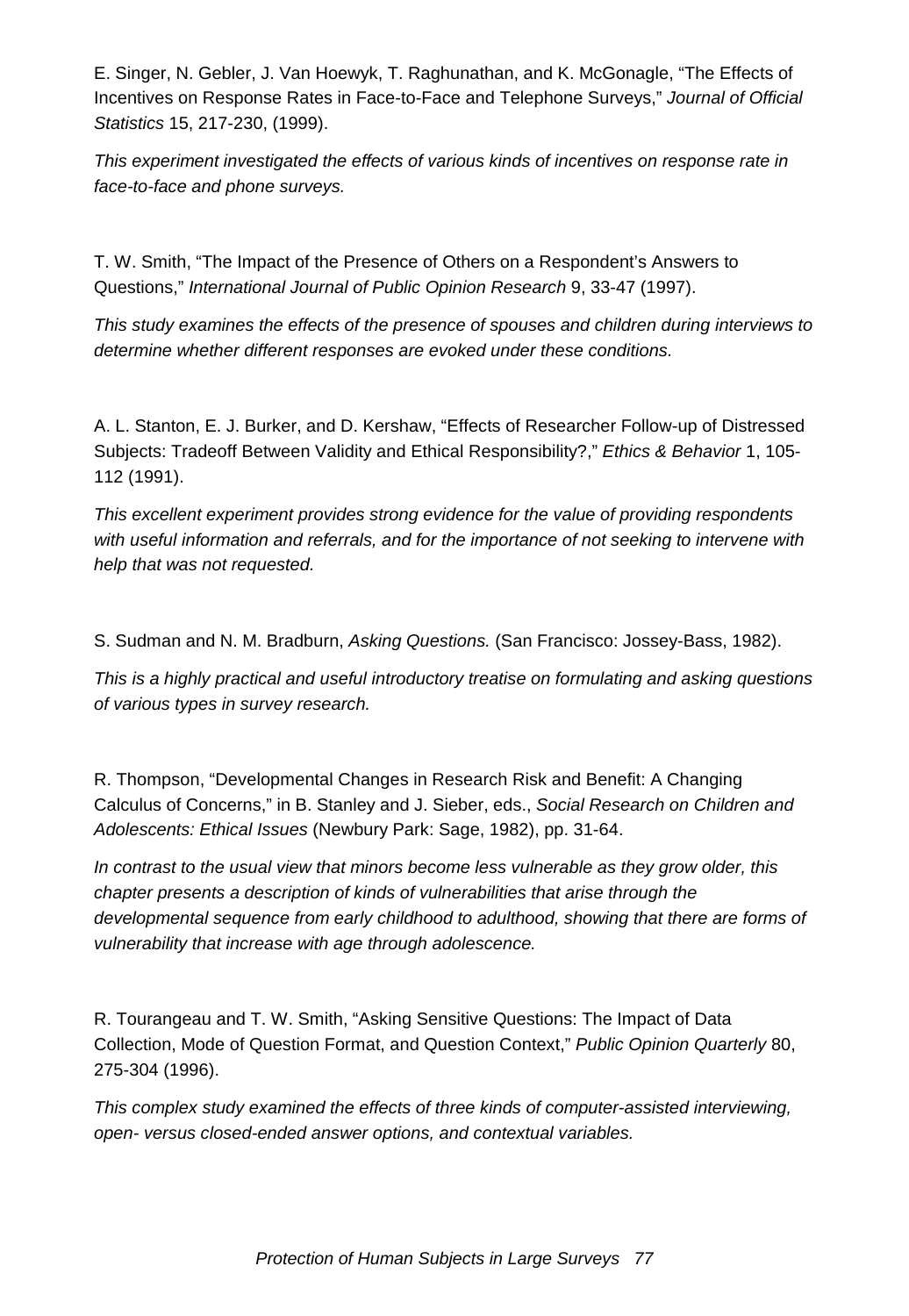E. Singer, N. Gebler, J. Van Hoewyk, T. Raghunathan, and K. McGonagle, "The Effects of Incentives on Response Rates in Face-to-Face and Telephone Surveys," *Journal of Official Statistics* 15, 217-230, (1999).

*This experiment investigated the effects of various kinds of incentives on response rate in face-to-face and phone surveys.*

T. W. Smith, "The Impact of the Presence of Others on a Respondent's Answers to Questions," *International Journal of Public Opinion Research* 9, 33-47 (1997).

*This study examines the effects of the presence of spouses and children during interviews to determine whether different responses are evoked under these conditions.*

A. L. Stanton, E. J. Burker, and D. Kershaw, "Effects of Researcher Follow-up of Distressed Subjects: Tradeoff Between Validity and Ethical Responsibility?," *Ethics & Behavior* 1, 105-112 (1991).

*This excellent experiment provides strong evidence for the value of providing respondents with useful information and referrals, and for the importance of not seeking to intervene with help that was not requested.*

S. Sudman and N. M. Bradburn, *Asking Questions.* (San Francisco: Jossey-Bass, 1982).

*This is a highly practical and useful introductory treatise on formulating and asking questions of various types in survey research.*

R. Thompson, "Developmental Changes in Research Risk and Benefit: A Changing Calculus of Concerns," in B. Stanley and J. Sieber, eds., *Social Research on Children and Adolescents: Ethical Issues* (Newbury Park: Sage, 1982), pp. 31-64.

*In contrast to the usual view that minors become less vulnerable as they grow older, this chapter presents a description of kinds of vulnerabilities that arise through the developmental sequence from early childhood to adulthood, showing that there are forms of vulnerability that increase with age through adolescence.*

R. Tourangeau and T. W. Smith, "Asking Sensitive Questions: The Impact of Data Collection, Mode of Question Format, and Question Context," *Public Opinion Quarterly* 80, 275-304 (1996).

*This complex study examined the effects of three kinds of computer-assisted interviewing, open- versus closed-ended answer options, and contextual variables.*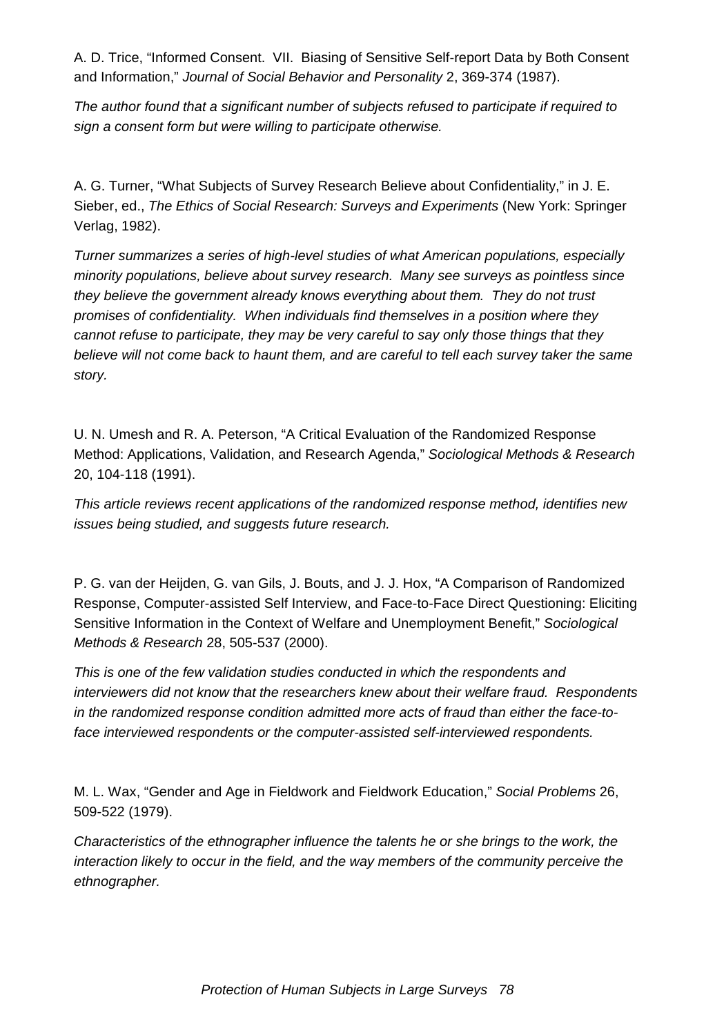A. D. Trice, "Informed Consent. VII. Biasing of Sensitive Self-report Data by Both Consent and Information," *Journal of Social Behavior and Personality* 2, 369-374 (1987).

*The author found that a significant number of subjects refused to participate if required to sign a consent form but were willing to participate otherwise.*

A. G. Turner, "What Subjects of Survey Research Believe about Confidentiality," in J. E. Sieber, ed., *The Ethics of Social Research: Surveys and Experiments* (New York: Springer Verlag, 1982).

*Turner summarizes a series of high-level studies of what American populations, especially minority populations, believe about survey research. Many see surveys as pointless since they believe the government already knows everything about them. They do not trust promises of confidentiality. When individuals find themselves in a position where they cannot refuse to participate, they may be very careful to say only those things that they believe will not come back to haunt them, and are careful to tell each survey taker the same story.*

U. N. Umesh and R. A. Peterson, "A Critical Evaluation of the Randomized Response Method: Applications, Validation, and Research Agenda," *Sociological Methods & Research* 20, 104-118 (1991).

*This article reviews recent applications of the randomized response method, identifies new issues being studied, and suggests future research.*

P. G. van der Heijden, G. van Gils, J. Bouts, and J. J. Hox, "A Comparison of Randomized Response, Computer-assisted Self Interview, and Face-to-Face Direct Questioning: Eliciting Sensitive Information in the Context of Welfare and Unemployment Benefit," *Sociological Methods & Research* 28, 505-537 (2000).

*This is one of the few validation studies conducted in which the respondents and interviewers did not know that the researchers knew about their welfare fraud. Respondents in the randomized response condition admitted more acts of fraud than either the face-to-face interviewed respondents or the computer-assisted self-interviewed respondents.*

M. L. Wax, "Gender and Age in Fieldwork and Fieldwork Education," *Social Problems* 26, 509-522 (1979).

*Characteristics of the ethnographer influence the talents he or she brings to the work, the interaction likely to occur in the field, and the way members of the community perceive the ethnographer.*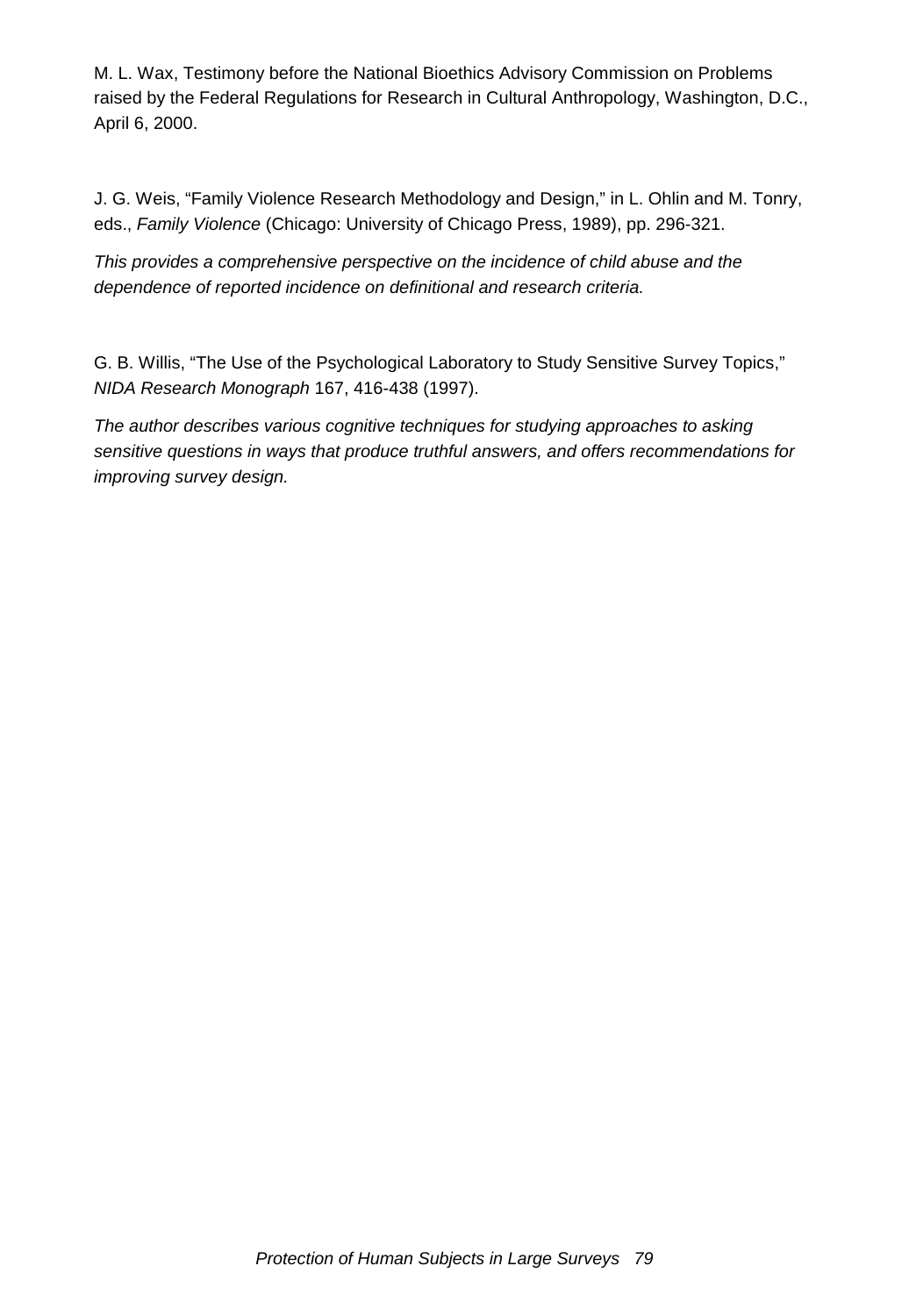M. L. Wax, Testimony before the National Bioethics Advisory Commission on Problems raised by the Federal Regulations for Research in Cultural Anthropology, Washington, D.C., April 6, 2000.

J. G. Weis, "Family Violence Research Methodology and Design," in L. Ohlin and M. Tonry, eds., *Family Violence* (Chicago: University of Chicago Press, 1989), pp. 296-321.

*This provides a comprehensive perspective on the incidence of child abuse and the dependence of reported incidence on definitional and research criteria.*

G. B. Willis, "The Use of the Psychological Laboratory to Study Sensitive Survey Topics," *NIDA Research Monograph* 167, 416-438 (1997).

*The author describes various cognitive techniques for studying approaches to asking sensitive questions in ways that produce truthful answers, and offers recommendations for improving survey design.*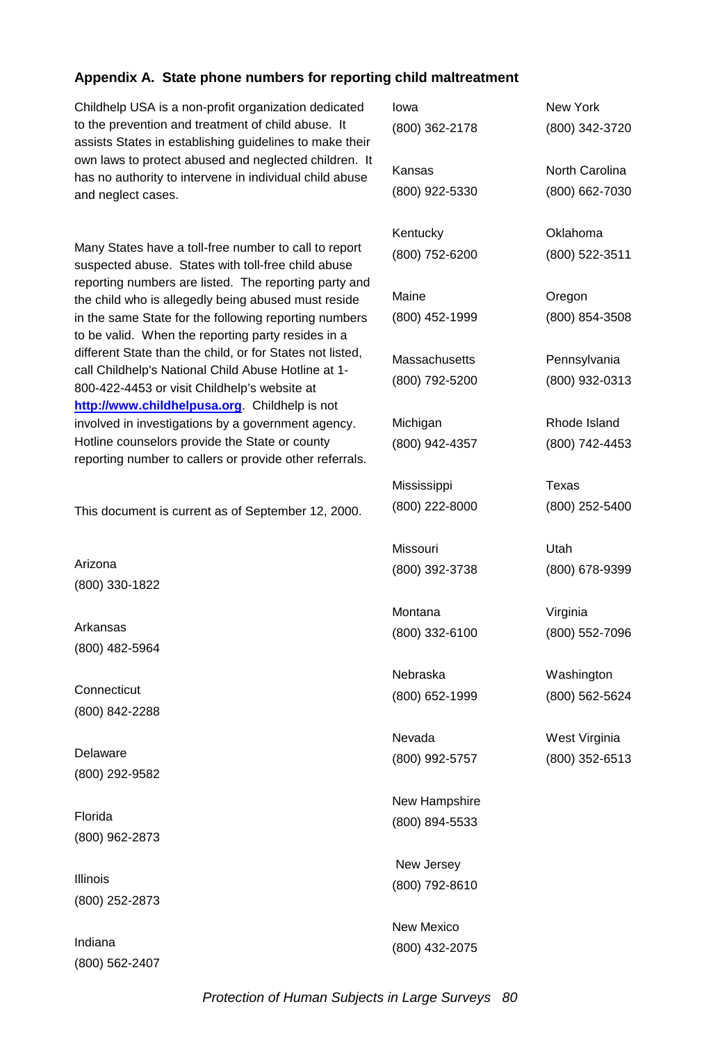## Appendix A. State phone numbers for reporting child maltreatment

Childhelp USA is a non-profit organization dedicated to the prevention and treatment of child abuse. It assists States in establishing guidelines to make their own laws to protect abused and neglected children. It has no authority to intervene in individual child abuse and neglect cases.

Many States have a toll-free number to call to report suspected abuse. States with toll-free child abuse reporting numbers are listed. The reporting party and the child who is allegedly being abused must reside in the same State for the following reporting numbers to be valid. When the reporting party resides in a different State than the child, or for States not listed, call Childhelp's National Child Abuse Hotline at 1-800-422-4453 or visit Childhelp's website at **http://www.childhelpusa.org**. Childhelp is not involved in investigations by a government agency. Hotline counselors provide the State or county reporting number to callers or provide other referrals.

This document is current as of September 12, 2000.

Arizona
(800) 330-1822

Arkansas
(800) 482-5964

Connecticut
(800) 842-2288

Delaware
(800) 292-9582

Florida
(800) 962-2873

Illinois
(800) 252-2873

Indiana
(800) 562-2407

Iowa
(800) 362-2178

Kansas
(800) 922-5330

Kentucky
(800) 752-6200

Maine
(800) 452-1999

Massachusetts
(800) 792-5200

Michigan
(800) 942-4357

Mississippi
(800) 222-8000

Missouri
(800) 392-3738

Montana
(800) 332-6100

Nebraska
(800) 652-1999

Nevada
(800) 992-5757

New Hampshire
(800) 894-5533

New Jersey
(800) 792-8610

New Mexico
(800) 432-2075

New York
(800) 342-3720

North Carolina
(800) 662-7030

Oklahoma
(800) 522-3511

Oregon
(800) 854-3508

Pennsylvania
(800) 932-0313

Rhode Island
(800) 742-4453

Texas
(800) 252-5400

Utah
(800) 678-9399

Virginia
(800) 552-7096

Washington
(800) 562-5624

West Virginia
(800) 352-6513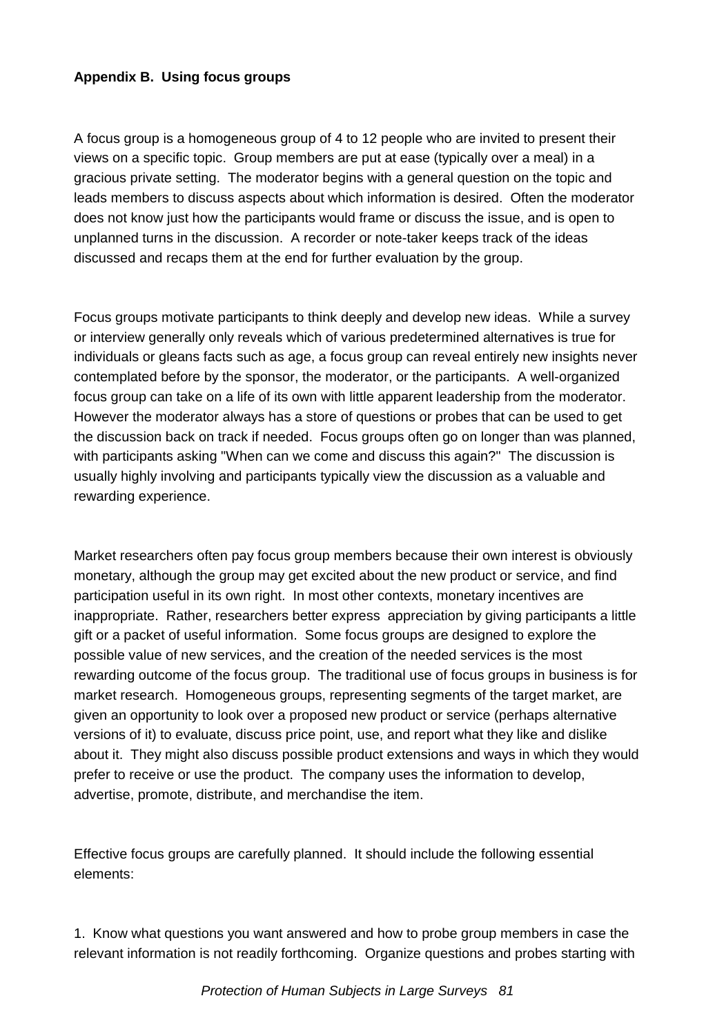**Appendix B. Using focus groups**

A focus group is a homogeneous group of 4 to 12 people who are invited to present their views on a specific topic. Group members are put at ease (typically over a meal) in a gracious private setting. The moderator begins with a general question on the topic and leads members to discuss aspects about which information is desired. Often the moderator does not know just how the participants would frame or discuss the issue, and is open to unplanned turns in the discussion. A recorder or note-taker keeps track of the ideas discussed and recaps them at the end for further evaluation by the group.

Focus groups motivate participants to think deeply and develop new ideas. While a survey or interview generally only reveals which of various predetermined alternatives is true for individuals or gleans facts such as age, a focus group can reveal entirely new insights never contemplated before by the sponsor, the moderator, or the participants. A well-organized focus group can take on a life of its own with little apparent leadership from the moderator. However the moderator always has a store of questions or probes that can be used to get the discussion back on track if needed. Focus groups often go on longer than was planned, with participants asking "When can we come and discuss this again?" The discussion is usually highly involving and participants typically view the discussion as a valuable and rewarding experience.

Market researchers often pay focus group members because their own interest is obviously monetary, although the group may get excited about the new product or service, and find participation useful in its own right. In most other contexts, monetary incentives are inappropriate. Rather, researchers better express appreciation by giving participants a little gift or a packet of useful information. Some focus groups are designed to explore the possible value of new services, and the creation of the needed services is the most rewarding outcome of the focus group. The traditional use of focus groups in business is for market research. Homogeneous groups, representing segments of the target market, are given an opportunity to look over a proposed new product or service (perhaps alternative versions of it) to evaluate, discuss price point, use, and report what they like and dislike about it. They might also discuss possible product extensions and ways in which they would prefer to receive or use the product. The company uses the information to develop, advertise, promote, distribute, and merchandise the item.

Effective focus groups are carefully planned. It should include the following essential elements:

1. Know what questions you want answered and how to probe group members in case the relevant information is not readily forthcoming. Organize questions and probes starting with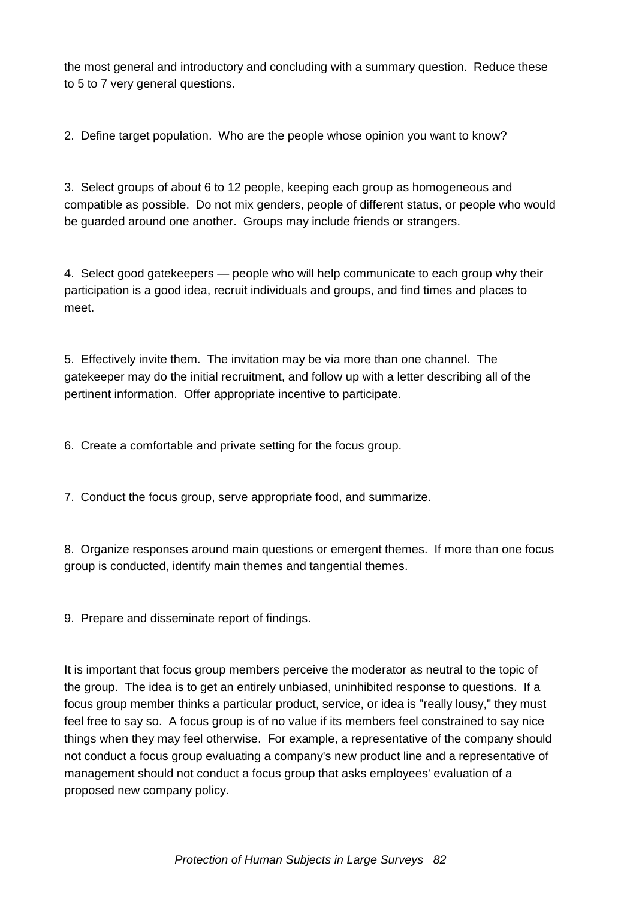the most general and introductory and concluding with a summary question. Reduce these to 5 to 7 very general questions.

2. Define target population. Who are the people whose opinion you want to know?

3. Select groups of about 6 to 12 people, keeping each group as homogeneous and compatible as possible. Do not mix genders, people of different status, or people who would be guarded around one another. Groups may include friends or strangers.

4. Select good gatekeepers — people who will help communicate to each group why their participation is a good idea, recruit individuals and groups, and find times and places to meet.

5. Effectively invite them. The invitation may be via more than one channel. The gatekeeper may do the initial recruitment, and follow up with a letter describing all of the pertinent information. Offer appropriate incentive to participate.

6. Create a comfortable and private setting for the focus group.

7. Conduct the focus group, serve appropriate food, and summarize.

8. Organize responses around main questions or emergent themes. If more than one focus group is conducted, identify main themes and tangential themes.

9. Prepare and disseminate report of findings.

It is important that focus group members perceive the moderator as neutral to the topic of the group. The idea is to get an entirely unbiased, uninhibited response to questions. If a focus group member thinks a particular product, service, or idea is "really lousy," they must feel free to say so. A focus group is of no value if its members feel constrained to say nice things when they may feel otherwise. For example, a representative of the company should not conduct a focus group evaluating a company's new product line and a representative of management should not conduct a focus group that asks employees' evaluation of a proposed new company policy.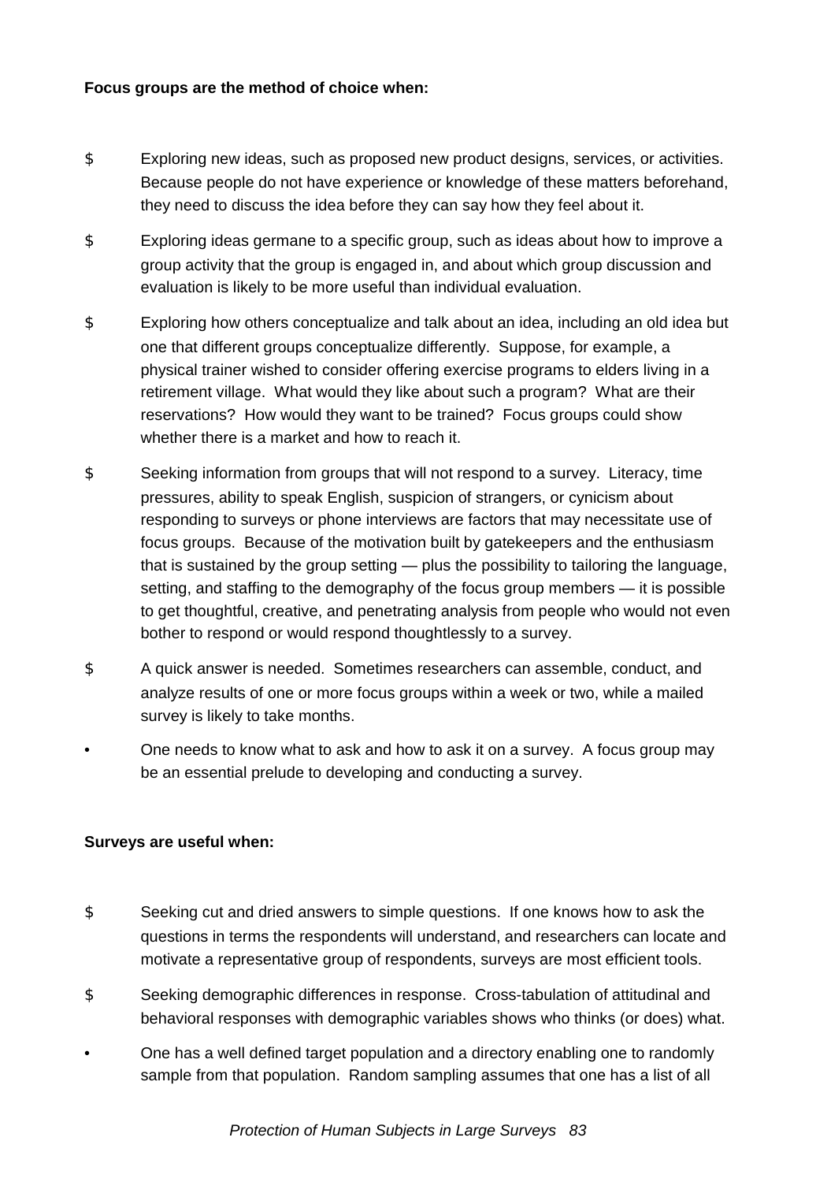**Focus groups are the method of choice when:**

- Exploring new ideas, such as proposed new product designs, services, or activities. Because people do not have experience or knowledge of these matters beforehand, they need to discuss the idea before they can say how they feel about it.
- Exploring ideas germane to a specific group, such as ideas about how to improve a group activity that the group is engaged in, and about which group discussion and evaluation is likely to be more useful than individual evaluation.
- Exploring how others conceptualize and talk about an idea, including an old idea but one that different groups conceptualize differently. Suppose, for example, a physical trainer wished to consider offering exercise programs to elders living in a retirement village. What would they like about such a program? What are their reservations? How would they want to be trained? Focus groups could show whether there is a market and how to reach it.
- Seeking information from groups that will not respond to a survey. Literacy, time pressures, ability to speak English, suspicion of strangers, or cynicism about responding to surveys or phone interviews are factors that may necessitate use of focus groups. Because of the motivation built by gatekeepers and the enthusiasm that is sustained by the group setting — plus the possibility to tailoring the language, setting, and staffing to the demography of the focus group members — it is possible to get thoughtful, creative, and penetrating analysis from people who would not even bother to respond or would respond thoughtlessly to a survey.
- A quick answer is needed. Sometimes researchers can assemble, conduct, and analyze results of one or more focus groups within a week or two, while a mailed survey is likely to take months.
- One needs to know what to ask and how to ask it on a survey. A focus group may be an essential prelude to developing and conducting a survey.

**Surveys are useful when:**

- Seeking cut and dried answers to simple questions. If one knows how to ask the questions in terms the respondents will understand, and researchers can locate and motivate a representative group of respondents, surveys are most efficient tools.
- Seeking demographic differences in response. Cross-tabulation of attitudinal and behavioral responses with demographic variables shows who thinks (or does) what.
- One has a well defined target population and a directory enabling one to randomly sample from that population. Random sampling assumes that one has a list of all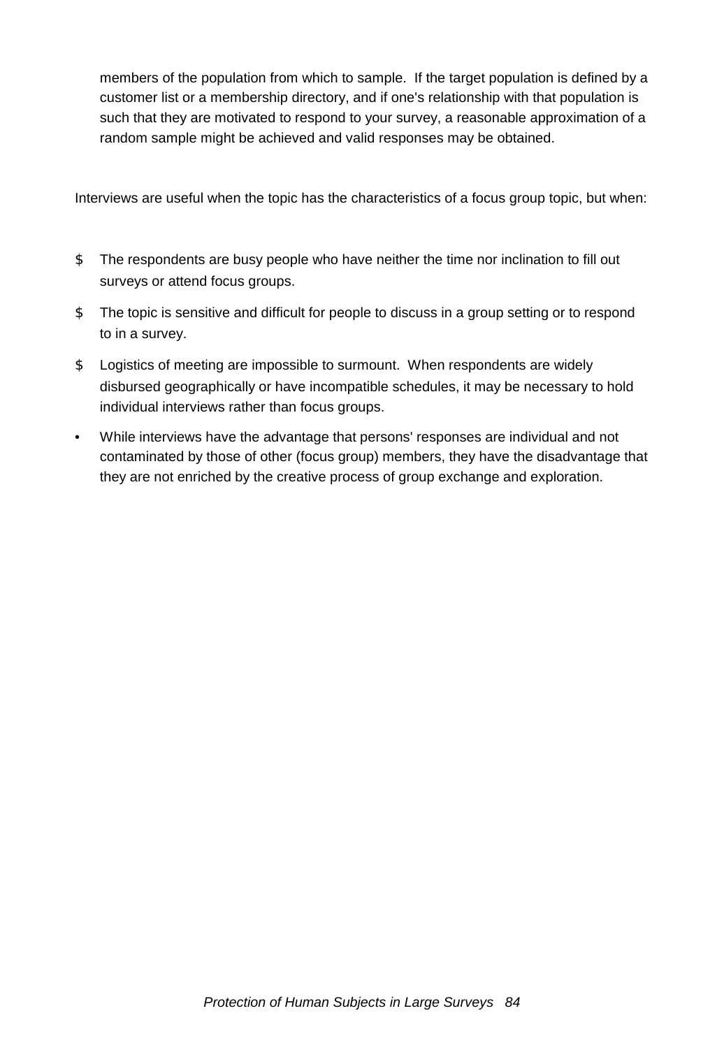members of the population from which to sample. If the target population is defined by a customer list or a membership directory, and if one's relationship with that population is such that they are motivated to respond to your survey, a reasonable approximation of a random sample might be achieved and valid responses may be obtained.

Interviews are useful when the topic has the characteristics of a focus group topic, but when:

- The respondents are busy people who have neither the time nor inclination to fill out surveys or attend focus groups.
- The topic is sensitive and difficult for people to discuss in a group setting or to respond to in a survey.
- Logistics of meeting are impossible to surmount. When respondents are widely disbursed geographically or have incompatible schedules, it may be necessary to hold individual interviews rather than focus groups.
- While interviews have the advantage that persons' responses are individual and not contaminated by those of other (focus group) members, they have the disadvantage that they are not enriched by the creative process of group exchange and exploration.